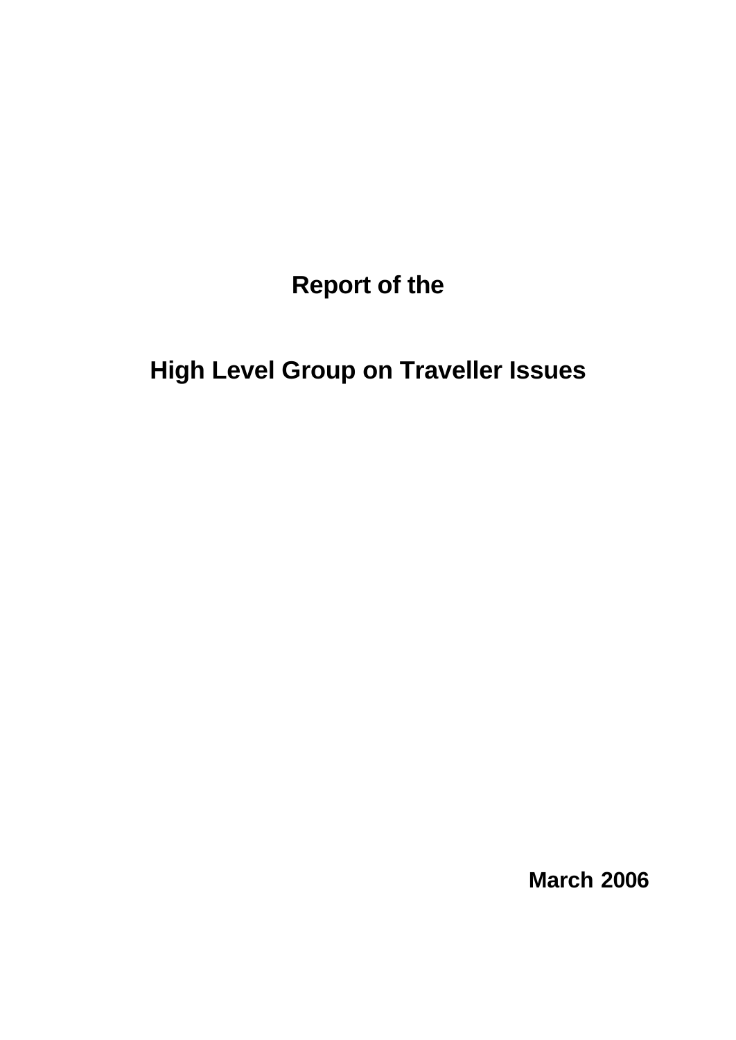# Report of the

# High Level Group on Traveller Issues

**March 2006**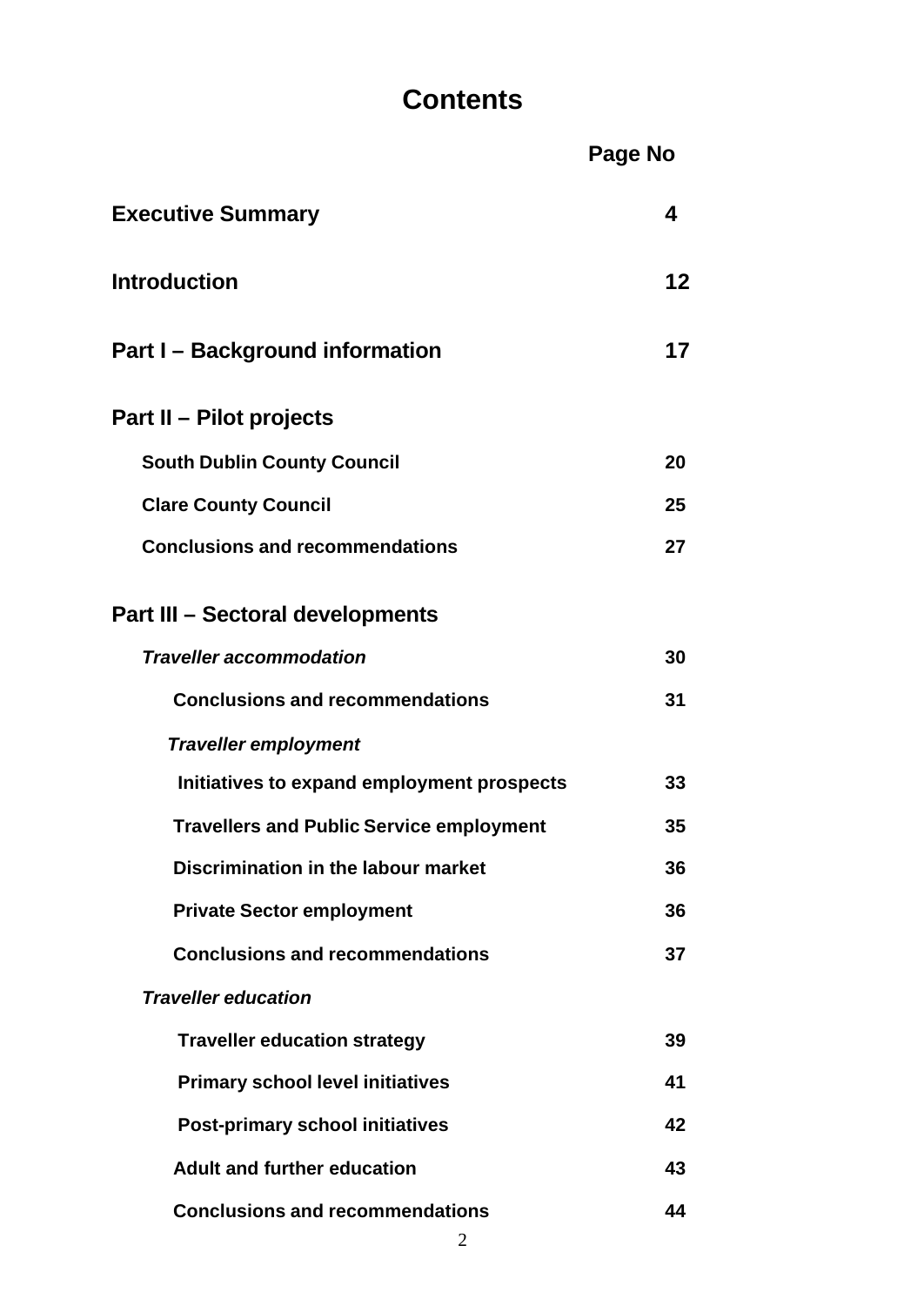# Contents

| | Page No |
|---|---|
| **Executive Summary** | **4** |
| **Introduction** | **12** |
| **Part I – Background information** | **17** |
| **Part II – Pilot projects** | |
| **South Dublin County Council** | **20** |
| **Clare County Council** | **25** |
| **Conclusions and recommendations** | **27** |
| **Part III – Sectoral developments** | |
| ***Traveller accommodation*** | **30** |
| **Conclusions and recommendations** | **31** |
| ***Traveller employment*** | |
| **Initiatives to expand employment prospects** | **33** |
| **Travellers and Public Service employment** | **35** |
| **Discrimination in the labour market** | **36** |
| **Private Sector employment** | **36** |
| **Conclusions and recommendations** | **37** |
| ***Traveller education*** | |
| **Traveller education strategy** | **39** |
| **Primary school level initiatives** | **41** |
| **Post-primary school initiatives** | **42** |
| **Adult and further education** | **43** |
| **Conclusions and recommendations** | **44** |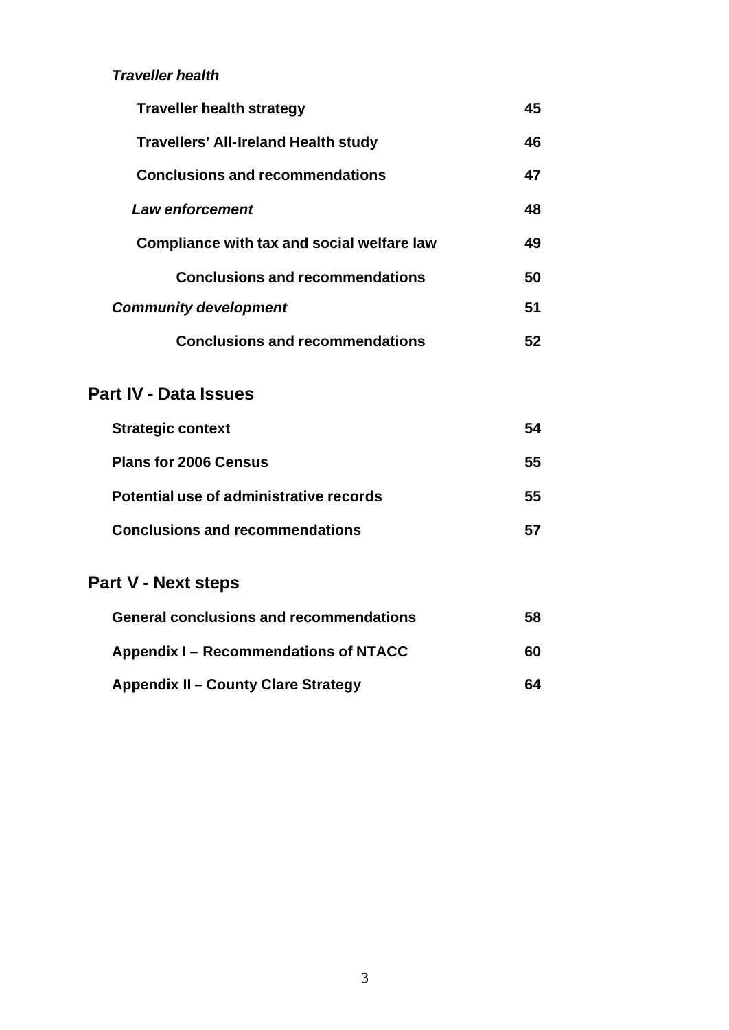*Traveller health*

| | |
|---|---|
| **Traveller health strategy** | **45** |
| **Travellers' All-Ireland Health study** | **46** |
| **Conclusions and recommendations** | **47** |
| ***Law enforcement*** | **48** |
| **Compliance with tax and social welfare law** | **49** |
| **Conclusions and recommendations** | **50** |
| ***Community development*** | **51** |
| **Conclusions and recommendations** | **52** |

## Part IV - Data Issues

| | |
|---|---|
| **Strategic context** | **54** |
| **Plans for 2006 Census** | **55** |
| **Potential use of administrative records** | **55** |
| **Conclusions and recommendations** | **57** |

## Part V - Next steps

| | |
|---|---|
| **General conclusions and recommendations** | **58** |
| **Appendix I – Recommendations of NTACC** | **60** |
| **Appendix II – County Clare Strategy** | **64** |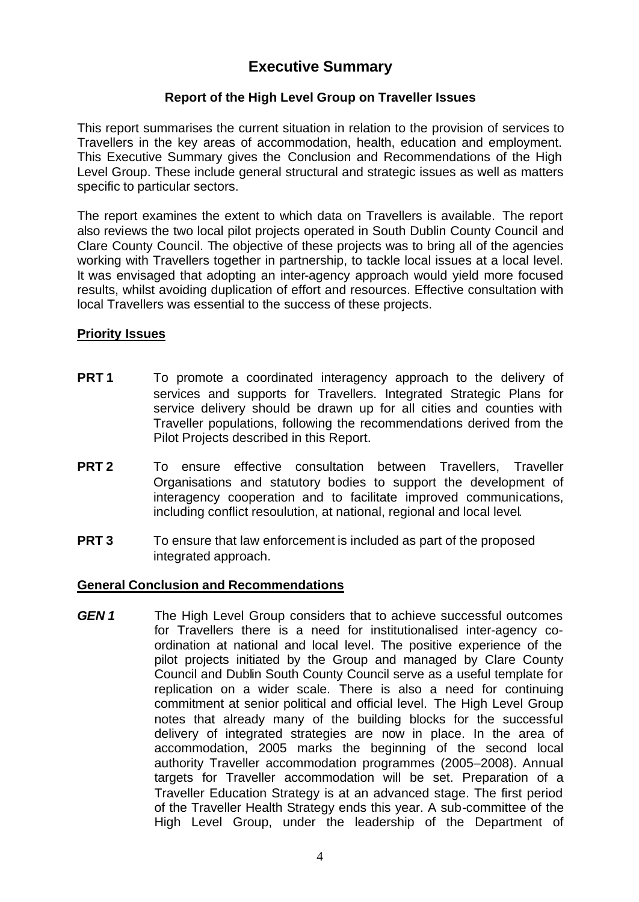# Executive Summary

### Report of the High Level Group on Traveller Issues

This report summarises the current situation in relation to the provision of services to Travellers in the key areas of accommodation, health, education and employment. This Executive Summary gives the Conclusion and Recommendations of the High Level Group. These include general structural and strategic issues as well as matters specific to particular sectors.

The report examines the extent to which data on Travellers is available. The report also reviews the two local pilot projects operated in South Dublin County Council and Clare County Council. The objective of these projects was to bring all of the agencies working with Travellers together in partnership, to tackle local issues at a local level. It was envisaged that adopting an inter-agency approach would yield more focused results, whilst avoiding duplication of effort and resources. Effective consultation with local Travellers was essential to the success of these projects.

## Priority Issues

**PRT 1** To promote a coordinated interagency approach to the delivery of services and supports for Travellers. Integrated Strategic Plans for service delivery should be drawn up for all cities and counties with Traveller populations, following the recommendations derived from the Pilot Projects described in this Report.

**PRT 2** To ensure effective consultation between Travellers, Traveller Organisations and statutory bodies to support the development of interagency cooperation and to facilitate improved communications, including conflict resoulution, at national, regional and local level.

**PRT 3** To ensure that law enforcement is included as part of the proposed integrated approach.

## General Conclusion and Recommendations

***GEN 1*** The High Level Group considers that to achieve successful outcomes for Travellers there is a need for institutionalised inter-agency co-ordination at national and local level. The positive experience of the pilot projects initiated by the Group and managed by Clare County Council and Dublin South County Council serve as a useful template for replication on a wider scale. There is also a need for continuing commitment at senior political and official level. The High Level Group notes that already many of the building blocks for the successful delivery of integrated strategies are now in place. In the area of accommodation, 2005 marks the beginning of the second local authority Traveller accommodation programmes (2005–2008). Annual targets for Traveller accommodation will be set. Preparation of a Traveller Education Strategy is at an advanced stage. The first period of the Traveller Health Strategy ends this year. A sub-committee of the High Level Group, under the leadership of the Department of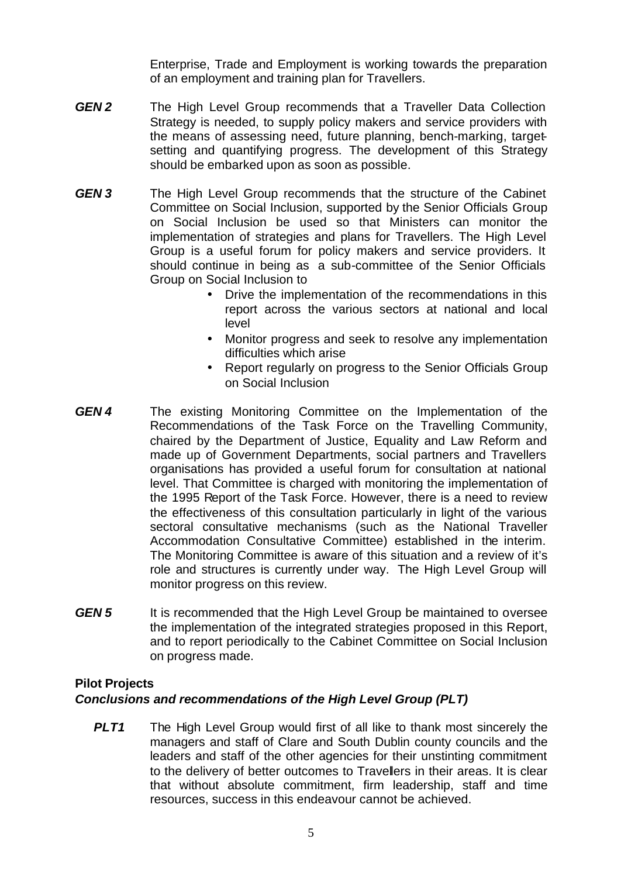Enterprise, Trade and Employment is working towards the preparation of an employment and training plan for Travellers.

***GEN 2*** The High Level Group recommends that a Traveller Data Collection Strategy is needed, to supply policy makers and service providers with the means of assessing need, future planning, bench-marking, target-setting and quantifying progress. The development of this Strategy should be embarked upon as soon as possible.

***GEN 3*** The High Level Group recommends that the structure of the Cabinet Committee on Social Inclusion, supported by the Senior Officials Group on Social Inclusion be used so that Ministers can monitor the implementation of strategies and plans for Travellers. The High Level Group is a useful forum for policy makers and service providers. It should continue in being as a sub-committee of the Senior Officials Group on Social Inclusion to

- Drive the implementation of the recommendations in this report across the various sectors at national and local level
- Monitor progress and seek to resolve any implementation difficulties which arise
- Report regularly on progress to the Senior Officials Group on Social Inclusion

***GEN 4*** The existing Monitoring Committee on the Implementation of the Recommendations of the Task Force on the Travelling Community, chaired by the Department of Justice, Equality and Law Reform and made up of Government Departments, social partners and Travellers organisations has provided a useful forum for consultation at national level. That Committee is charged with monitoring the implementation of the 1995 Report of the Task Force. However, there is a need to review the effectiveness of this consultation particularly in light of the various sectoral consultative mechanisms (such as the National Traveller Accommodation Consultative Committee) established in the interim. The Monitoring Committee is aware of this situation and a review of it's role and structures is currently under way. The High Level Group will monitor progress on this review.

***GEN 5*** It is recommended that the High Level Group be maintained to oversee the implementation of the integrated strategies proposed in this Report, and to report periodically to the Cabinet Committee on Social Inclusion on progress made.

**Pilot Projects**

***Conclusions and recommendations of the High Level Group (PLT)***

***PLT1*** The High Level Group would first of all like to thank most sincerely the managers and staff of Clare and South Dublin county councils and the leaders and staff of the other agencies for their unstinting commitment to the delivery of better outcomes to Travellers in their areas. It is clear that without absolute commitment, firm leadership, staff and time resources, success in this endeavour cannot be achieved.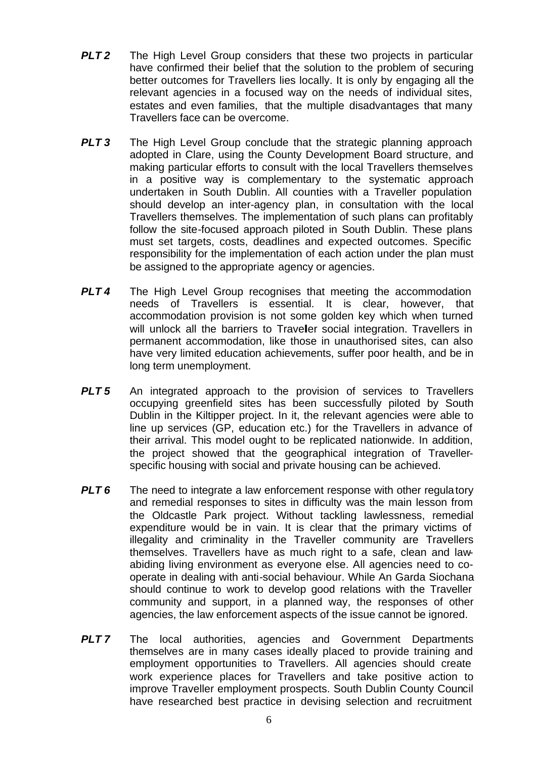***PLT 2*** The High Level Group considers that these two projects in particular have confirmed their belief that the solution to the problem of securing better outcomes for Travellers lies locally. It is only by engaging all the relevant agencies in a focused way on the needs of individual sites, estates and even families, that the multiple disadvantages that many Travellers face can be overcome.

***PLT 3*** The High Level Group conclude that the strategic planning approach adopted in Clare, using the County Development Board structure, and making particular efforts to consult with the local Travellers themselves in a positive way is complementary to the systematic approach undertaken in South Dublin. All counties with a Traveller population should develop an inter-agency plan, in consultation with the local Travellers themselves. The implementation of such plans can profitably follow the site-focused approach piloted in South Dublin. These plans must set targets, costs, deadlines and expected outcomes. Specific responsibility for the implementation of each action under the plan must be assigned to the appropriate agency or agencies.

***PLT 4*** The High Level Group recognises that meeting the accommodation needs of Travellers is essential. It is clear, however, that accommodation provision is not some golden key which when turned will unlock all the barriers to Traveller social integration. Travellers in permanent accommodation, like those in unauthorised sites, can also have very limited education achievements, suffer poor health, and be in long term unemployment.

***PLT 5*** An integrated approach to the provision of services to Travellers occupying greenfield sites has been successfully piloted by South Dublin in the Kiltipper project. In it, the relevant agencies were able to line up services (GP, education etc.) for the Travellers in advance of their arrival. This model ought to be replicated nationwide. In addition, the project showed that the geographical integration of Traveller-specific housing with social and private housing can be achieved.

***PLT 6*** The need to integrate a law enforcement response with other regulatory and remedial responses to sites in difficulty was the main lesson from the Oldcastle Park project. Without tackling lawlessness, remedial expenditure would be in vain. It is clear that the primary victims of illegality and criminality in the Traveller community are Travellers themselves. Travellers have as much right to a safe, clean and law-abiding living environment as everyone else. All agencies need to co-operate in dealing with anti-social behaviour. While An Garda Siochana should continue to work to develop good relations with the Traveller community and support, in a planned way, the responses of other agencies, the law enforcement aspects of the issue cannot be ignored.

***PLT 7*** The local authorities, agencies and Government Departments themselves are in many cases ideally placed to provide training and employment opportunities to Travellers. All agencies should create work experience places for Travellers and take positive action to improve Traveller employment prospects. South Dublin County Council have researched best practice in devising selection and recruitment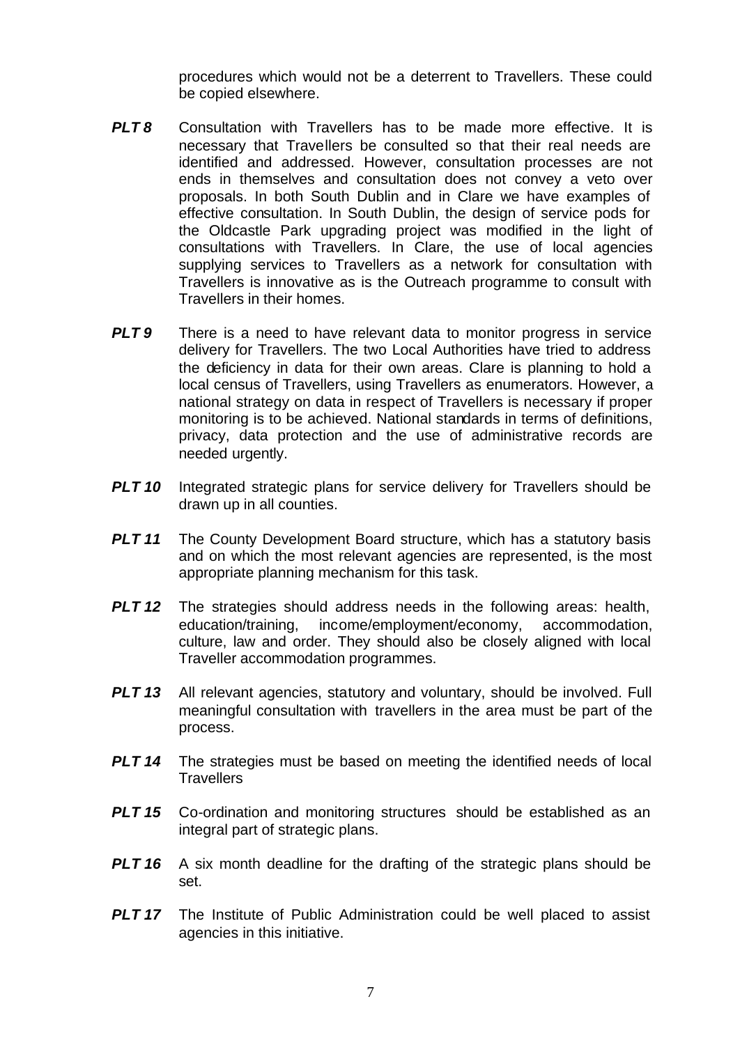procedures which would not be a deterrent to Travellers. These could be copied elsewhere.

***PLT 8*** Consultation with Travellers has to be made more effective. It is necessary that Travellers be consulted so that their real needs are identified and addressed. However, consultation processes are not ends in themselves and consultation does not convey a veto over proposals. In both South Dublin and in Clare we have examples of effective consultation. In South Dublin, the design of service pods for the Oldcastle Park upgrading project was modified in the light of consultations with Travellers. In Clare, the use of local agencies supplying services to Travellers as a network for consultation with Travellers is innovative as is the Outreach programme to consult with Travellers in their homes.

***PLT 9*** There is a need to have relevant data to monitor progress in service delivery for Travellers. The two Local Authorities have tried to address the deficiency in data for their own areas. Clare is planning to hold a local census of Travellers, using Travellers as enumerators. However, a national strategy on data in respect of Travellers is necessary if proper monitoring is to be achieved. National standards in terms of definitions, privacy, data protection and the use of administrative records are needed urgently.

***PLT 10*** Integrated strategic plans for service delivery for Travellers should be drawn up in all counties.

***PLT 11*** The County Development Board structure, which has a statutory basis and on which the most relevant agencies are represented, is the most appropriate planning mechanism for this task.

***PLT 12*** The strategies should address needs in the following areas: health, education/training, income/employment/economy, accommodation, culture, law and order. They should also be closely aligned with local Traveller accommodation programmes.

***PLT 13*** All relevant agencies, statutory and voluntary, should be involved. Full meaningful consultation with travellers in the area must be part of the process.

***PLT 14*** The strategies must be based on meeting the identified needs of local Travellers

***PLT 15*** Co-ordination and monitoring structures should be established as an integral part of strategic plans.

***PLT 16*** A six month deadline for the drafting of the strategic plans should be set.

***PLT 17*** The Institute of Public Administration could be well placed to assist agencies in this initiative.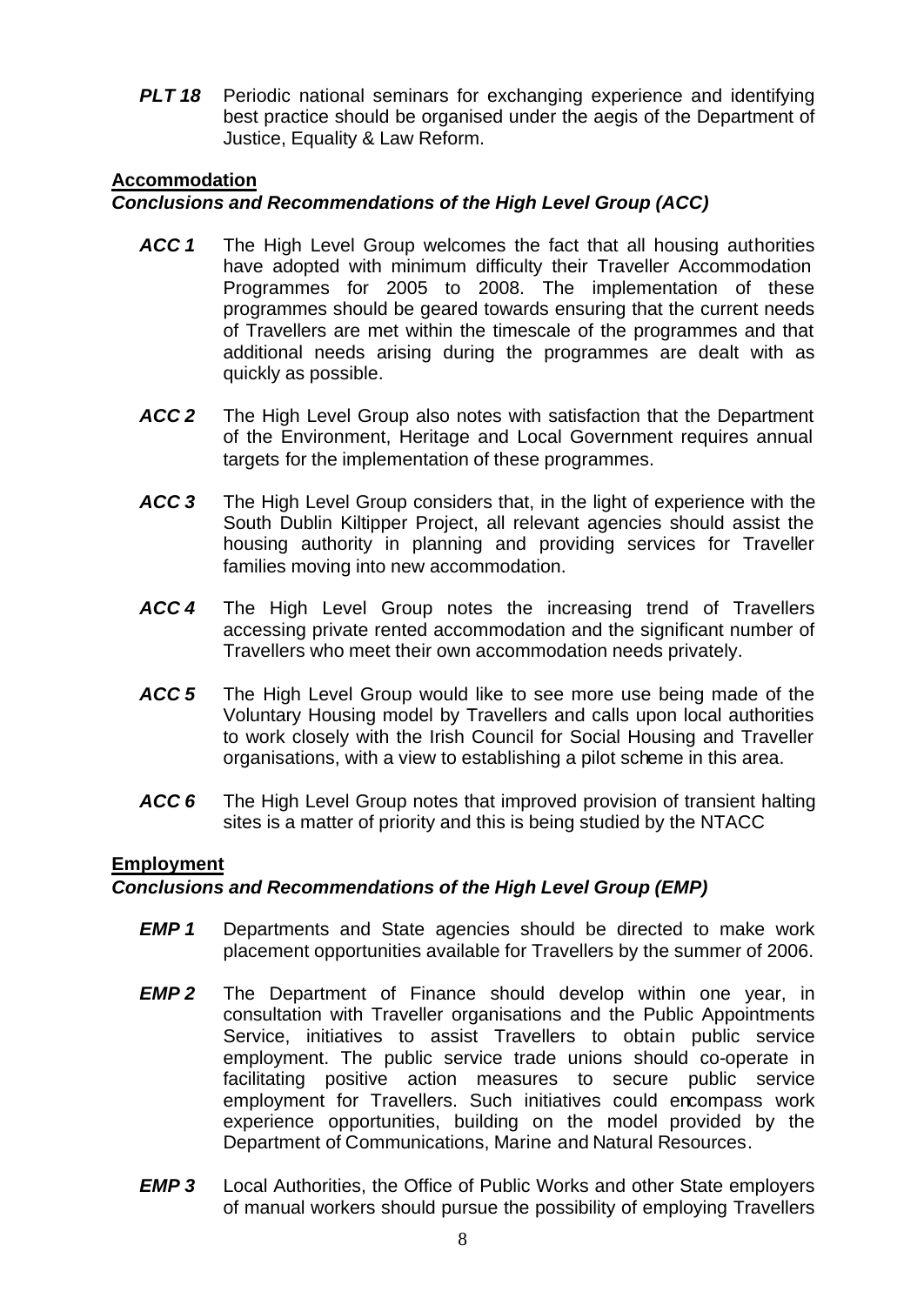***PLT 18*** Periodic national seminars for exchanging experience and identifying best practice should be organised under the aegis of the Department of Justice, Equality & Law Reform.

## Accommodation

### *Conclusions and Recommendations of the High Level Group (ACC)*

***ACC 1*** The High Level Group welcomes the fact that all housing authorities have adopted with minimum difficulty their Traveller Accommodation Programmes for 2005 to 2008. The implementation of these programmes should be geared towards ensuring that the current needs of Travellers are met within the timescale of the programmes and that additional needs arising during the programmes are dealt with as quickly as possible.

***ACC 2*** The High Level Group also notes with satisfaction that the Department of the Environment, Heritage and Local Government requires annual targets for the implementation of these programmes.

***ACC 3*** The High Level Group considers that, in the light of experience with the South Dublin Kiltipper Project, all relevant agencies should assist the housing authority in planning and providing services for Traveller families moving into new accommodation.

***ACC 4*** The High Level Group notes the increasing trend of Travellers accessing private rented accommodation and the significant number of Travellers who meet their own accommodation needs privately.

***ACC 5*** The High Level Group would like to see more use being made of the Voluntary Housing model by Travellers and calls upon local authorities to work closely with the Irish Council for Social Housing and Traveller organisations, with a view to establishing a pilot scheme in this area.

***ACC 6*** The High Level Group notes that improved provision of transient halting sites is a matter of priority and this is being studied by the NTACC

## Employment

### *Conclusions and Recommendations of the High Level Group (EMP)*

***EMP 1*** Departments and State agencies should be directed to make work placement opportunities available for Travellers by the summer of 2006.

***EMP 2*** The Department of Finance should develop within one year, in consultation with Traveller organisations and the Public Appointments Service, initiatives to assist Travellers to obtain public service employment. The public service trade unions should co-operate in facilitating positive action measures to secure public service employment for Travellers. Such initiatives could encompass work experience opportunities, building on the model provided by the Department of Communications, Marine and Natural Resources.

***EMP 3*** Local Authorities, the Office of Public Works and other State employers of manual workers should pursue the possibility of employing Travellers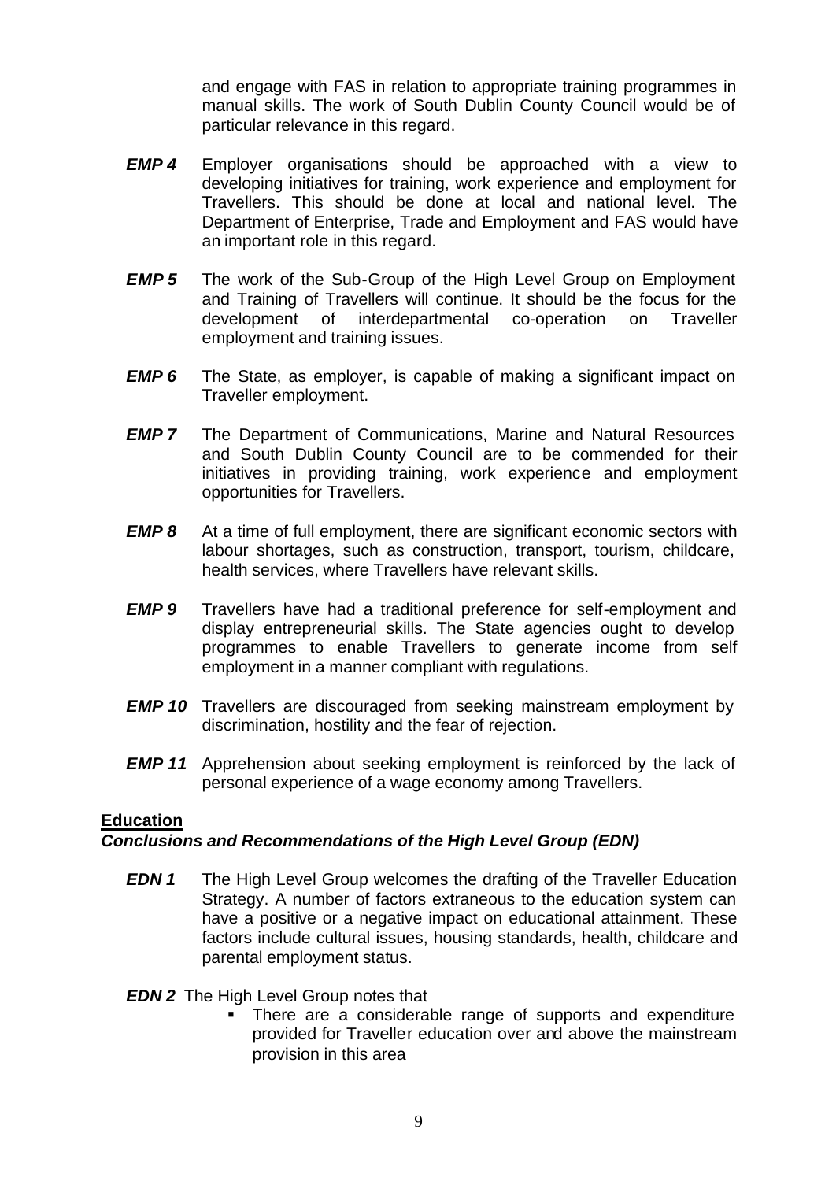and engage with FAS in relation to appropriate training programmes in manual skills. The work of South Dublin County Council would be of particular relevance in this regard.

***EMP 4*** Employer organisations should be approached with a view to developing initiatives for training, work experience and employment for Travellers. This should be done at local and national level. The Department of Enterprise, Trade and Employment and FAS would have an important role in this regard.

***EMP 5*** The work of the Sub-Group of the High Level Group on Employment and Training of Travellers will continue. It should be the focus for the development of interdepartmental co-operation on Traveller employment and training issues.

***EMP 6*** The State, as employer, is capable of making a significant impact on Traveller employment.

***EMP 7*** The Department of Communications, Marine and Natural Resources and South Dublin County Council are to be commended for their initiatives in providing training, work experience and employment opportunities for Travellers.

***EMP 8*** At a time of full employment, there are significant economic sectors with labour shortages, such as construction, transport, tourism, childcare, health services, where Travellers have relevant skills.

***EMP 9*** Travellers have had a traditional preference for self-employment and display entrepreneurial skills. The State agencies ought to develop programmes to enable Travellers to generate income from self employment in a manner compliant with regulations.

***EMP 10*** Travellers are discouraged from seeking mainstream employment by discrimination, hostility and the fear of rejection.

***EMP 11*** Apprehension about seeking employment is reinforced by the lack of personal experience of a wage economy among Travellers.

## Education

### *Conclusions and Recommendations of the High Level Group (EDN)*

***EDN 1*** The High Level Group welcomes the drafting of the Traveller Education Strategy. A number of factors extraneous to the education system can have a positive or a negative impact on educational attainment. These factors include cultural issues, housing standards, health, childcare and parental employment status.

***EDN 2*** The High Level Group notes that

- There are a considerable range of supports and expenditure provided for Traveller education over and above the mainstream provision in this area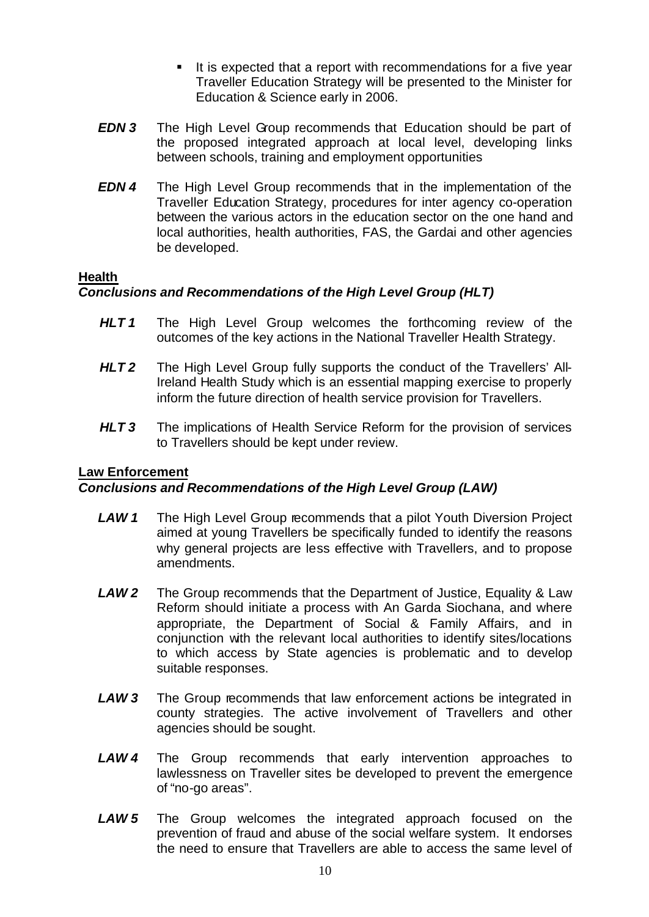- It is expected that a report with recommendations for a five year Traveller Education Strategy will be presented to the Minister for Education & Science early in 2006.

***EDN 3*** The High Level Group recommends that Education should be part of the proposed integrated approach at local level, developing links between schools, training and employment opportunities

***EDN 4*** The High Level Group recommends that in the implementation of the Traveller Education Strategy, procedures for inter agency co-operation between the various actors in the education sector on the one hand and local authorities, health authorities, FAS, the Gardai and other agencies be developed.

**Health**

***Conclusions and Recommendations of the High Level Group (HLT)***

***HLT 1*** The High Level Group welcomes the forthcoming review of the outcomes of the key actions in the National Traveller Health Strategy.

***HLT 2*** The High Level Group fully supports the conduct of the Travellers' All-Ireland Health Study which is an essential mapping exercise to properly inform the future direction of health service provision for Travellers.

***HLT 3*** The implications of Health Service Reform for the provision of services to Travellers should be kept under review.

**Law Enforcement**

***Conclusions and Recommendations of the High Level Group (LAW)***

***LAW 1*** The High Level Group recommends that a pilot Youth Diversion Project aimed at young Travellers be specifically funded to identify the reasons why general projects are less effective with Travellers, and to propose amendments.

***LAW 2*** The Group recommends that the Department of Justice, Equality & Law Reform should initiate a process with An Garda Siochana, and where appropriate, the Department of Social & Family Affairs, and in conjunction with the relevant local authorities to identify sites/locations to which access by State agencies is problematic and to develop suitable responses.

***LAW 3*** The Group recommends that law enforcement actions be integrated in county strategies. The active involvement of Travellers and other agencies should be sought.

***LAW 4*** The Group recommends that early intervention approaches to lawlessness on Traveller sites be developed to prevent the emergence of "no-go areas".

***LAW 5*** The Group welcomes the integrated approach focused on the prevention of fraud and abuse of the social welfare system. It endorses the need to ensure that Travellers are able to access the same level of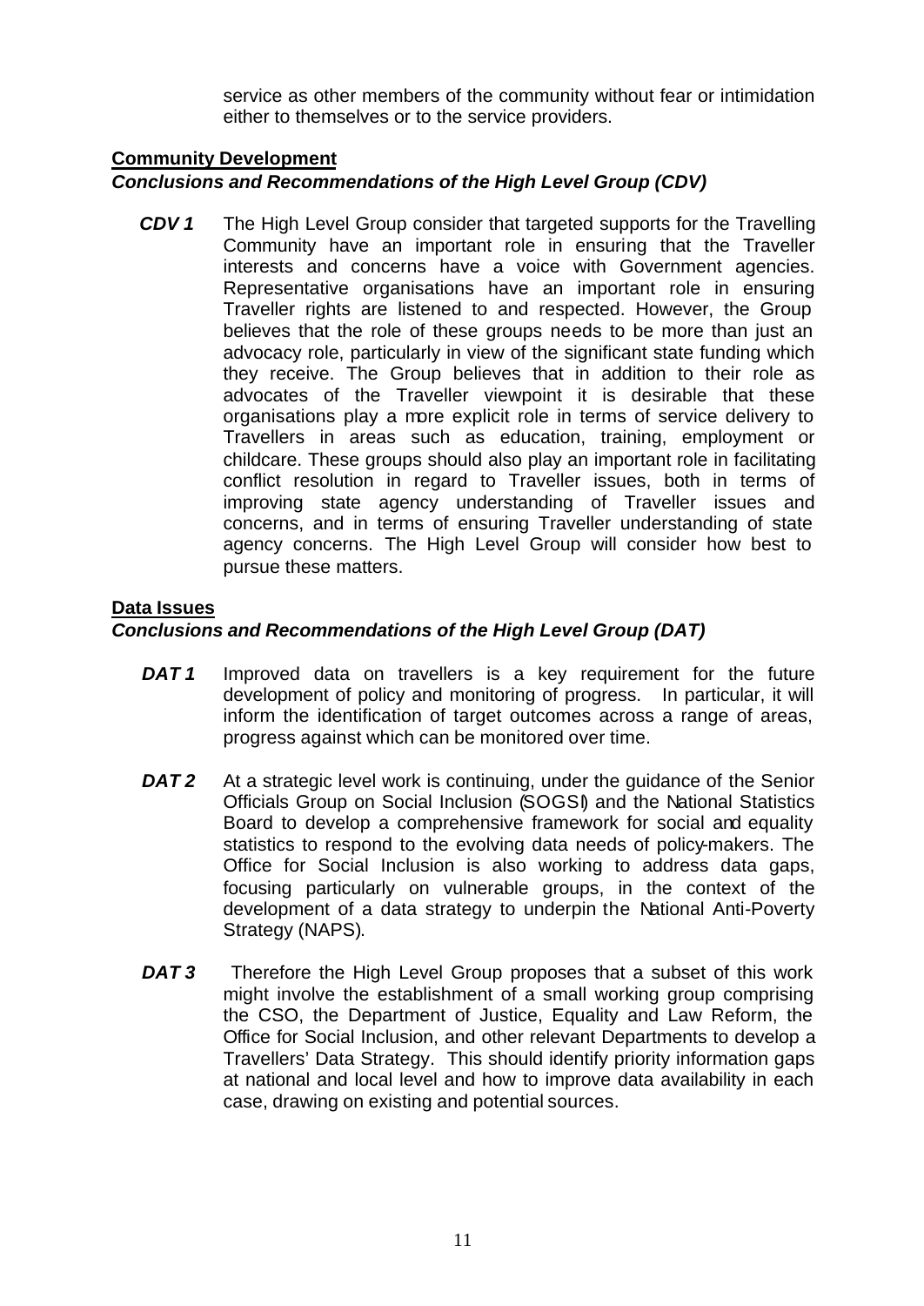service as other members of the community without fear or intimidation either to themselves or to the service providers.

**Community Development**

***Conclusions and Recommendations of the High Level Group (CDV)***

***CDV 1*** The High Level Group consider that targeted supports for the Travelling Community have an important role in ensuring that the Traveller interests and concerns have a voice with Government agencies. Representative organisations have an important role in ensuring Traveller rights are listened to and respected. However, the Group believes that the role of these groups needs to be more than just an advocacy role, particularly in view of the significant state funding which they receive. The Group believes that in addition to their role as advocates of the Traveller viewpoint it is desirable that these organisations play a more explicit role in terms of service delivery to Travellers in areas such as education, training, employment or childcare. These groups should also play an important role in facilitating conflict resolution in regard to Traveller issues, both in terms of improving state agency understanding of Traveller issues and concerns, and in terms of ensuring Traveller understanding of state agency concerns. The High Level Group will consider how best to pursue these matters.

**Data Issues**

***Conclusions and Recommendations of the High Level Group (DAT)***

***DAT 1*** Improved data on travellers is a key requirement for the future development of policy and monitoring of progress. In particular, it will inform the identification of target outcomes across a range of areas, progress against which can be monitored over time.

***DAT 2*** At a strategic level work is continuing, under the guidance of the Senior Officials Group on Social Inclusion (SOGSI) and the National Statistics Board to develop a comprehensive framework for social and equality statistics to respond to the evolving data needs of policy-makers. The Office for Social Inclusion is also working to address data gaps, focusing particularly on vulnerable groups, in the context of the development of a data strategy to underpin the National Anti-Poverty Strategy (NAPS).

***DAT 3*** Therefore the High Level Group proposes that a subset of this work might involve the establishment of a small working group comprising the CSO, the Department of Justice, Equality and Law Reform, the Office for Social Inclusion, and other relevant Departments to develop a Travellers' Data Strategy. This should identify priority information gaps at national and local level and how to improve data availability in each case, drawing on existing and potential sources.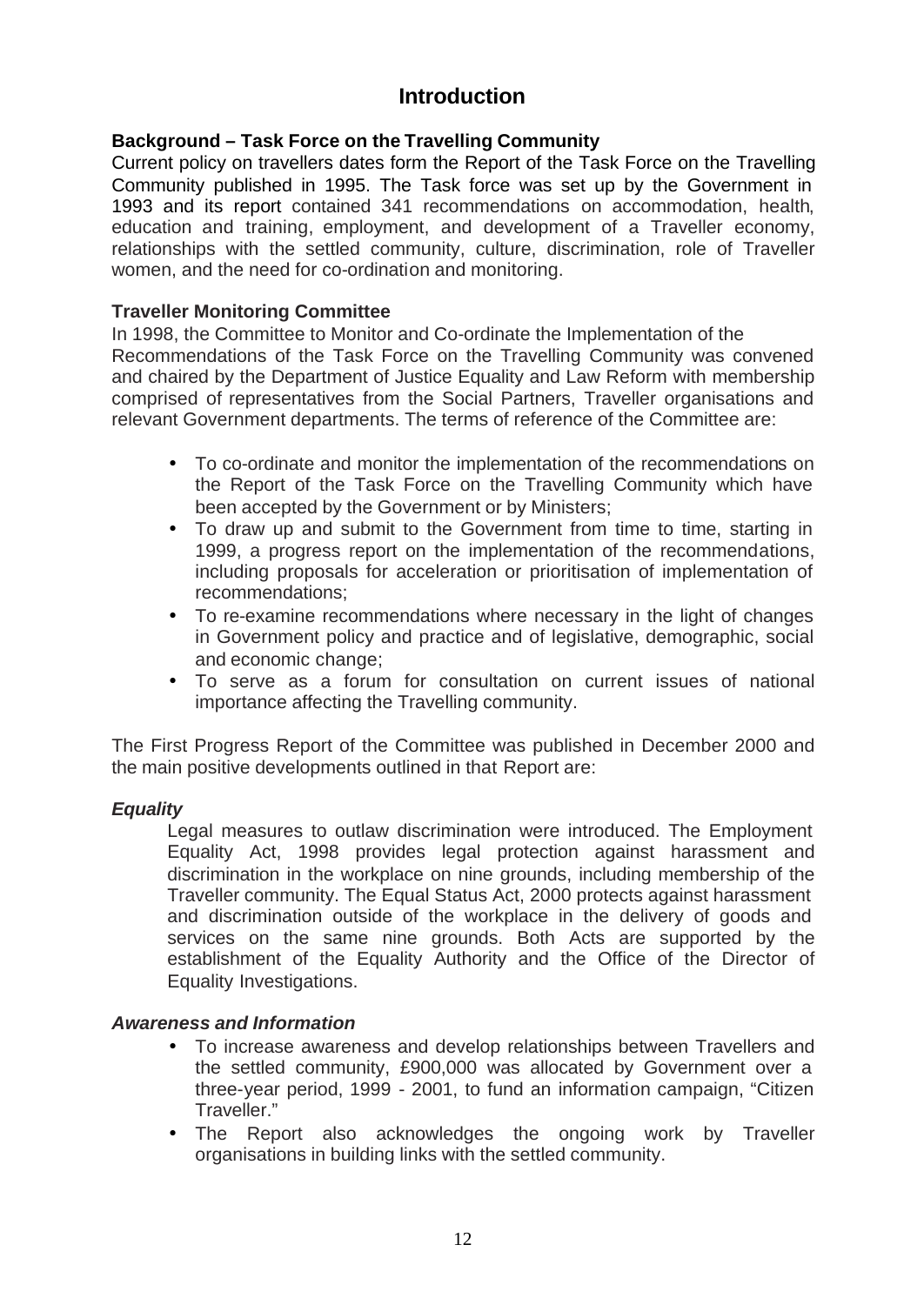# Introduction

**Background – Task Force on the Travelling Community**

Current policy on travellers dates form the Report of the Task Force on the Travelling Community published in 1995. The Task force was set up by the Government in 1993 and its report contained 341 recommendations on accommodation, health, education and training, employment, and development of a Traveller economy, relationships with the settled community, culture, discrimination, role of Traveller women, and the need for co-ordination and monitoring.

**Traveller Monitoring Committee**

In 1998, the Committee to Monitor and Co-ordinate the Implementation of the Recommendations of the Task Force on the Travelling Community was convened and chaired by the Department of Justice Equality and Law Reform with membership comprised of representatives from the Social Partners, Traveller organisations and relevant Government departments. The terms of reference of the Committee are:

- To co-ordinate and monitor the implementation of the recommendations on the Report of the Task Force on the Travelling Community which have been accepted by the Government or by Ministers;
- To draw up and submit to the Government from time to time, starting in 1999, a progress report on the implementation of the recommendations, including proposals for acceleration or prioritisation of implementation of recommendations;
- To re-examine recommendations where necessary in the light of changes in Government policy and practice and of legislative, demographic, social and economic change;
- To serve as a forum for consultation on current issues of national importance affecting the Travelling community.

The First Progress Report of the Committee was published in December 2000 and the main positive developments outlined in that Report are:

***Equality***

Legal measures to outlaw discrimination were introduced. The Employment Equality Act, 1998 provides legal protection against harassment and discrimination in the workplace on nine grounds, including membership of the Traveller community. The Equal Status Act, 2000 protects against harassment and discrimination outside of the workplace in the delivery of goods and services on the same nine grounds. Both Acts are supported by the establishment of the Equality Authority and the Office of the Director of Equality Investigations.

***Awareness and Information***

- To increase awareness and develop relationships between Travellers and the settled community, £900,000 was allocated by Government over a three-year period, 1999 - 2001, to fund an information campaign, "Citizen Traveller."
- The Report also acknowledges the ongoing work by Traveller organisations in building links with the settled community.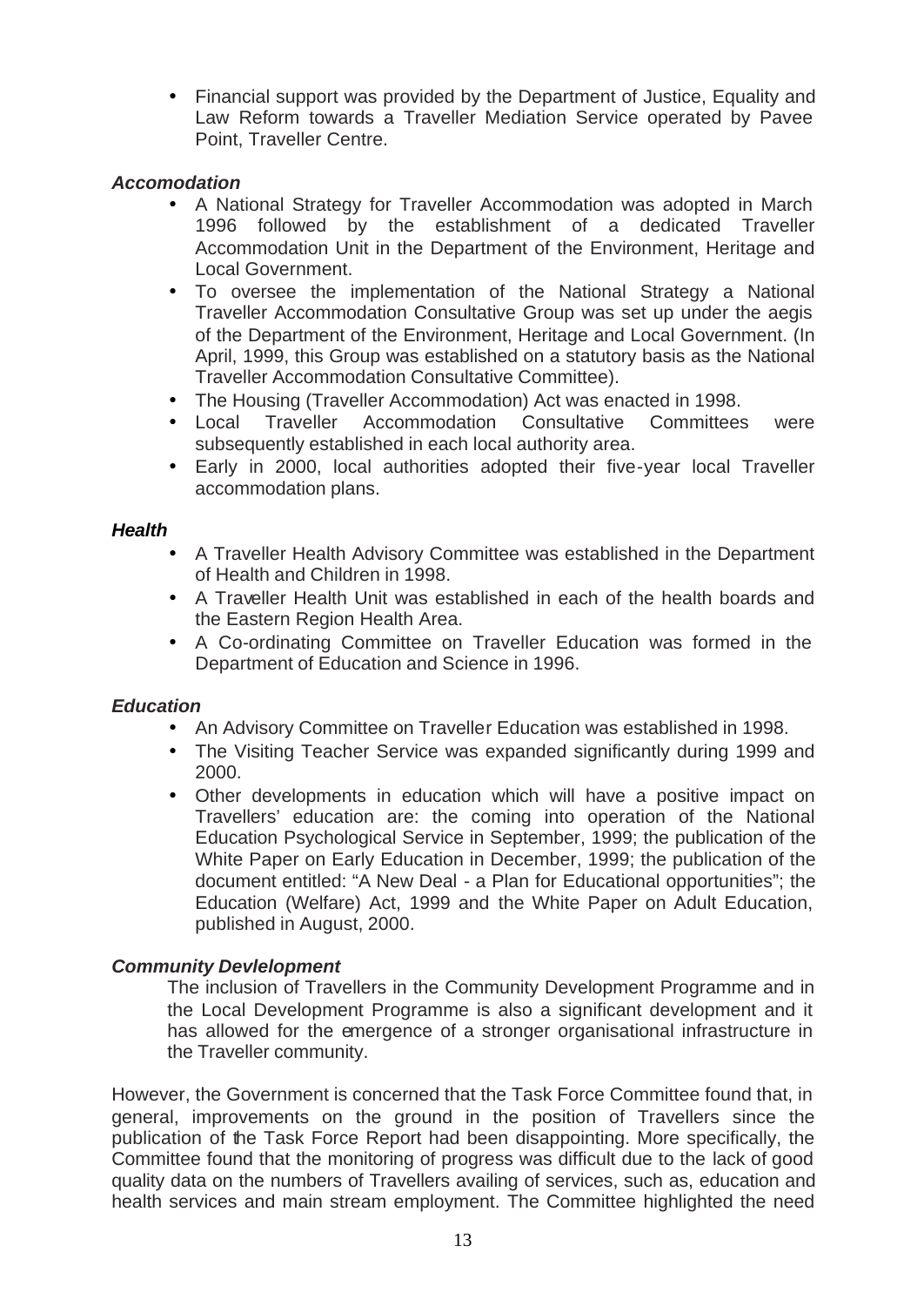- Financial support was provided by the Department of Justice, Equality and Law Reform towards a Traveller Mediation Service operated by Pavee Point, Traveller Centre.

***Accomodation***

- A National Strategy for Traveller Accommodation was adopted in March 1996 followed by the establishment of a dedicated Traveller Accommodation Unit in the Department of the Environment, Heritage and Local Government.
- To oversee the implementation of the National Strategy a National Traveller Accommodation Consultative Group was set up under the aegis of the Department of the Environment, Heritage and Local Government. (In April, 1999, this Group was established on a statutory basis as the National Traveller Accommodation Consultative Committee).
- The Housing (Traveller Accommodation) Act was enacted in 1998.
- Local Traveller Accommodation Consultative Committees were subsequently established in each local authority area.
- Early in 2000, local authorities adopted their five-year local Traveller accommodation plans.

***Health***

- A Traveller Health Advisory Committee was established in the Department of Health and Children in 1998.
- A Traveller Health Unit was established in each of the health boards and the Eastern Region Health Area.
- A Co-ordinating Committee on Traveller Education was formed in the Department of Education and Science in 1996.

***Education***

- An Advisory Committee on Traveller Education was established in 1998.
- The Visiting Teacher Service was expanded significantly during 1999 and 2000.
- Other developments in education which will have a positive impact on Travellers' education are: the coming into operation of the National Education Psychological Service in September, 1999; the publication of the White Paper on Early Education in December, 1999; the publication of the document entitled: "A New Deal - a Plan for Educational opportunities"; the Education (Welfare) Act, 1999 and the White Paper on Adult Education, published in August, 2000.

***Community Devlelopment***

The inclusion of Travellers in the Community Development Programme and in the Local Development Programme is also a significant development and it has allowed for the emergence of a stronger organisational infrastructure in the Traveller community.

However, the Government is concerned that the Task Force Committee found that, in general, improvements on the ground in the position of Travellers since the publication of the Task Force Report had been disappointing. More specifically, the Committee found that the monitoring of progress was difficult due to the lack of good quality data on the numbers of Travellers availing of services, such as, education and health services and main stream employment. The Committee highlighted the need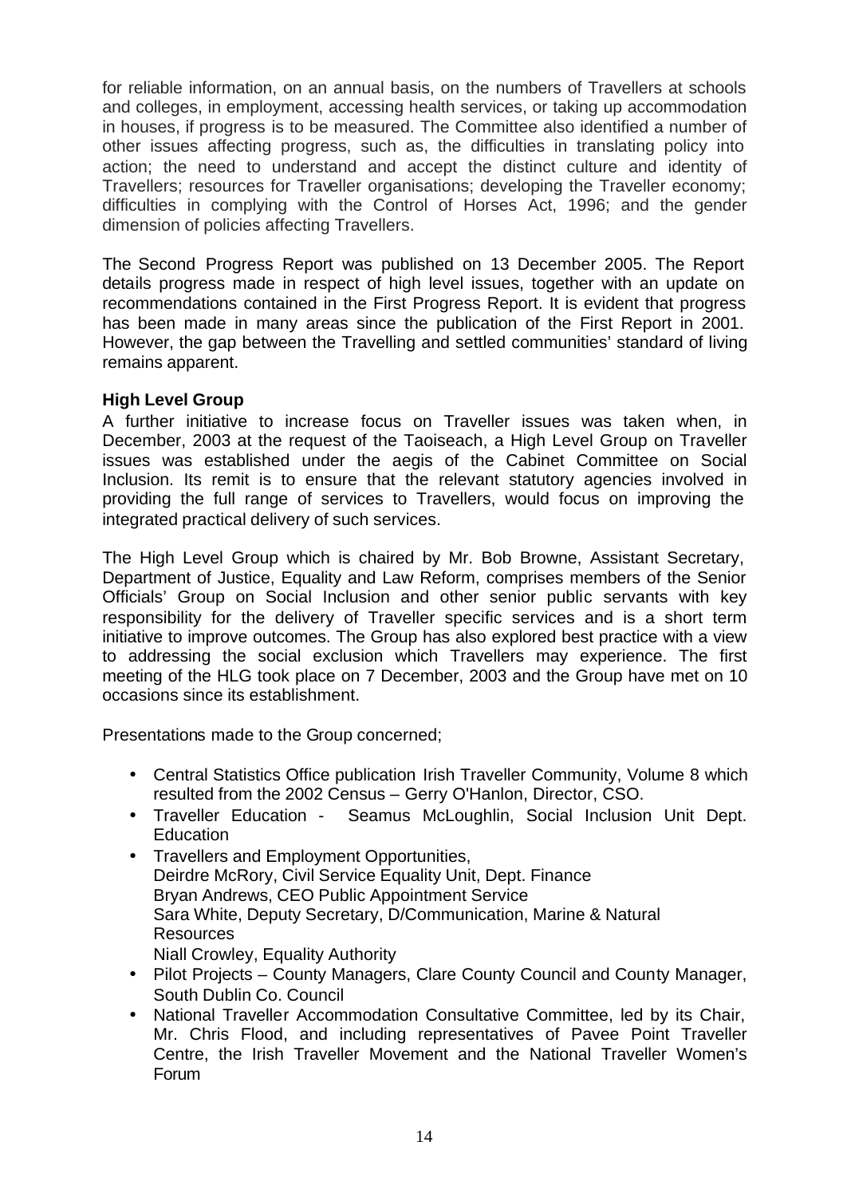for reliable information, on an annual basis, on the numbers of Travellers at schools and colleges, in employment, accessing health services, or taking up accommodation in houses, if progress is to be measured. The Committee also identified a number of other issues affecting progress, such as, the difficulties in translating policy into action; the need to understand and accept the distinct culture and identity of Travellers; resources for Traveller organisations; developing the Traveller economy; difficulties in complying with the Control of Horses Act, 1996; and the gender dimension of policies affecting Travellers.

The Second Progress Report was published on 13 December 2005. The Report details progress made in respect of high level issues, together with an update on recommendations contained in the First Progress Report. It is evident that progress has been made in many areas since the publication of the First Report in 2001. However, the gap between the Travelling and settled communities' standard of living remains apparent.

**High Level Group**

A further initiative to increase focus on Traveller issues was taken when, in December, 2003 at the request of the Taoiseach, a High Level Group on Traveller issues was established under the aegis of the Cabinet Committee on Social Inclusion. Its remit is to ensure that the relevant statutory agencies involved in providing the full range of services to Travellers, would focus on improving the integrated practical delivery of such services.

The High Level Group which is chaired by Mr. Bob Browne, Assistant Secretary, Department of Justice, Equality and Law Reform, comprises members of the Senior Officials' Group on Social Inclusion and other senior public servants with key responsibility for the delivery of Traveller specific services and is a short term initiative to improve outcomes. The Group has also explored best practice with a view to addressing the social exclusion which Travellers may experience. The first meeting of the HLG took place on 7 December, 2003 and the Group have met on 10 occasions since its establishment.

Presentations made to the Group concerned;

- Central Statistics Office publication Irish Traveller Community, Volume 8 which resulted from the 2002 Census – Gerry O'Hanlon, Director, CSO.
- Traveller Education - Seamus McLoughlin, Social Inclusion Unit Dept. Education
- Travellers and Employment Opportunities,
  Deirdre McRory, Civil Service Equality Unit, Dept. Finance
  Bryan Andrews, CEO Public Appointment Service
  Sara White, Deputy Secretary, D/Communication, Marine & Natural Resources
  Niall Crowley, Equality Authority
- Pilot Projects – County Managers, Clare County Council and County Manager, South Dublin Co. Council
- National Traveller Accommodation Consultative Committee, led by its Chair, Mr. Chris Flood, and including representatives of Pavee Point Traveller Centre, the Irish Traveller Movement and the National Traveller Women's Forum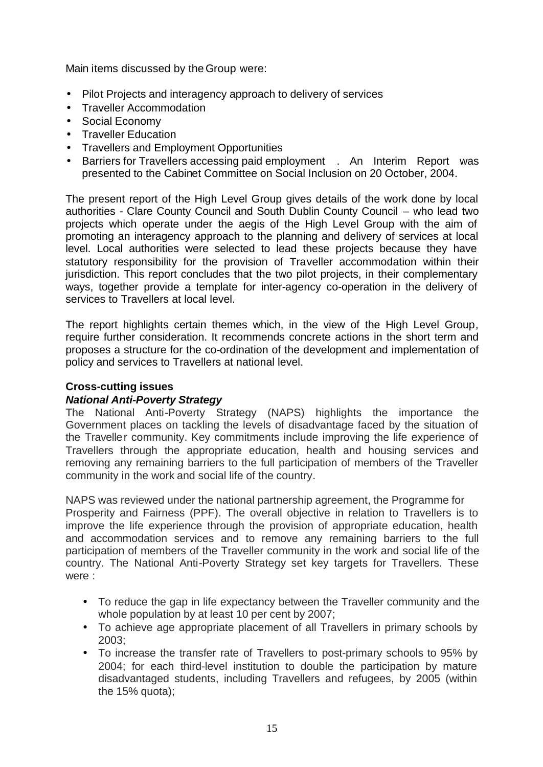Main items discussed by the Group were:

- Pilot Projects and interagency approach to delivery of services
- Traveller Accommodation
- Social Economy
- Traveller Education
- Travellers and Employment Opportunities
- Barriers for Travellers accessing paid employment . An Interim Report was presented to the Cabinet Committee on Social Inclusion on 20 October, 2004.

The present report of the High Level Group gives details of the work done by local authorities - Clare County Council and South Dublin County Council – who lead two projects which operate under the aegis of the High Level Group with the aim of promoting an interagency approach to the planning and delivery of services at local level. Local authorities were selected to lead these projects because they have statutory responsibility for the provision of Traveller accommodation within their jurisdiction. This report concludes that the two pilot projects, in their complementary ways, together provide a template for inter-agency co-operation in the delivery of services to Travellers at local level.

The report highlights certain themes which, in the view of the High Level Group, require further consideration. It recommends concrete actions in the short term and proposes a structure for the co-ordination of the development and implementation of policy and services to Travellers at national level.

**Cross-cutting issues**

***National Anti-Poverty Strategy***

The National Anti-Poverty Strategy (NAPS) highlights the importance the Government places on tackling the levels of disadvantage faced by the situation of the Traveller community. Key commitments include improving the life experience of Travellers through the appropriate education, health and housing services and removing any remaining barriers to the full participation of members of the Traveller community in the work and social life of the country.

NAPS was reviewed under the national partnership agreement, the Programme for Prosperity and Fairness (PPF). The overall objective in relation to Travellers is to improve the life experience through the provision of appropriate education, health and accommodation services and to remove any remaining barriers to the full participation of members of the Traveller community in the work and social life of the country. The National Anti-Poverty Strategy set key targets for Travellers. These were :

- To reduce the gap in life expectancy between the Traveller community and the whole population by at least 10 per cent by 2007;
- To achieve age appropriate placement of all Travellers in primary schools by 2003;
- To increase the transfer rate of Travellers to post-primary schools to 95% by 2004; for each third-level institution to double the participation by mature disadvantaged students, including Travellers and refugees, by 2005 (within the 15% quota);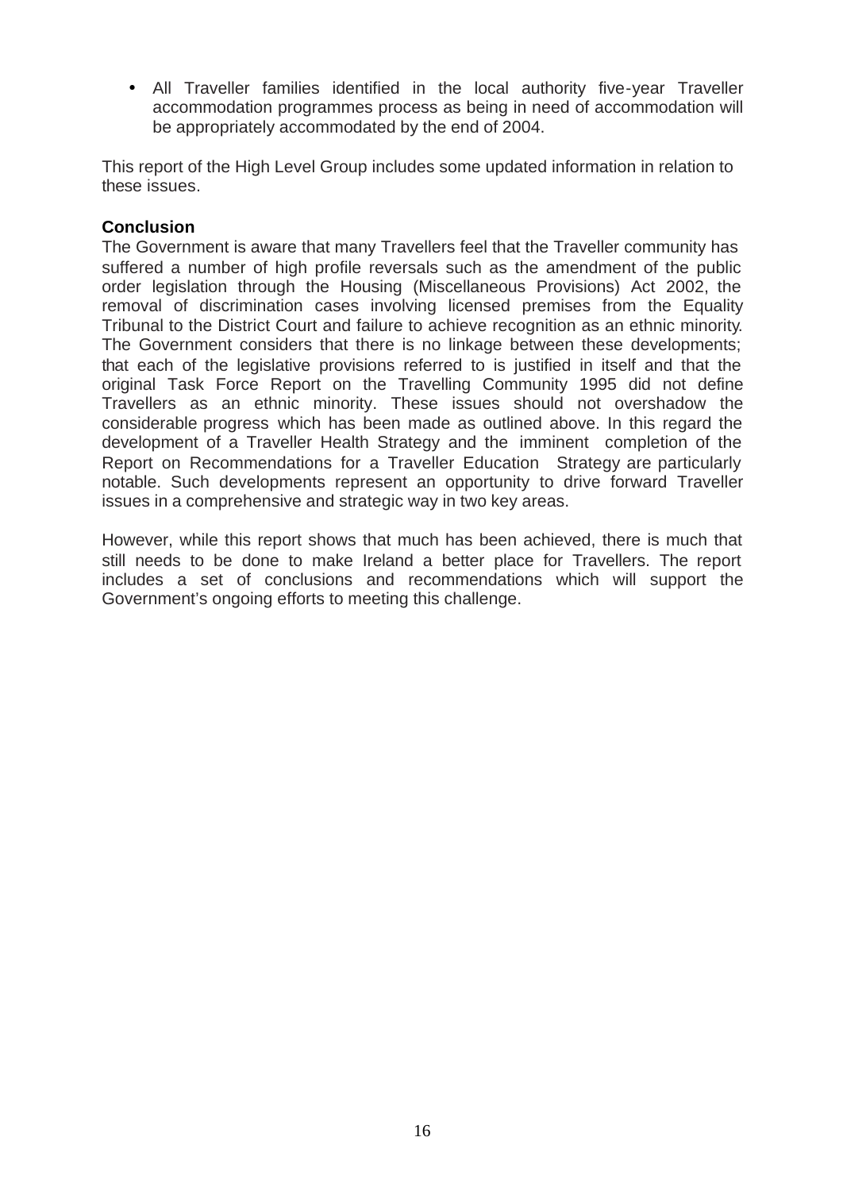- All Traveller families identified in the local authority five-year Traveller accommodation programmes process as being in need of accommodation will be appropriately accommodated by the end of 2004.

This report of the High Level Group includes some updated information in relation to these issues.

**Conclusion**

The Government is aware that many Travellers feel that the Traveller community has suffered a number of high profile reversals such as the amendment of the public order legislation through the Housing (Miscellaneous Provisions) Act 2002, the removal of discrimination cases involving licensed premises from the Equality Tribunal to the District Court and failure to achieve recognition as an ethnic minority. The Government considers that there is no linkage between these developments; that each of the legislative provisions referred to is justified in itself and that the original Task Force Report on the Travelling Community 1995 did not define Travellers as an ethnic minority. These issues should not overshadow the considerable progress which has been made as outlined above. In this regard the development of a Traveller Health Strategy and the imminent completion of the Report on Recommendations for a Traveller Education Strategy are particularly notable. Such developments represent an opportunity to drive forward Traveller issues in a comprehensive and strategic way in two key areas.

However, while this report shows that much has been achieved, there is much that still needs to be done to make Ireland a better place for Travellers. The report includes a set of conclusions and recommendations which will support the Government's ongoing efforts to meeting this challenge.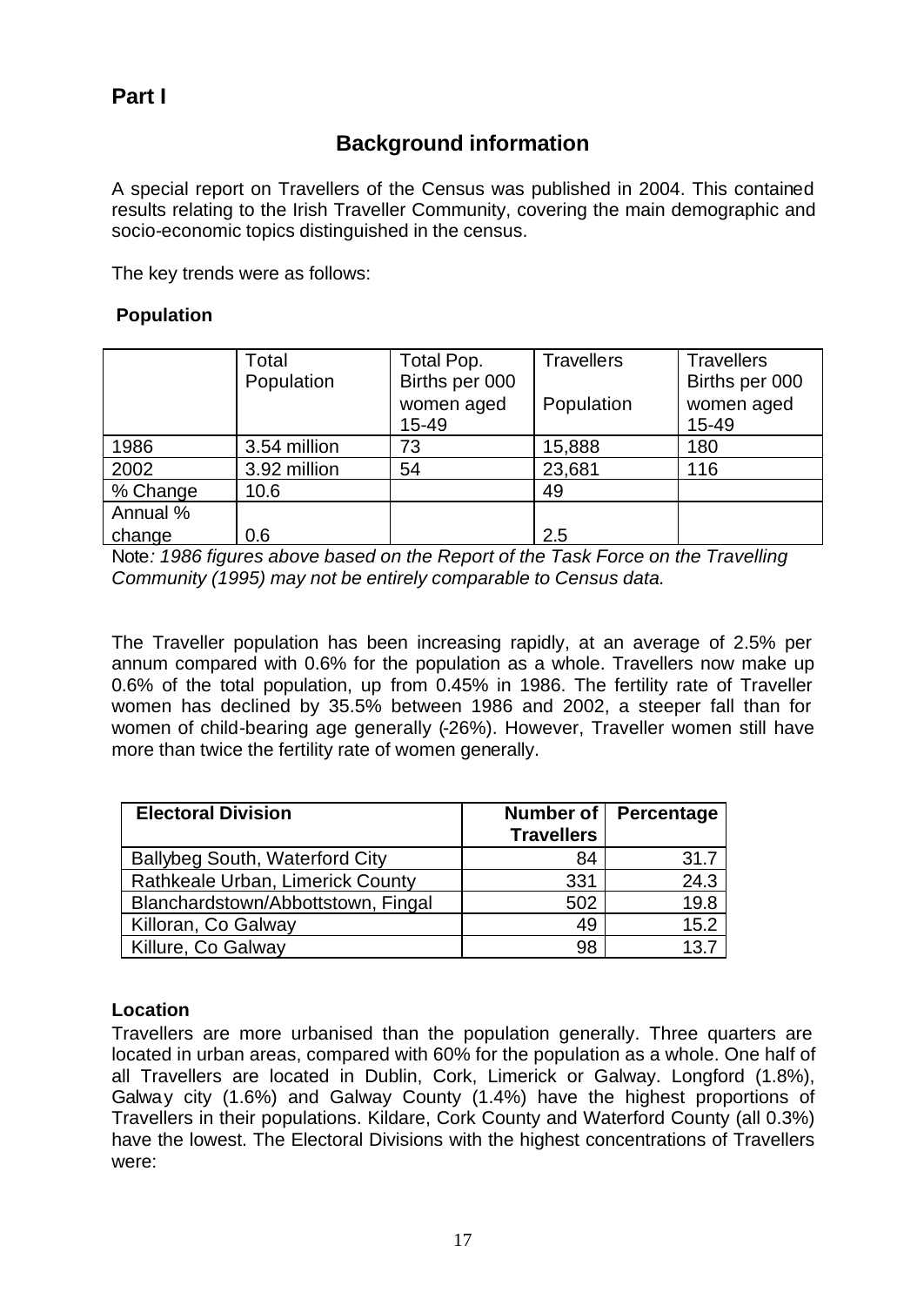## Part I

# Background information

A special report on Travellers of the Census was published in 2004. This contained results relating to the Irish Traveller Community, covering the main demographic and socio-economic topics distinguished in the census.

The key trends were as follows:

### Population

| | Total Population | Total Pop. Births per 000 women aged 15-49 | Travellers Population | Travellers Births per 000 women aged 15-49 |
|---|---|---|---|---|
| 1986 | 3.54 million | 73 | 15,888 | 180 |
| 2002 | 3.92 million | 54 | 23,681 | 116 |
| % Change | 10.6 | | 49 | |
| Annual % change | 0.6 | | 2.5 | |

Note*: 1986 figures above based on the Report of the Task Force on the Travelling Community (1995) may not be entirely comparable to Census data.*

The Traveller population has been increasing rapidly, at an average of 2.5% per annum compared with 0.6% for the population as a whole. Travellers now make up 0.6% of the total population, up from 0.45% in 1986. The fertility rate of Traveller women has declined by 35.5% between 1986 and 2002, a steeper fall than for women of child-bearing age generally (-26%). However, Traveller women still have more than twice the fertility rate of women generally.

| Electoral Division | Number of Travellers | Percentage |
|---|---|---|
| Ballybeg South, Waterford City | 84 | 31.7 |
| Rathkeale Urban, Limerick County | 331 | 24.3 |
| Blanchardstown/Abbottstown, Fingal | 502 | 19.8 |
| Killoran, Co Galway | 49 | 15.2 |
| Killure, Co Galway | 98 | 13.7 |

### Location

Travellers are more urbanised than the population generally. Three quarters are located in urban areas, compared with 60% for the population as a whole. One half of all Travellers are located in Dublin, Cork, Limerick or Galway. Longford (1.8%), Galway city (1.6%) and Galway County (1.4%) have the highest proportions of Travellers in their populations. Kildare, Cork County and Waterford County (all 0.3%) have the lowest. The Electoral Divisions with the highest concentrations of Travellers were: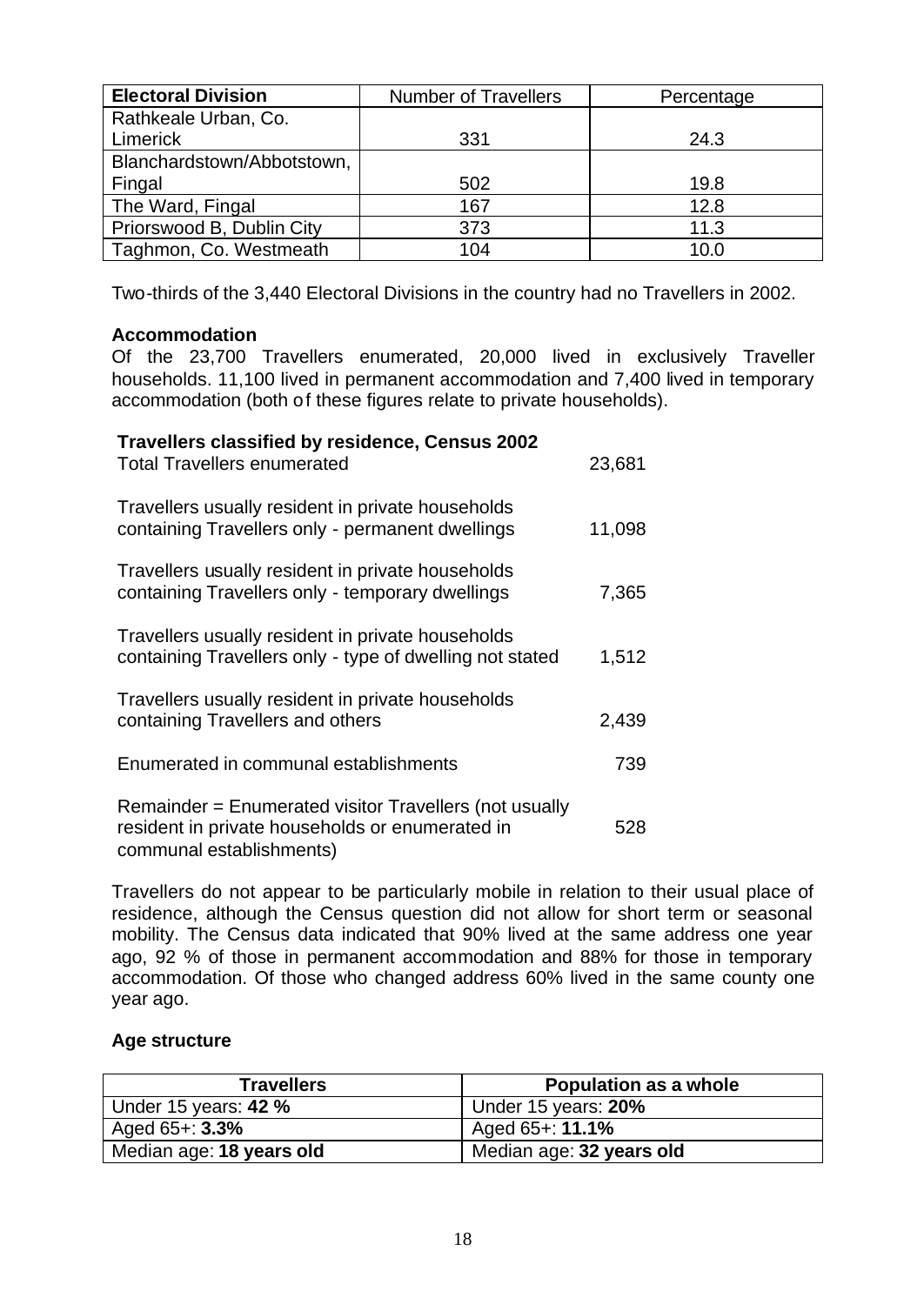| Electoral Division | Number of Travellers | Percentage |
|---|---|---|
| Rathkeale Urban, Co. Limerick | 331 | 24.3 |
| Blanchardstown/Abbotstown, Fingal | 502 | 19.8 |
| The Ward, Fingal | 167 | 12.8 |
| Priorswood B, Dublin City | 373 | 11.3 |
| Taghmon, Co. Westmeath | 104 | 10.0 |

Two-thirds of the 3,440 Electoral Divisions in the country had no Travellers in 2002.

**Accommodation**

Of the 23,700 Travellers enumerated, 20,000 lived in exclusively Traveller households. 11,100 lived in permanent accommodation and 7,400 lived in temporary accommodation (both of these figures relate to private households).

**Travellers classified by residence, Census 2002**

| | |
|---|---|
| Total Travellers enumerated | 23,681 |
| Travellers usually resident in private households containing Travellers only - permanent dwellings | 11,098 |
| Travellers usually resident in private households containing Travellers only - temporary dwellings | 7,365 |
| Travellers usually resident in private households containing Travellers only - type of dwelling not stated | 1,512 |
| Travellers usually resident in private households containing Travellers and others | 2,439 |
| Enumerated in communal establishments | 739 |
| Remainder = Enumerated visitor Travellers (not usually resident in private households or enumerated in communal establishments) | 528 |

Travellers do not appear to be particularly mobile in relation to their usual place of residence, although the Census question did not allow for short term or seasonal mobility. The Census data indicated that 90% lived at the same address one year ago, 92 % of those in permanent accommodation and 88% for those in temporary accommodation. Of those who changed address 60% lived in the same county one year ago.

**Age structure**

| Travellers | Population as a whole |
|---|---|
| Under 15 years: **42 %** | Under 15 years: **20%** |
| Aged 65+: **3.3%** | Aged 65+: **11.1%** |
| Median age: **18 years old** | Median age: **32 years old** |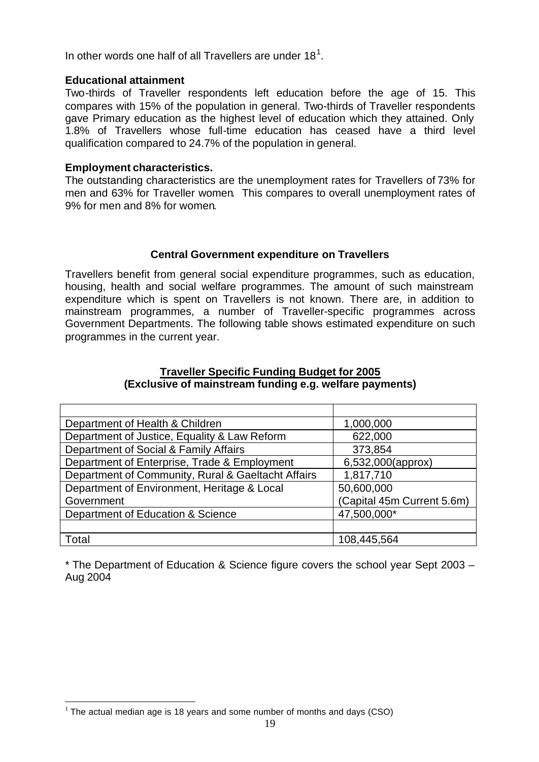In other words one half of all Travellers are under 18[1].

**Educational attainment**

Two-thirds of Traveller respondents left education before the age of 15. This compares with 15% of the population in general. Two-thirds of Traveller respondents gave Primary education as the highest level of education which they attained. Only 1.8% of Travellers whose full-time education has ceased have a third level qualification compared to 24.7% of the population in general.

**Employment characteristics.**

The outstanding characteristics are the unemployment rates for Travellers of 73% for men and 63% for Traveller women. This compares to overall unemployment rates of 9% for men and 8% for women.

### Central Government expenditure on Travellers

Travellers benefit from general social expenditure programmes, such as education, housing, health and social welfare programmes. The amount of such mainstream expenditure which is spent on Travellers is not known. There are, in addition to mainstream programmes, a number of Traveller-specific programmes across Government Departments. The following table shows estimated expenditure on such programmes in the current year.

**Traveller Specific Funding Budget for 2005**
**(Exclusive of mainstream funding e.g. welfare payments)**

| | |
|---|---|
| Department of Health & Children | 1,000,000 |
| Department of Justice, Equality & Law Reform | 622,000 |
| Department of Social & Family Affairs | 373,854 |
| Department of Enterprise, Trade & Employment | 6,532,000(approx) |
| Department of Community, Rural & Gaeltacht Affairs | 1,817,710 |
| Department of Environment, Heritage & Local Government | 50,600,000 (Capital 45m Current 5.6m) |
| Department of Education & Science | 47,500,000* |
| | |
| Total | 108,445,564 |

* The Department of Education & Science figure covers the school year Sept 2003 – Aug 2004

[1] The actual median age is 18 years and some number of months and days (CSO)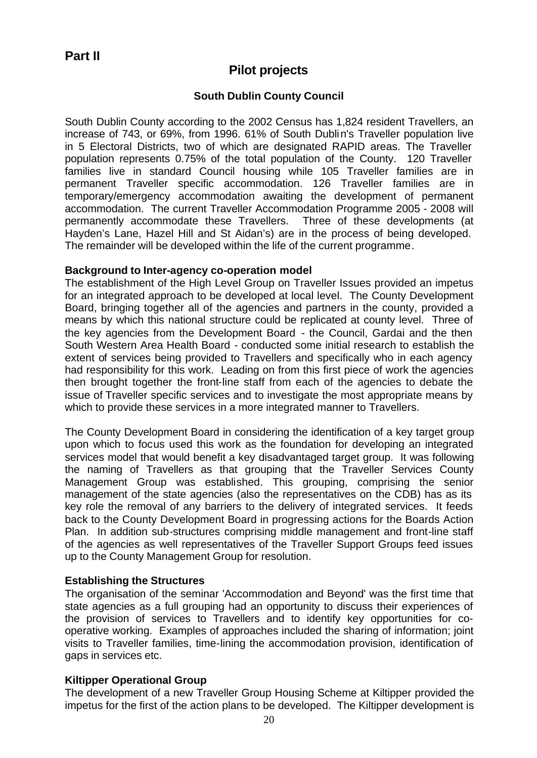# Part II

## Pilot projects

### South Dublin County Council

South Dublin County according to the 2002 Census has 1,824 resident Travellers, an increase of 743, or 69%, from 1996. 61% of South Dublin's Traveller population live in 5 Electoral Districts, two of which are designated RAPID areas. The Traveller population represents 0.75% of the total population of the County. 120 Traveller families live in standard Council housing while 105 Traveller families are in permanent Traveller specific accommodation. 126 Traveller families are in temporary/emergency accommodation awaiting the development of permanent accommodation. The current Traveller Accommodation Programme 2005 - 2008 will permanently accommodate these Travellers. Three of these developments (at Hayden's Lane, Hazel Hill and St Aidan's) are in the process of being developed. The remainder will be developed within the life of the current programme.

**Background to Inter-agency co-operation model**

The establishment of the High Level Group on Traveller Issues provided an impetus for an integrated approach to be developed at local level. The County Development Board, bringing together all of the agencies and partners in the county, provided a means by which this national structure could be replicated at county level. Three of the key agencies from the Development Board - the Council, Gardai and the then South Western Area Health Board - conducted some initial research to establish the extent of services being provided to Travellers and specifically who in each agency had responsibility for this work. Leading on from this first piece of work the agencies then brought together the front-line staff from each of the agencies to debate the issue of Traveller specific services and to investigate the most appropriate means by which to provide these services in a more integrated manner to Travellers.

The County Development Board in considering the identification of a key target group upon which to focus used this work as the foundation for developing an integrated services model that would benefit a key disadvantaged target group. It was following the naming of Travellers as that grouping that the Traveller Services County Management Group was established. This grouping, comprising the senior management of the state agencies (also the representatives on the CDB) has as its key role the removal of any barriers to the delivery of integrated services. It feeds back to the County Development Board in progressing actions for the Boards Action Plan. In addition sub-structures comprising middle management and front-line staff of the agencies as well representatives of the Traveller Support Groups feed issues up to the County Management Group for resolution.

**Establishing the Structures**

The organisation of the seminar 'Accommodation and Beyond' was the first time that state agencies as a full grouping had an opportunity to discuss their experiences of the provision of services to Travellers and to identify key opportunities for co-operative working. Examples of approaches included the sharing of information; joint visits to Traveller families, time-lining the accommodation provision, identification of gaps in services etc.

**Kiltipper Operational Group**

The development of a new Traveller Group Housing Scheme at Kiltipper provided the impetus for the first of the action plans to be developed. The Kiltipper development is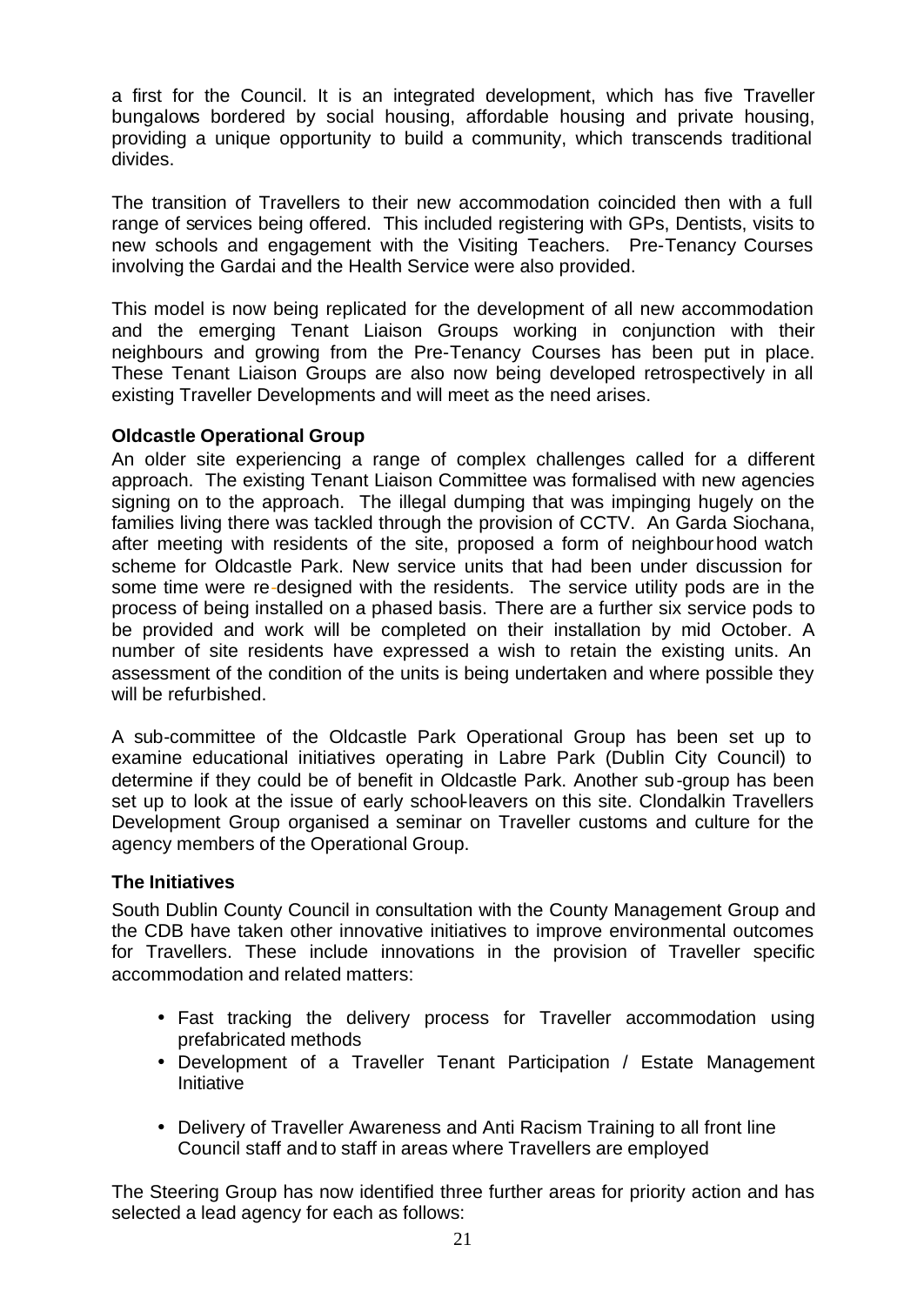a first for the Council. It is an integrated development, which has five Traveller bungalows bordered by social housing, affordable housing and private housing, providing a unique opportunity to build a community, which transcends traditional divides.

The transition of Travellers to their new accommodation coincided then with a full range of services being offered. This included registering with GPs, Dentists, visits to new schools and engagement with the Visiting Teachers. Pre-Tenancy Courses involving the Gardai and the Health Service were also provided.

This model is now being replicated for the development of all new accommodation and the emerging Tenant Liaison Groups working in conjunction with their neighbours and growing from the Pre-Tenancy Courses has been put in place. These Tenant Liaison Groups are also now being developed retrospectively in all existing Traveller Developments and will meet as the need arises.

**Oldcastle Operational Group**

An older site experiencing a range of complex challenges called for a different approach. The existing Tenant Liaison Committee was formalised with new agencies signing on to the approach. The illegal dumping that was impinging hugely on the families living there was tackled through the provision of CCTV. An Garda Siochana, after meeting with residents of the site, proposed a form of neighbourhood watch scheme for Oldcastle Park. New service units that had been under discussion for some time were re-designed with the residents. The service utility pods are in the process of being installed on a phased basis. There are a further six service pods to be provided and work will be completed on their installation by mid October. A number of site residents have expressed a wish to retain the existing units. An assessment of the condition of the units is being undertaken and where possible they will be refurbished.

A sub-committee of the Oldcastle Park Operational Group has been set up to examine educational initiatives operating in Labre Park (Dublin City Council) to determine if they could be of benefit in Oldcastle Park. Another sub-group has been set up to look at the issue of early school-leavers on this site. Clondalkin Travellers Development Group organised a seminar on Traveller customs and culture for the agency members of the Operational Group.

**The Initiatives**

South Dublin County Council in consultation with the County Management Group and the CDB have taken other innovative initiatives to improve environmental outcomes for Travellers. These include innovations in the provision of Traveller specific accommodation and related matters:

- Fast tracking the delivery process for Traveller accommodation using prefabricated methods
- Development of a Traveller Tenant Participation / Estate Management Initiative
- Delivery of Traveller Awareness and Anti Racism Training to all front line Council staff and to staff in areas where Travellers are employed

The Steering Group has now identified three further areas for priority action and has selected a lead agency for each as follows: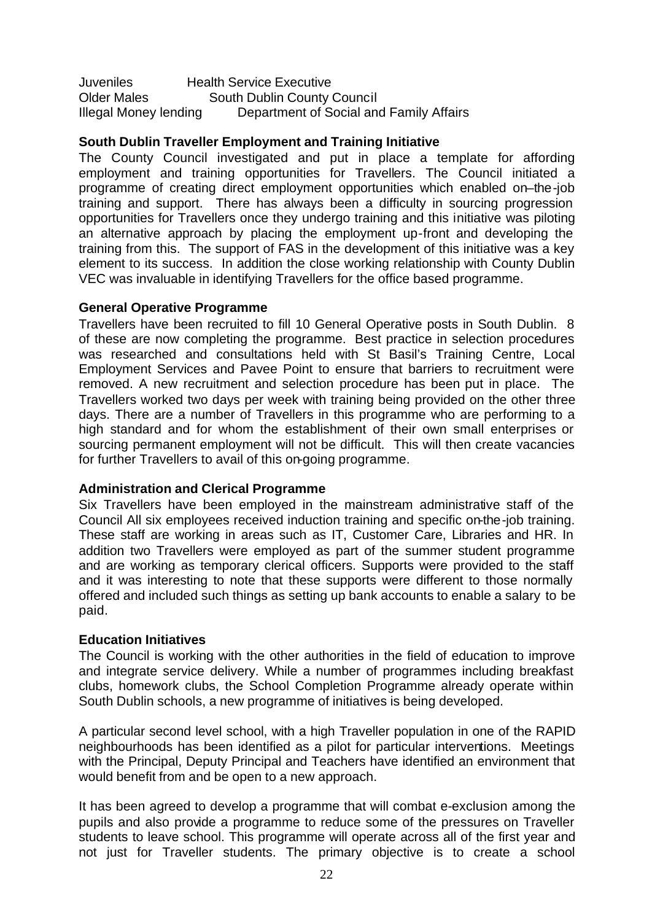| | |
|---|---|
| Juveniles | Health Service Executive |
| Older Males | South Dublin County Council |
| Illegal Money lending | Department of Social and Family Affairs |

**South Dublin Traveller Employment and Training Initiative**

The County Council investigated and put in place a template for affording employment and training opportunities for Travellers. The Council initiated a programme of creating direct employment opportunities which enabled on–the-job training and support. There has always been a difficulty in sourcing progression opportunities for Travellers once they undergo training and this initiative was piloting an alternative approach by placing the employment up-front and developing the training from this. The support of FAS in the development of this initiative was a key element to its success. In addition the close working relationship with County Dublin VEC was invaluable in identifying Travellers for the office based programme.

**General Operative Programme**

Travellers have been recruited to fill 10 General Operative posts in South Dublin. 8 of these are now completing the programme. Best practice in selection procedures was researched and consultations held with St Basil's Training Centre, Local Employment Services and Pavee Point to ensure that barriers to recruitment were removed. A new recruitment and selection procedure has been put in place. The Travellers worked two days per week with training being provided on the other three days. There are a number of Travellers in this programme who are performing to a high standard and for whom the establishment of their own small enterprises or sourcing permanent employment will not be difficult. This will then create vacancies for further Travellers to avail of this on-going programme.

**Administration and Clerical Programme**

Six Travellers have been employed in the mainstream administrative staff of the Council All six employees received induction training and specific on-the-job training. These staff are working in areas such as IT, Customer Care, Libraries and HR. In addition two Travellers were employed as part of the summer student programme and are working as temporary clerical officers. Supports were provided to the staff and it was interesting to note that these supports were different to those normally offered and included such things as setting up bank accounts to enable a salary to be paid.

**Education Initiatives**

The Council is working with the other authorities in the field of education to improve and integrate service delivery. While a number of programmes including breakfast clubs, homework clubs, the School Completion Programme already operate within South Dublin schools, a new programme of initiatives is being developed.

A particular second level school, with a high Traveller population in one of the RAPID neighbourhoods has been identified as a pilot for particular interventions. Meetings with the Principal, Deputy Principal and Teachers have identified an environment that would benefit from and be open to a new approach.

It has been agreed to develop a programme that will combat e-exclusion among the pupils and also provide a programme to reduce some of the pressures on Traveller students to leave school. This programme will operate across all of the first year and not just for Traveller students. The primary objective is to create a school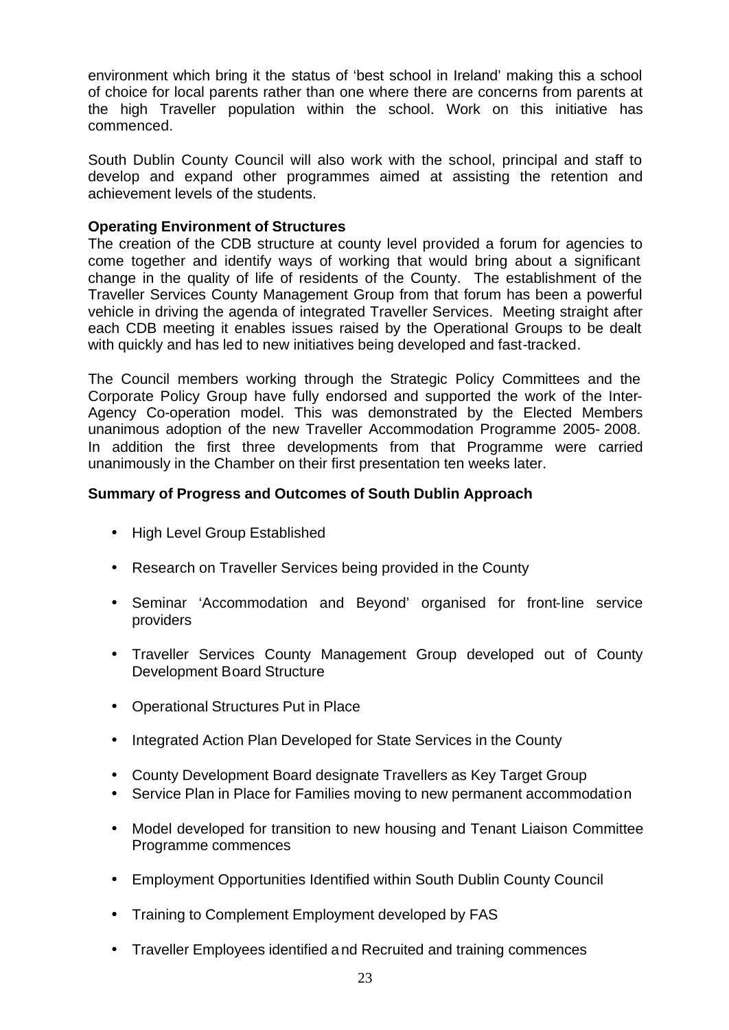environment which bring it the status of 'best school in Ireland' making this a school of choice for local parents rather than one where there are concerns from parents at the high Traveller population within the school. Work on this initiative has commenced.

South Dublin County Council will also work with the school, principal and staff to develop and expand other programmes aimed at assisting the retention and achievement levels of the students.

**Operating Environment of Structures**

The creation of the CDB structure at county level provided a forum for agencies to come together and identify ways of working that would bring about a significant change in the quality of life of residents of the County. The establishment of the Traveller Services County Management Group from that forum has been a powerful vehicle in driving the agenda of integrated Traveller Services. Meeting straight after each CDB meeting it enables issues raised by the Operational Groups to be dealt with quickly and has led to new initiatives being developed and fast-tracked.

The Council members working through the Strategic Policy Committees and the Corporate Policy Group have fully endorsed and supported the work of the Inter-Agency Co-operation model. This was demonstrated by the Elected Members unanimous adoption of the new Traveller Accommodation Programme 2005- 2008. In addition the first three developments from that Programme were carried unanimously in the Chamber on their first presentation ten weeks later.

**Summary of Progress and Outcomes of South Dublin Approach**

- High Level Group Established
- Research on Traveller Services being provided in the County
- Seminar 'Accommodation and Beyond' organised for front-line service providers
- Traveller Services County Management Group developed out of County Development Board Structure
- Operational Structures Put in Place
- Integrated Action Plan Developed for State Services in the County
- County Development Board designate Travellers as Key Target Group
- Service Plan in Place for Families moving to new permanent accommodation
- Model developed for transition to new housing and Tenant Liaison Committee Programme commences
- Employment Opportunities Identified within South Dublin County Council
- Training to Complement Employment developed by FAS
- Traveller Employees identified and Recruited and training commences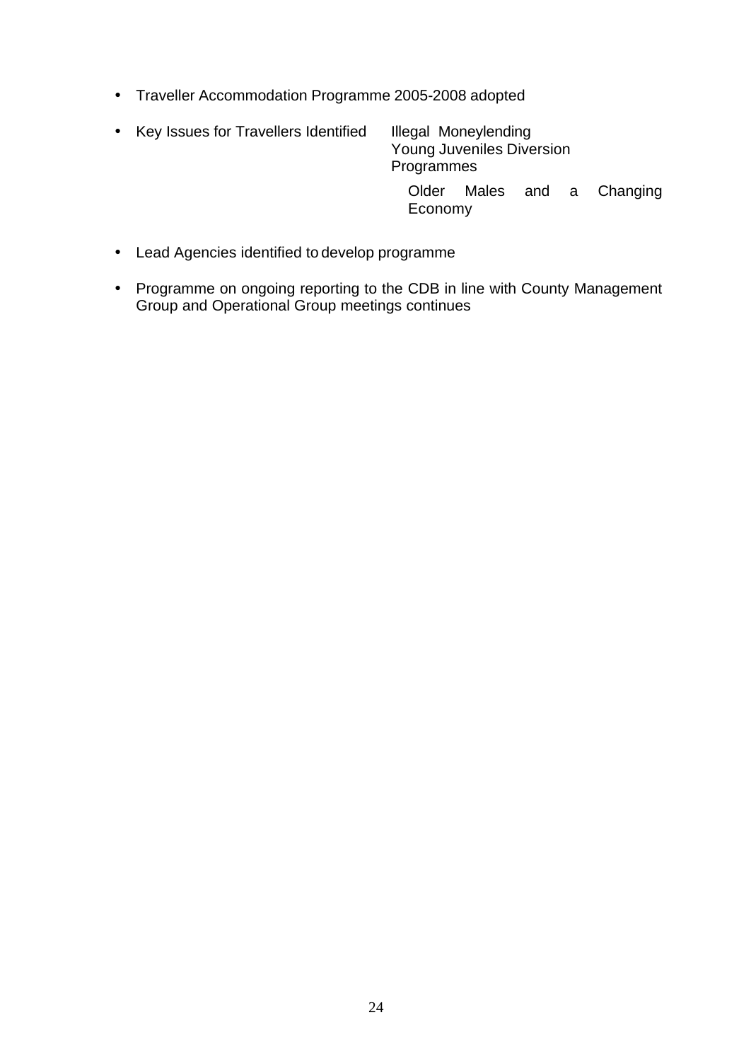- Traveller Accommodation Programme 2005-2008 adopted

- Key Issues for Travellers Identified
  - Illegal Moneylending
  - Young Juveniles Diversion Programmes
  - Older Males and a Changing Economy

- Lead Agencies identified to develop programme

- Programme on ongoing reporting to the CDB in line with County Management Group and Operational Group meetings continues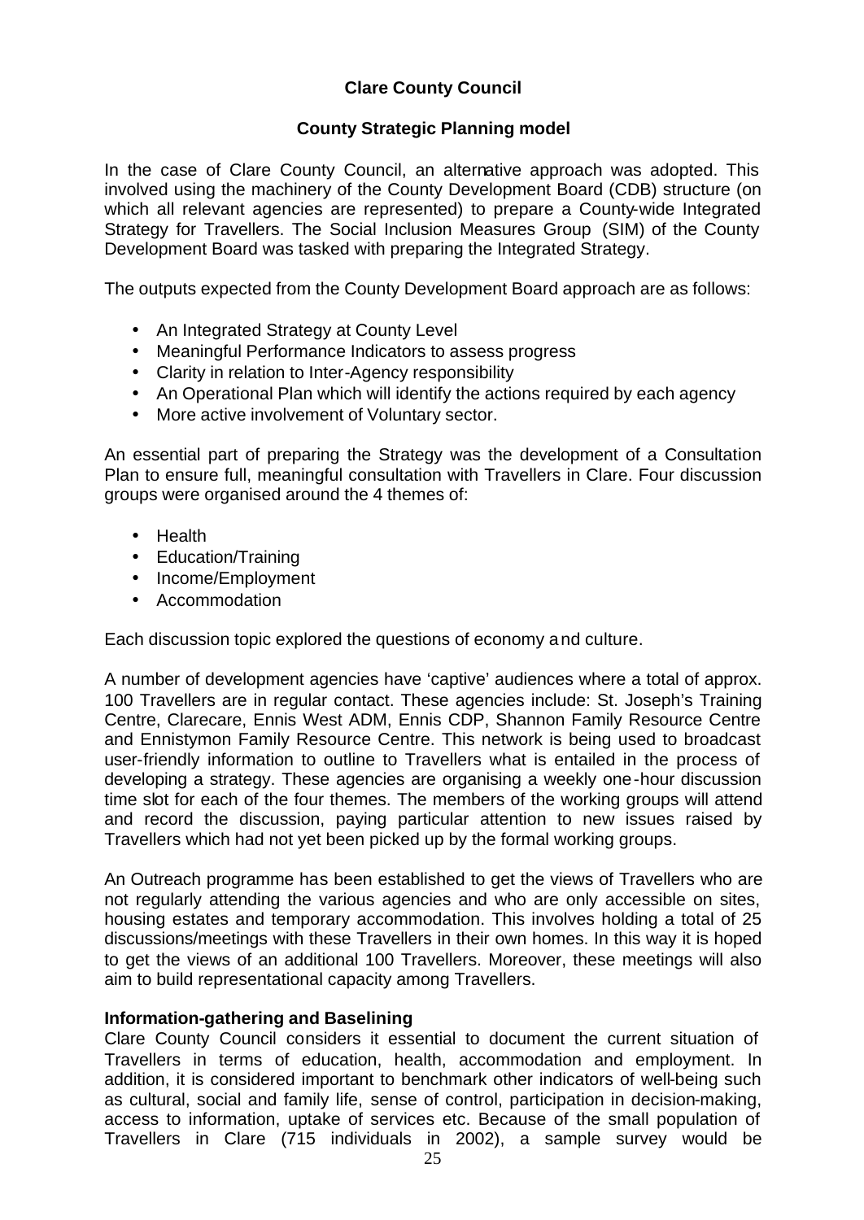**Clare County Council**

**County Strategic Planning model**

In the case of Clare County Council, an alternative approach was adopted. This involved using the machinery of the County Development Board (CDB) structure (on which all relevant agencies are represented) to prepare a County-wide Integrated Strategy for Travellers. The Social Inclusion Measures Group (SIM) of the County Development Board was tasked with preparing the Integrated Strategy.

The outputs expected from the County Development Board approach are as follows:

- An Integrated Strategy at County Level
- Meaningful Performance Indicators to assess progress
- Clarity in relation to Inter-Agency responsibility
- An Operational Plan which will identify the actions required by each agency
- More active involvement of Voluntary sector.

An essential part of preparing the Strategy was the development of a Consultation Plan to ensure full, meaningful consultation with Travellers in Clare. Four discussion groups were organised around the 4 themes of:

- Health
- Education/Training
- Income/Employment
- Accommodation

Each discussion topic explored the questions of economy and culture.

A number of development agencies have 'captive' audiences where a total of approx. 100 Travellers are in regular contact. These agencies include: St. Joseph's Training Centre, Clarecare, Ennis West ADM, Ennis CDP, Shannon Family Resource Centre and Ennistymon Family Resource Centre. This network is being used to broadcast user-friendly information to outline to Travellers what is entailed in the process of developing a strategy. These agencies are organising a weekly one-hour discussion time slot for each of the four themes. The members of the working groups will attend and record the discussion, paying particular attention to new issues raised by Travellers which had not yet been picked up by the formal working groups.

An Outreach programme has been established to get the views of Travellers who are not regularly attending the various agencies and who are only accessible on sites, housing estates and temporary accommodation. This involves holding a total of 25 discussions/meetings with these Travellers in their own homes. In this way it is hoped to get the views of an additional 100 Travellers. Moreover, these meetings will also aim to build representational capacity among Travellers.

**Information-gathering and Baselining**

Clare County Council considers it essential to document the current situation of Travellers in terms of education, health, accommodation and employment. In addition, it is considered important to benchmark other indicators of well-being such as cultural, social and family life, sense of control, participation in decision-making, access to information, uptake of services etc. Because of the small population of Travellers in Clare (715 individuals in 2002), a sample survey would be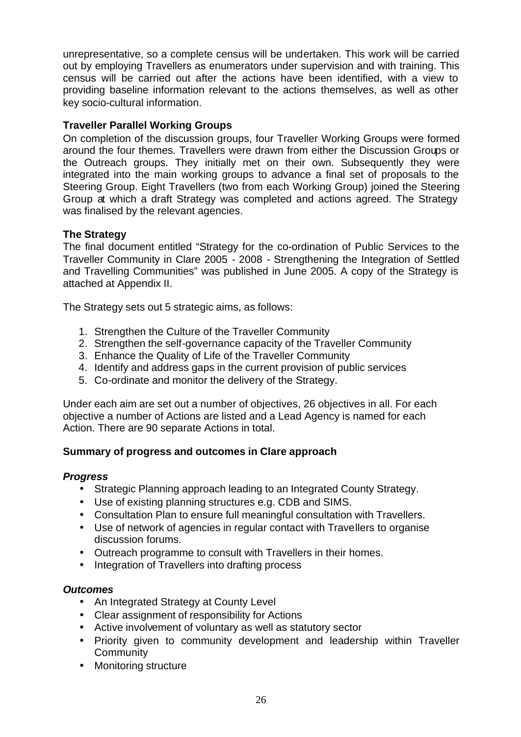unrepresentative, so a complete census will be undertaken. This work will be carried out by employing Travellers as enumerators under supervision and with training. This census will be carried out after the actions have been identified, with a view to providing baseline information relevant to the actions themselves, as well as other key socio-cultural information.

**Traveller Parallel Working Groups**

On completion of the discussion groups, four Traveller Working Groups were formed around the four themes. Travellers were drawn from either the Discussion Groups or the Outreach groups. They initially met on their own. Subsequently they were integrated into the main working groups to advance a final set of proposals to the Steering Group. Eight Travellers (two from each Working Group) joined the Steering Group at which a draft Strategy was completed and actions agreed. The Strategy was finalised by the relevant agencies.

**The Strategy**

The final document entitled "Strategy for the co-ordination of Public Services to the Traveller Community in Clare 2005 - 2008 - Strengthening the Integration of Settled and Travelling Communities" was published in June 2005. A copy of the Strategy is attached at Appendix II.

The Strategy sets out 5 strategic aims, as follows:

1. Strengthen the Culture of the Traveller Community
2. Strengthen the self-governance capacity of the Traveller Community
3. Enhance the Quality of Life of the Traveller Community
4. Identify and address gaps in the current provision of public services
5. Co-ordinate and monitor the delivery of the Strategy.

Under each aim are set out a number of objectives, 26 objectives in all. For each objective a number of Actions are listed and a Lead Agency is named for each Action. There are 90 separate Actions in total.

**Summary of progress and outcomes in Clare approach**

***Progress***

- Strategic Planning approach leading to an Integrated County Strategy.
- Use of existing planning structures e.g. CDB and SIMS.
- Consultation Plan to ensure full meaningful consultation with Travellers.
- Use of network of agencies in regular contact with Travellers to organise discussion forums.
- Outreach programme to consult with Travellers in their homes.
- Integration of Travellers into drafting process

***Outcomes***

- An Integrated Strategy at County Level
- Clear assignment of responsibility for Actions
- Active involvement of voluntary as well as statutory sector
- Priority given to community development and leadership within Traveller Community
- Monitoring structure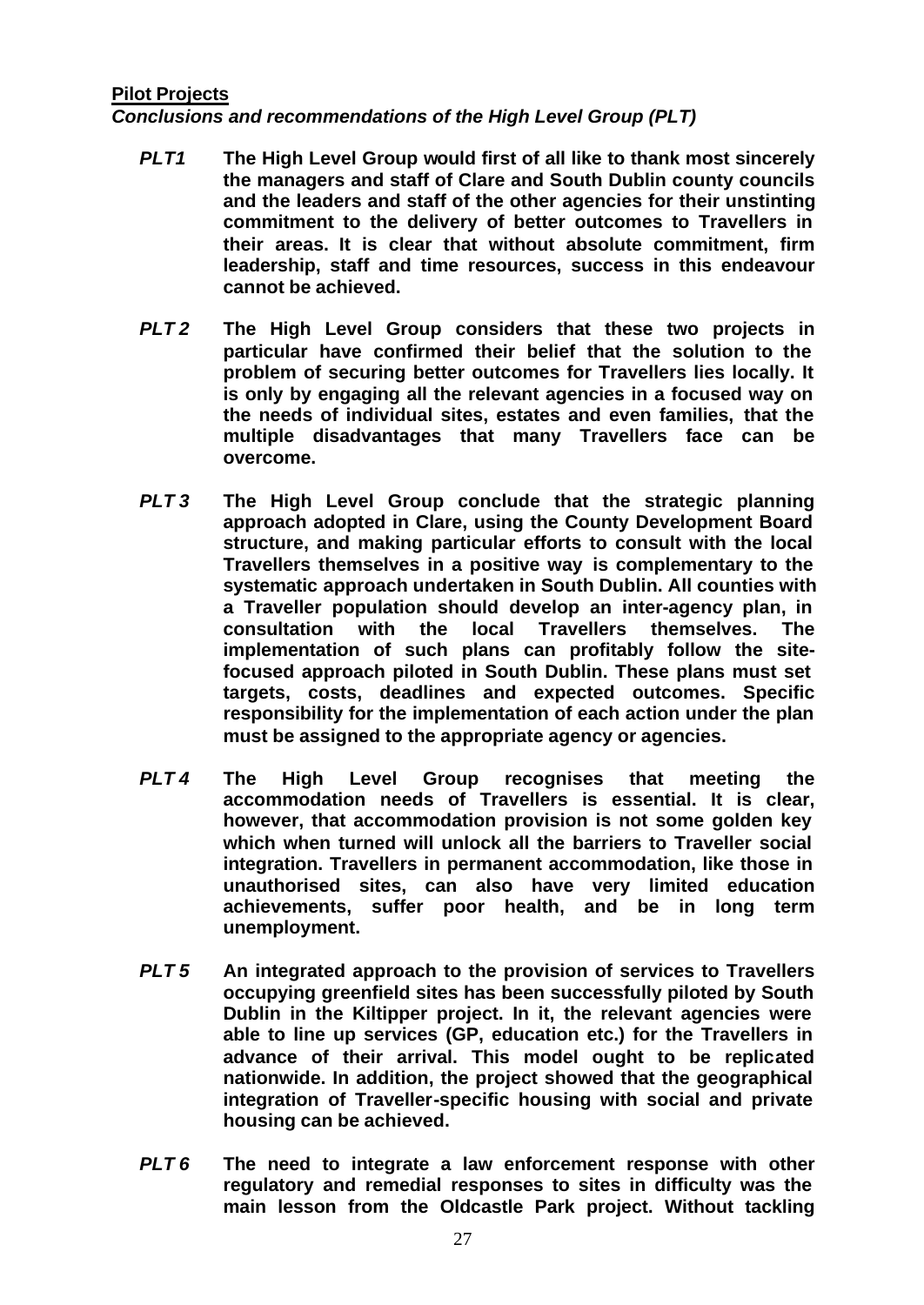**Pilot Projects**

***Conclusions and recommendations of the High Level Group (PLT)***

***PLT1*** **The High Level Group would first of all like to thank most sincerely the managers and staff of Clare and South Dublin county councils and the leaders and staff of the other agencies for their unstinting commitment to the delivery of better outcomes to Travellers in their areas. It is clear that without absolute commitment, firm leadership, staff and time resources, success in this endeavour cannot be achieved.**

***PLT 2*** **The High Level Group considers that these two projects in particular have confirmed their belief that the solution to the problem of securing better outcomes for Travellers lies locally. It is only by engaging all the relevant agencies in a focused way on the needs of individual sites, estates and even families, that the multiple disadvantages that many Travellers face can be overcome.**

***PLT 3*** **The High Level Group conclude that the strategic planning approach adopted in Clare, using the County Development Board structure, and making particular efforts to consult with the local Travellers themselves in a positive way is complementary to the systematic approach undertaken in South Dublin. All counties with a Traveller population should develop an inter-agency plan, in consultation with the local Travellers themselves. The implementation of such plans can profitably follow the site-focused approach piloted in South Dublin. These plans must set targets, costs, deadlines and expected outcomes. Specific responsibility for the implementation of each action under the plan must be assigned to the appropriate agency or agencies.**

***PLT 4*** **The High Level Group recognises that meeting the accommodation needs of Travellers is essential. It is clear, however, that accommodation provision is not some golden key which when turned will unlock all the barriers to Traveller social integration. Travellers in permanent accommodation, like those in unauthorised sites, can also have very limited education achievements, suffer poor health, and be in long term unemployment.**

***PLT 5*** **An integrated approach to the provision of services to Travellers occupying greenfield sites has been successfully piloted by South Dublin in the Kiltipper project. In it, the relevant agencies were able to line up services (GP, education etc.) for the Travellers in advance of their arrival. This model ought to be replicated nationwide. In addition, the project showed that the geographical integration of Traveller-specific housing with social and private housing can be achieved.**

***PLT 6*** **The need to integrate a law enforcement response with other regulatory and remedial responses to sites in difficulty was the main lesson from the Oldcastle Park project. Without tackling**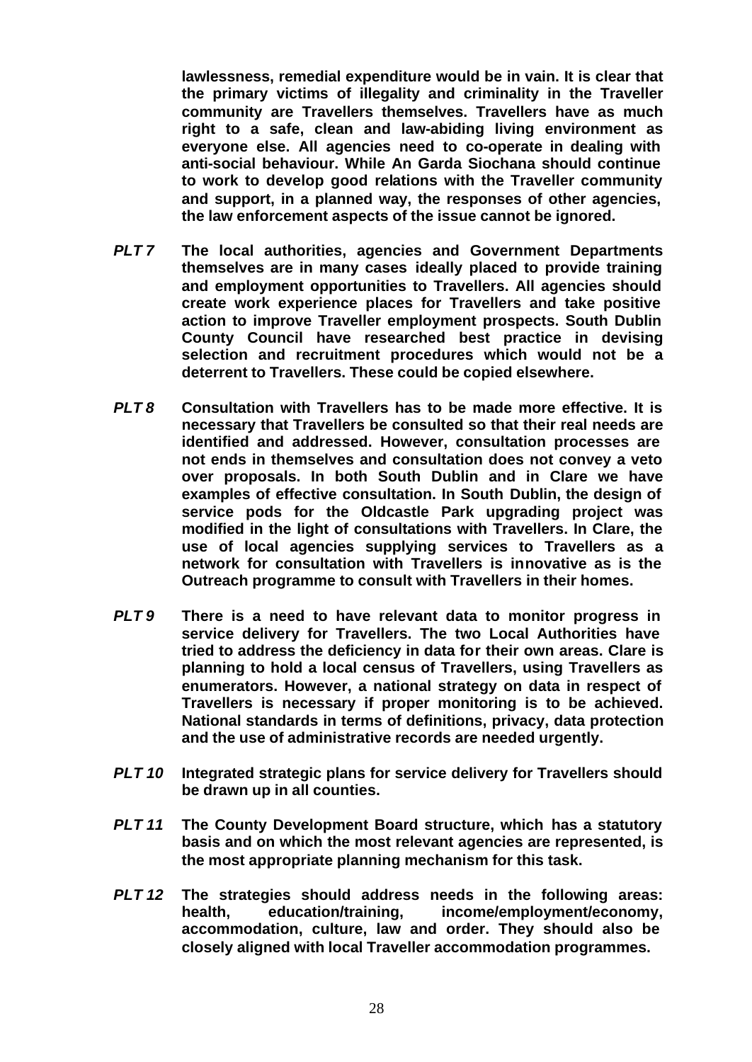**lawlessness, remedial expenditure would be in vain. It is clear that the primary victims of illegality and criminality in the Traveller community are Travellers themselves. Travellers have as much right to a safe, clean and law-abiding living environment as everyone else. All agencies need to co-operate in dealing with anti-social behaviour. While An Garda Siochana should continue to work to develop good relations with the Traveller community and support, in a planned way, the responses of other agencies, the law enforcement aspects of the issue cannot be ignored.**

***PLT 7*** **The local authorities, agencies and Government Departments themselves are in many cases ideally placed to provide training and employment opportunities to Travellers. All agencies should create work experience places for Travellers and take positive action to improve Traveller employment prospects. South Dublin County Council have researched best practice in devising selection and recruitment procedures which would not be a deterrent to Travellers. These could be copied elsewhere.**

***PLT 8*** **Consultation with Travellers has to be made more effective. It is necessary that Travellers be consulted so that their real needs are identified and addressed. However, consultation processes are not ends in themselves and consultation does not convey a veto over proposals. In both South Dublin and in Clare we have examples of effective consultation. In South Dublin, the design of service pods for the Oldcastle Park upgrading project was modified in the light of consultations with Travellers. In Clare, the use of local agencies supplying services to Travellers as a network for consultation with Travellers is innovative as is the Outreach programme to consult with Travellers in their homes.**

***PLT 9*** **There is a need to have relevant data to monitor progress in service delivery for Travellers. The two Local Authorities have tried to address the deficiency in data for their own areas. Clare is planning to hold a local census of Travellers, using Travellers as enumerators. However, a national strategy on data in respect of Travellers is necessary if proper monitoring is to be achieved. National standards in terms of definitions, privacy, data protection and the use of administrative records are needed urgently.**

***PLT 10*** **Integrated strategic plans for service delivery for Travellers should be drawn up in all counties.**

***PLT 11*** **The County Development Board structure, which has a statutory basis and on which the most relevant agencies are represented, is the most appropriate planning mechanism for this task.**

***PLT 12*** **The strategies should address needs in the following areas: health, education/training, income/employment/economy, accommodation, culture, law and order. They should also be closely aligned with local Traveller accommodation programmes.**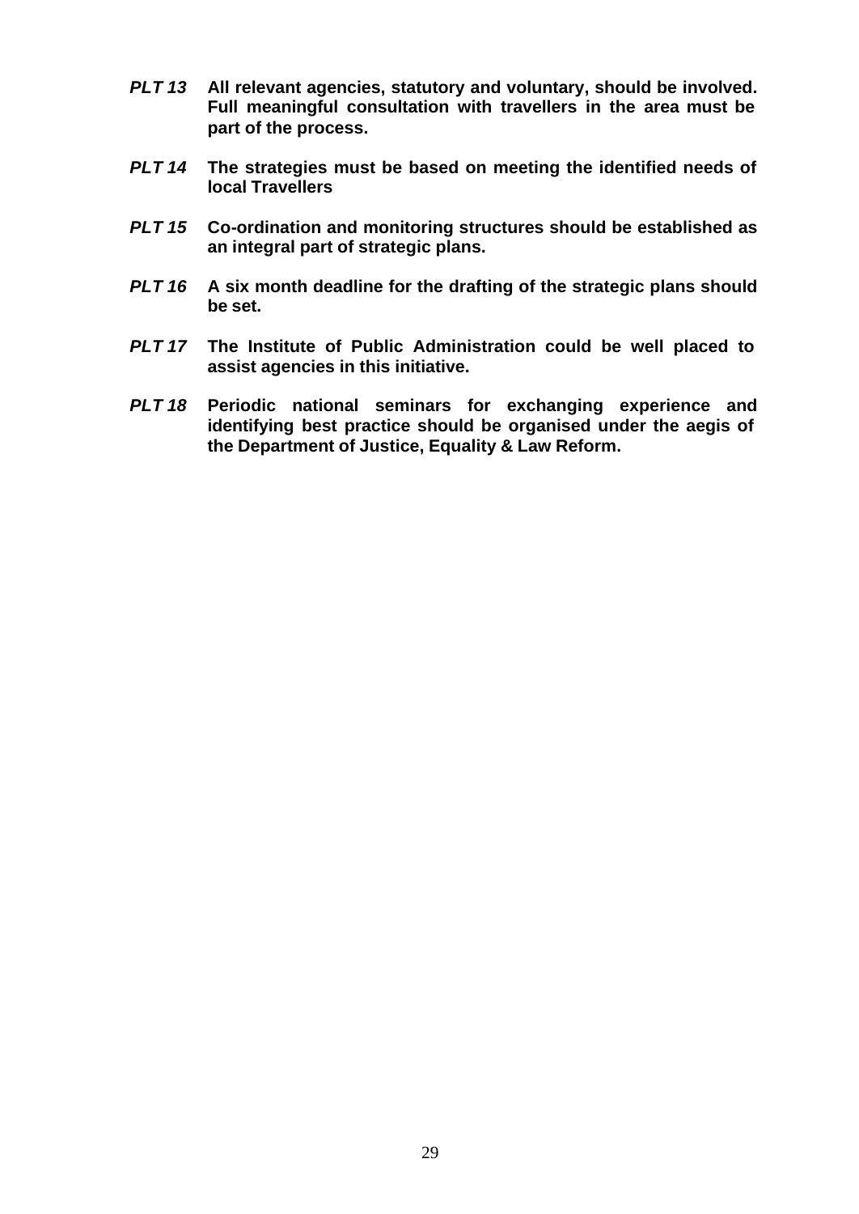***PLT 13*** **All relevant agencies, statutory and voluntary, should be involved. Full meaningful consultation with travellers in the area must be part of the process.**

***PLT 14*** **The strategies must be based on meeting the identified needs of local Travellers**

***PLT 15*** **Co-ordination and monitoring structures should be established as an integral part of strategic plans.**

***PLT 16*** **A six month deadline for the drafting of the strategic plans should be set.**

***PLT 17*** **The Institute of Public Administration could be well placed to assist agencies in this initiative.**

***PLT 18*** **Periodic national seminars for exchanging experience and identifying best practice should be organised under the aegis of the Department of Justice, Equality & Law Reform.**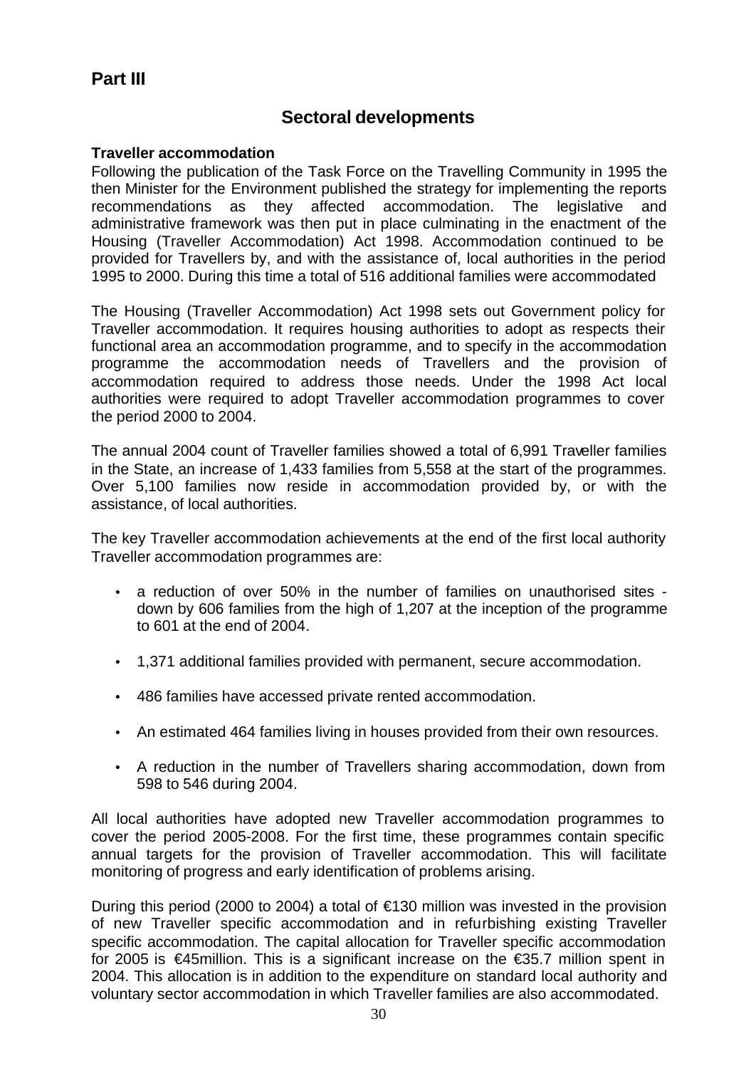## Part III

# Sectoral developments

**Traveller accommodation**

Following the publication of the Task Force on the Travelling Community in 1995 the then Minister for the Environment published the strategy for implementing the reports recommendations as they affected accommodation. The legislative and administrative framework was then put in place culminating in the enactment of the Housing (Traveller Accommodation) Act 1998. Accommodation continued to be provided for Travellers by, and with the assistance of, local authorities in the period 1995 to 2000. During this time a total of 516 additional families were accommodated

The Housing (Traveller Accommodation) Act 1998 sets out Government policy for Traveller accommodation. It requires housing authorities to adopt as respects their functional area an accommodation programme, and to specify in the accommodation programme the accommodation needs of Travellers and the provision of accommodation required to address those needs. Under the 1998 Act local authorities were required to adopt Traveller accommodation programmes to cover the period 2000 to 2004.

The annual 2004 count of Traveller families showed a total of 6,991 Traveller families in the State, an increase of 1,433 families from 5,558 at the start of the programmes. Over 5,100 families now reside in accommodation provided by, or with the assistance, of local authorities.

The key Traveller accommodation achievements at the end of the first local authority Traveller accommodation programmes are:

- a reduction of over 50% in the number of families on unauthorised sites - down by 606 families from the high of 1,207 at the inception of the programme to 601 at the end of 2004.
- 1,371 additional families provided with permanent, secure accommodation.
- 486 families have accessed private rented accommodation.
- An estimated 464 families living in houses provided from their own resources.
- A reduction in the number of Travellers sharing accommodation, down from 598 to 546 during 2004.

All local authorities have adopted new Traveller accommodation programmes to cover the period 2005-2008. For the first time, these programmes contain specific annual targets for the provision of Traveller accommodation. This will facilitate monitoring of progress and early identification of problems arising.

During this period (2000 to 2004) a total of €130 million was invested in the provision of new Traveller specific accommodation and in refurbishing existing Traveller specific accommodation. The capital allocation for Traveller specific accommodation for 2005 is €45million. This is a significant increase on the €35.7 million spent in 2004. This allocation is in addition to the expenditure on standard local authority and voluntary sector accommodation in which Traveller families are also accommodated.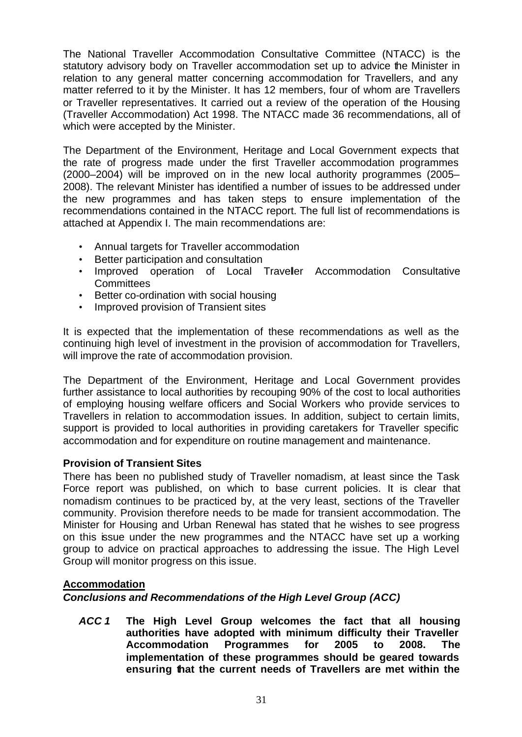The National Traveller Accommodation Consultative Committee (NTACC) is the statutory advisory body on Traveller accommodation set up to advice the Minister in relation to any general matter concerning accommodation for Travellers, and any matter referred to it by the Minister. It has 12 members, four of whom are Travellers or Traveller representatives. It carried out a review of the operation of the Housing (Traveller Accommodation) Act 1998. The NTACC made 36 recommendations, all of which were accepted by the Minister.

The Department of the Environment, Heritage and Local Government expects that the rate of progress made under the first Traveller accommodation programmes (2000–2004) will be improved on in the new local authority programmes (2005–2008). The relevant Minister has identified a number of issues to be addressed under the new programmes and has taken steps to ensure implementation of the recommendations contained in the NTACC report. The full list of recommendations is attached at Appendix I. The main recommendations are:

- Annual targets for Traveller accommodation
- Better participation and consultation
- Improved operation of Local Traveller Accommodation Consultative Committees
- Better co-ordination with social housing
- Improved provision of Transient sites

It is expected that the implementation of these recommendations as well as the continuing high level of investment in the provision of accommodation for Travellers, will improve the rate of accommodation provision.

The Department of the Environment, Heritage and Local Government provides further assistance to local authorities by recouping 90% of the cost to local authorities of employing housing welfare officers and Social Workers who provide services to Travellers in relation to accommodation issues. In addition, subject to certain limits, support is provided to local authorities in providing caretakers for Traveller specific accommodation and for expenditure on routine management and maintenance.

**Provision of Transient Sites**

There has been no published study of Traveller nomadism, at least since the Task Force report was published, on which to base current policies. It is clear that nomadism continues to be practiced by, at the very least, sections of the Traveller community. Provision therefore needs to be made for transient accommodation. The Minister for Housing and Urban Renewal has stated that he wishes to see progress on this issue under the new programmes and the NTACC have set up a working group to advice on practical approaches to addressing the issue. The High Level Group will monitor progress on this issue.

**Accommodation**

***Conclusions and Recommendations of the High Level Group (ACC)***

***ACC 1*** **The High Level Group welcomes the fact that all housing authorities have adopted with minimum difficulty their Traveller Accommodation Programmes for 2005 to 2008. The implementation of these programmes should be geared towards ensuring that the current needs of Travellers are met within the**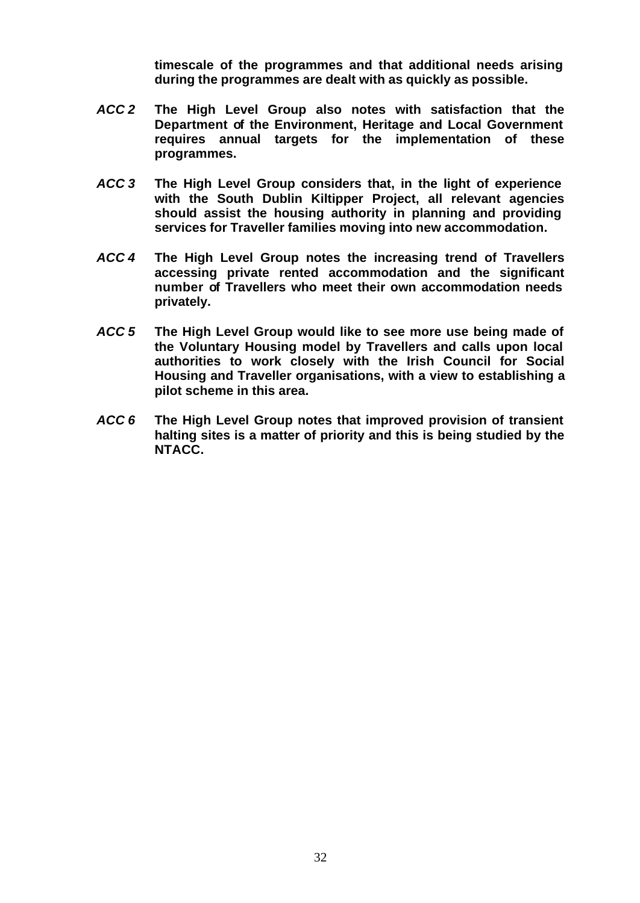**timescale of the programmes and that additional needs arising during the programmes are dealt with as quickly as possible.**

***ACC 2*** **The High Level Group also notes with satisfaction that the Department of the Environment, Heritage and Local Government requires annual targets for the implementation of these programmes.**

***ACC 3*** **The High Level Group considers that, in the light of experience with the South Dublin Kiltipper Project, all relevant agencies should assist the housing authority in planning and providing services for Traveller families moving into new accommodation.**

***ACC 4*** **The High Level Group notes the increasing trend of Travellers accessing private rented accommodation and the significant number of Travellers who meet their own accommodation needs privately.**

***ACC 5*** **The High Level Group would like to see more use being made of the Voluntary Housing model by Travellers and calls upon local authorities to work closely with the Irish Council for Social Housing and Traveller organisations, with a view to establishing a pilot scheme in this area.**

***ACC 6*** **The High Level Group notes that improved provision of transient halting sites is a matter of priority and this is being studied by the NTACC.**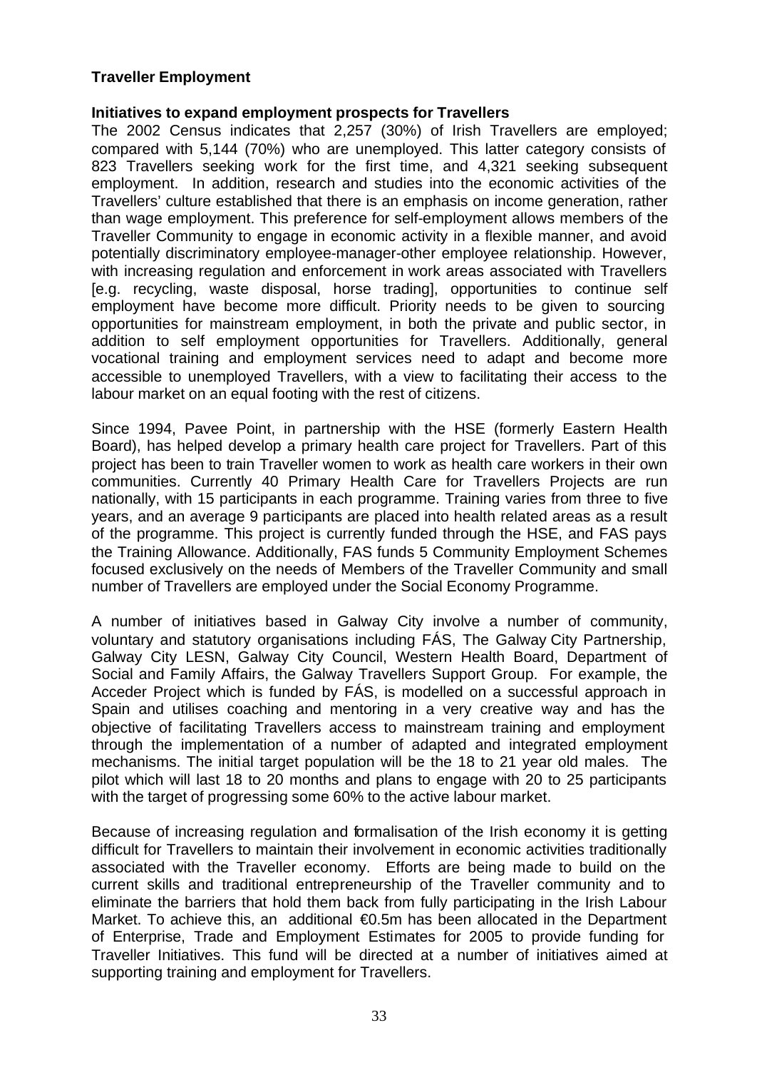## Traveller Employment

### Initiatives to expand employment prospects for Travellers

The 2002 Census indicates that 2,257 (30%) of Irish Travellers are employed; compared with 5,144 (70%) who are unemployed. This latter category consists of 823 Travellers seeking work for the first time, and 4,321 seeking subsequent employment. In addition, research and studies into the economic activities of the Travellers' culture established that there is an emphasis on income generation, rather than wage employment. This preference for self-employment allows members of the Traveller Community to engage in economic activity in a flexible manner, and avoid potentially discriminatory employee-manager-other employee relationship. However, with increasing regulation and enforcement in work areas associated with Travellers [e.g. recycling, waste disposal, horse trading], opportunities to continue self employment have become more difficult. Priority needs to be given to sourcing opportunities for mainstream employment, in both the private and public sector, in addition to self employment opportunities for Travellers. Additionally, general vocational training and employment services need to adapt and become more accessible to unemployed Travellers, with a view to facilitating their access to the labour market on an equal footing with the rest of citizens.

Since 1994, Pavee Point, in partnership with the HSE (formerly Eastern Health Board), has helped develop a primary health care project for Travellers. Part of this project has been to train Traveller women to work as health care workers in their own communities. Currently 40 Primary Health Care for Travellers Projects are run nationally, with 15 participants in each programme. Training varies from three to five years, and an average 9 participants are placed into health related areas as a result of the programme. This project is currently funded through the HSE, and FAS pays the Training Allowance. Additionally, FAS funds 5 Community Employment Schemes focused exclusively on the needs of Members of the Traveller Community and small number of Travellers are employed under the Social Economy Programme.

A number of initiatives based in Galway City involve a number of community, voluntary and statutory organisations including FÁS, The Galway City Partnership, Galway City LESN, Galway City Council, Western Health Board, Department of Social and Family Affairs, the Galway Travellers Support Group. For example, the Acceder Project which is funded by FÁS, is modelled on a successful approach in Spain and utilises coaching and mentoring in a very creative way and has the objective of facilitating Travellers access to mainstream training and employment through the implementation of a number of adapted and integrated employment mechanisms. The initial target population will be the 18 to 21 year old males. The pilot which will last 18 to 20 months and plans to engage with 20 to 25 participants with the target of progressing some 60% to the active labour market.

Because of increasing regulation and formalisation of the Irish economy it is getting difficult for Travellers to maintain their involvement in economic activities traditionally associated with the Traveller economy. Efforts are being made to build on the current skills and traditional entrepreneurship of the Traveller community and to eliminate the barriers that hold them back from fully participating in the Irish Labour Market. To achieve this, an additional €0.5m has been allocated in the Department of Enterprise, Trade and Employment Estimates for 2005 to provide funding for Traveller Initiatives. This fund will be directed at a number of initiatives aimed at supporting training and employment for Travellers.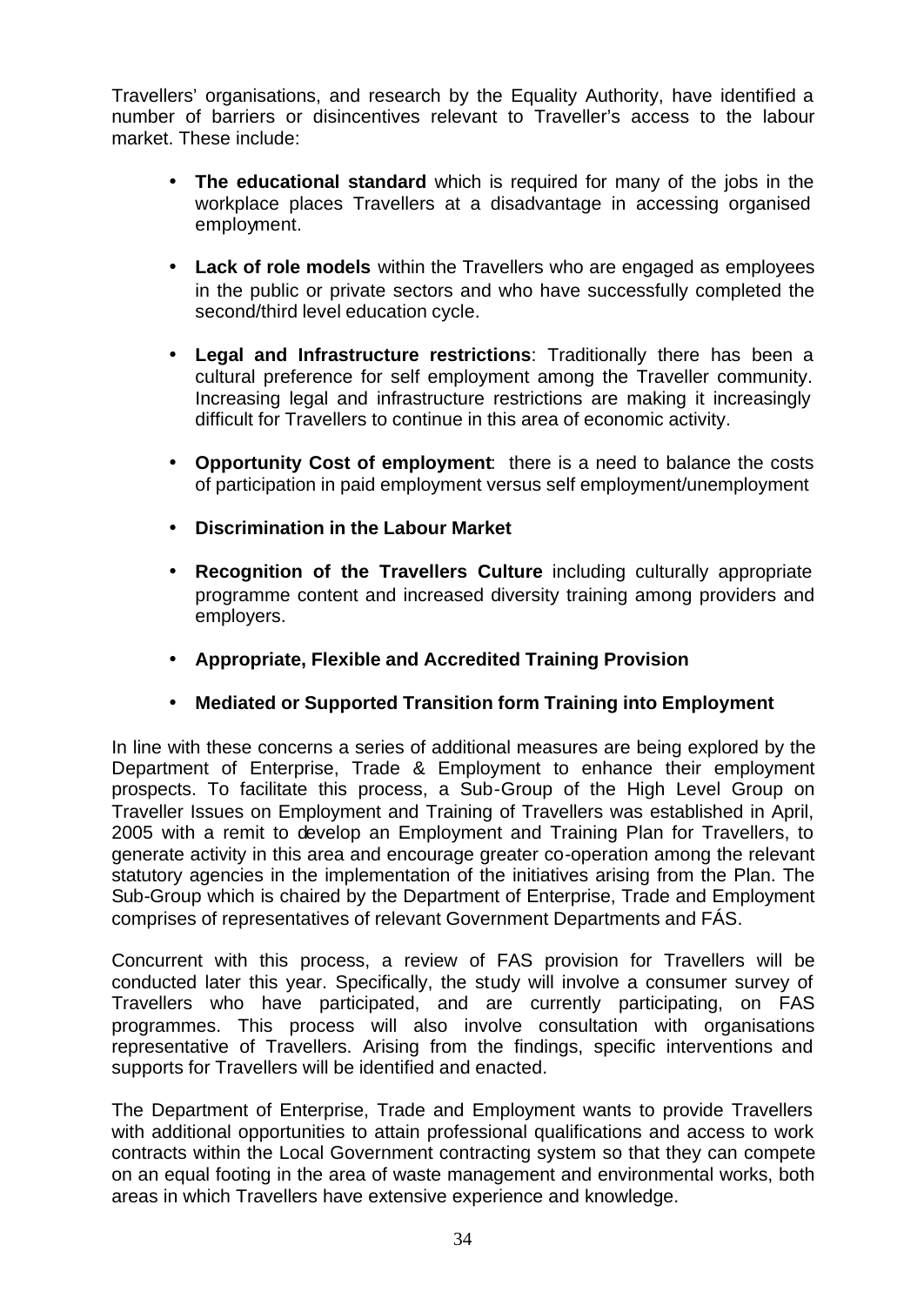Travellers' organisations, and research by the Equality Authority, have identified a number of barriers or disincentives relevant to Traveller's access to the labour market. These include:

- **The educational standard** which is required for many of the jobs in the workplace places Travellers at a disadvantage in accessing organised employment.

- **Lack of role models** within the Travellers who are engaged as employees in the public or private sectors and who have successfully completed the second/third level education cycle.

- **Legal and Infrastructure restrictions**: Traditionally there has been a cultural preference for self employment among the Traveller community. Increasing legal and infrastructure restrictions are making it increasingly difficult for Travellers to continue in this area of economic activity.

- **Opportunity Cost of employment**: there is a need to balance the costs of participation in paid employment versus self employment/unemployment

- **Discrimination in the Labour Market**

- **Recognition of the Travellers Culture** including culturally appropriate programme content and increased diversity training among providers and employers.

- **Appropriate, Flexible and Accredited Training Provision**

- **Mediated or Supported Transition form Training into Employment**

In line with these concerns a series of additional measures are being explored by the Department of Enterprise, Trade & Employment to enhance their employment prospects. To facilitate this process, a Sub-Group of the High Level Group on Traveller Issues on Employment and Training of Travellers was established in April, 2005 with a remit to develop an Employment and Training Plan for Travellers, to generate activity in this area and encourage greater co-operation among the relevant statutory agencies in the implementation of the initiatives arising from the Plan. The Sub-Group which is chaired by the Department of Enterprise, Trade and Employment comprises of representatives of relevant Government Departments and FÁS.

Concurrent with this process, a review of FAS provision for Travellers will be conducted later this year. Specifically, the study will involve a consumer survey of Travellers who have participated, and are currently participating, on FAS programmes. This process will also involve consultation with organisations representative of Travellers. Arising from the findings, specific interventions and supports for Travellers will be identified and enacted.

The Department of Enterprise, Trade and Employment wants to provide Travellers with additional opportunities to attain professional qualifications and access to work contracts within the Local Government contracting system so that they can compete on an equal footing in the area of waste management and environmental works, both areas in which Travellers have extensive experience and knowledge.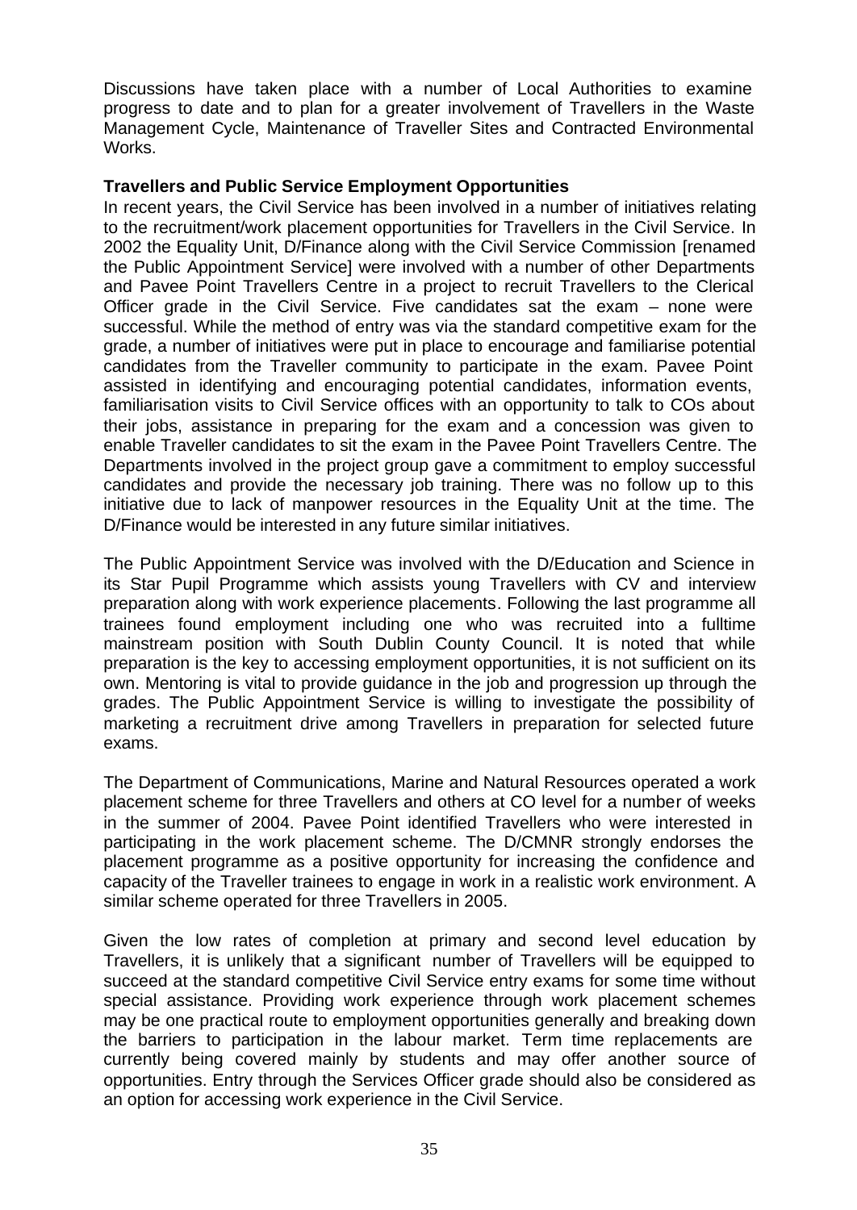Discussions have taken place with a number of Local Authorities to examine progress to date and to plan for a greater involvement of Travellers in the Waste Management Cycle, Maintenance of Traveller Sites and Contracted Environmental Works.

**Travellers and Public Service Employment Opportunities**

In recent years, the Civil Service has been involved in a number of initiatives relating to the recruitment/work placement opportunities for Travellers in the Civil Service. In 2002 the Equality Unit, D/Finance along with the Civil Service Commission [renamed the Public Appointment Service] were involved with a number of other Departments and Pavee Point Travellers Centre in a project to recruit Travellers to the Clerical Officer grade in the Civil Service. Five candidates sat the exam – none were successful. While the method of entry was via the standard competitive exam for the grade, a number of initiatives were put in place to encourage and familiarise potential candidates from the Traveller community to participate in the exam. Pavee Point assisted in identifying and encouraging potential candidates, information events, familiarisation visits to Civil Service offices with an opportunity to talk to COs about their jobs, assistance in preparing for the exam and a concession was given to enable Traveller candidates to sit the exam in the Pavee Point Travellers Centre. The Departments involved in the project group gave a commitment to employ successful candidates and provide the necessary job training. There was no follow up to this initiative due to lack of manpower resources in the Equality Unit at the time. The D/Finance would be interested in any future similar initiatives.

The Public Appointment Service was involved with the D/Education and Science in its Star Pupil Programme which assists young Travellers with CV and interview preparation along with work experience placements. Following the last programme all trainees found employment including one who was recruited into a fulltime mainstream position with South Dublin County Council. It is noted that while preparation is the key to accessing employment opportunities, it is not sufficient on its own. Mentoring is vital to provide guidance in the job and progression up through the grades. The Public Appointment Service is willing to investigate the possibility of marketing a recruitment drive among Travellers in preparation for selected future exams.

The Department of Communications, Marine and Natural Resources operated a work placement scheme for three Travellers and others at CO level for a number of weeks in the summer of 2004. Pavee Point identified Travellers who were interested in participating in the work placement scheme. The D/CMNR strongly endorses the placement programme as a positive opportunity for increasing the confidence and capacity of the Traveller trainees to engage in work in a realistic work environment. A similar scheme operated for three Travellers in 2005.

Given the low rates of completion at primary and second level education by Travellers, it is unlikely that a significant number of Travellers will be equipped to succeed at the standard competitive Civil Service entry exams for some time without special assistance. Providing work experience through work placement schemes may be one practical route to employment opportunities generally and breaking down the barriers to participation in the labour market. Term time replacements are currently being covered mainly by students and may offer another source of opportunities. Entry through the Services Officer grade should also be considered as an option for accessing work experience in the Civil Service.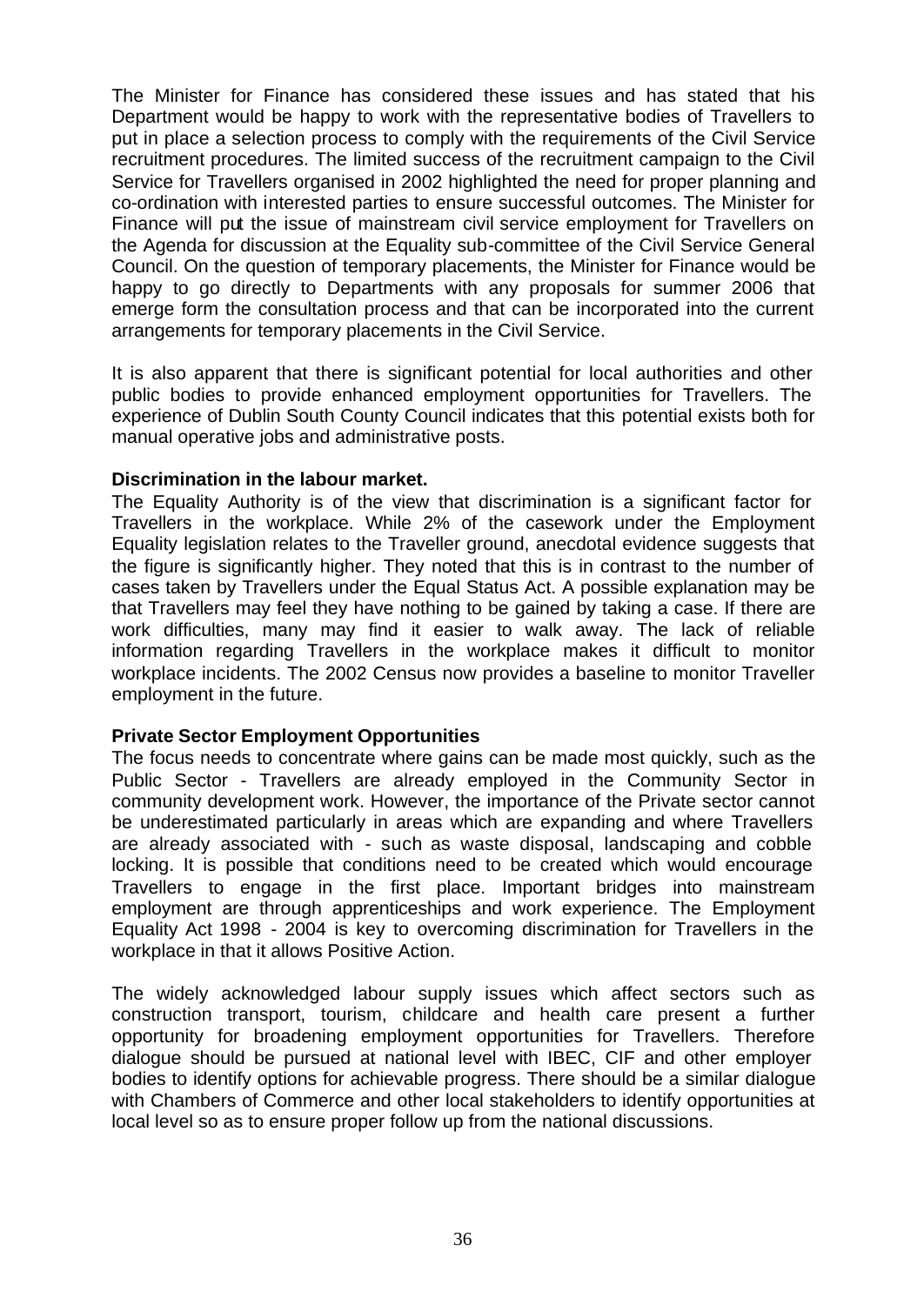The Minister for Finance has considered these issues and has stated that his Department would be happy to work with the representative bodies of Travellers to put in place a selection process to comply with the requirements of the Civil Service recruitment procedures. The limited success of the recruitment campaign to the Civil Service for Travellers organised in 2002 highlighted the need for proper planning and co-ordination with interested parties to ensure successful outcomes. The Minister for Finance will put the issue of mainstream civil service employment for Travellers on the Agenda for discussion at the Equality sub-committee of the Civil Service General Council. On the question of temporary placements, the Minister for Finance would be happy to go directly to Departments with any proposals for summer 2006 that emerge form the consultation process and that can be incorporated into the current arrangements for temporary placements in the Civil Service.

It is also apparent that there is significant potential for local authorities and other public bodies to provide enhanced employment opportunities for Travellers. The experience of Dublin South County Council indicates that this potential exists both for manual operative jobs and administrative posts.

**Discrimination in the labour market.**

The Equality Authority is of the view that discrimination is a significant factor for Travellers in the workplace. While 2% of the casework under the Employment Equality legislation relates to the Traveller ground, anecdotal evidence suggests that the figure is significantly higher. They noted that this is in contrast to the number of cases taken by Travellers under the Equal Status Act. A possible explanation may be that Travellers may feel they have nothing to be gained by taking a case. If there are work difficulties, many may find it easier to walk away. The lack of reliable information regarding Travellers in the workplace makes it difficult to monitor workplace incidents. The 2002 Census now provides a baseline to monitor Traveller employment in the future.

**Private Sector Employment Opportunities**

The focus needs to concentrate where gains can be made most quickly, such as the Public Sector - Travellers are already employed in the Community Sector in community development work. However, the importance of the Private sector cannot be underestimated particularly in areas which are expanding and where Travellers are already associated with - such as waste disposal, landscaping and cobble locking. It is possible that conditions need to be created which would encourage Travellers to engage in the first place. Important bridges into mainstream employment are through apprenticeships and work experience. The Employment Equality Act 1998 - 2004 is key to overcoming discrimination for Travellers in the workplace in that it allows Positive Action.

The widely acknowledged labour supply issues which affect sectors such as construction transport, tourism, childcare and health care present a further opportunity for broadening employment opportunities for Travellers. Therefore dialogue should be pursued at national level with IBEC, CIF and other employer bodies to identify options for achievable progress. There should be a similar dialogue with Chambers of Commerce and other local stakeholders to identify opportunities at local level so as to ensure proper follow up from the national discussions.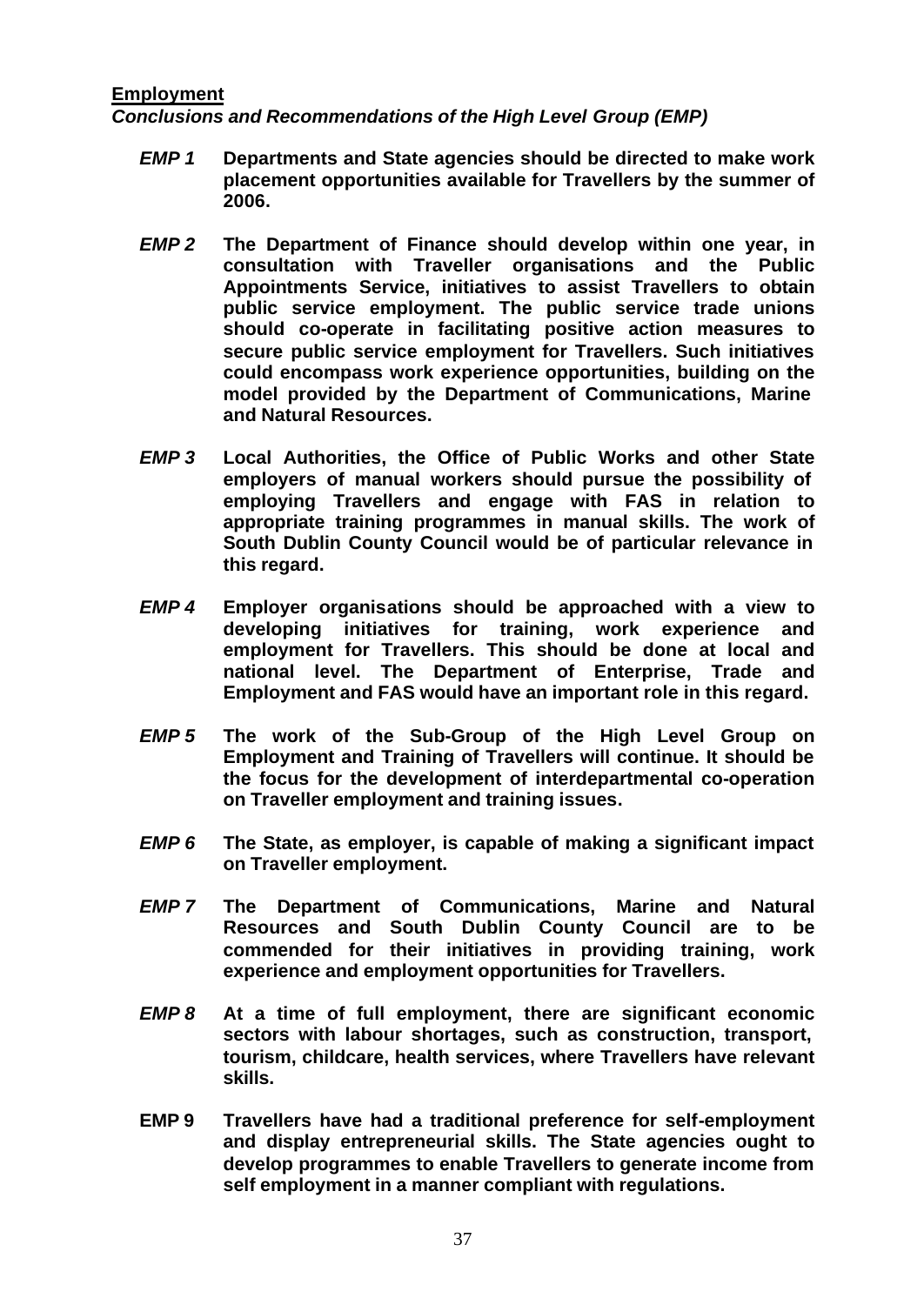**Employment**

***Conclusions and Recommendations of the High Level Group (EMP)***

***EMP 1*** **Departments and State agencies should be directed to make work placement opportunities available for Travellers by the summer of 2006.**

***EMP 2*** **The Department of Finance should develop within one year, in consultation with Traveller organisations and the Public Appointments Service, initiatives to assist Travellers to obtain public service employment. The public service trade unions should co-operate in facilitating positive action measures to secure public service employment for Travellers. Such initiatives could encompass work experience opportunities, building on the model provided by the Department of Communications, Marine and Natural Resources.**

***EMP 3*** **Local Authorities, the Office of Public Works and other State employers of manual workers should pursue the possibility of employing Travellers and engage with FAS in relation to appropriate training programmes in manual skills. The work of South Dublin County Council would be of particular relevance in this regard.**

***EMP 4*** **Employer organisations should be approached with a view to developing initiatives for training, work experience and employment for Travellers. This should be done at local and national level. The Department of Enterprise, Trade and Employment and FAS would have an important role in this regard.**

***EMP 5*** **The work of the Sub-Group of the High Level Group on Employment and Training of Travellers will continue. It should be the focus for the development of interdepartmental co-operation on Traveller employment and training issues.**

***EMP 6*** **The State, as employer, is capable of making a significant impact on Traveller employment.**

***EMP 7*** **The Department of Communications, Marine and Natural Resources and South Dublin County Council are to be commended for their initiatives in providing training, work experience and employment opportunities for Travellers.**

***EMP 8*** **At a time of full employment, there are significant economic sectors with labour shortages, such as construction, transport, tourism, childcare, health services, where Travellers have relevant skills.**

**EMP 9** **Travellers have had a traditional preference for self-employment and display entrepreneurial skills. The State agencies ought to develop programmes to enable Travellers to generate income from self employment in a manner compliant with regulations.**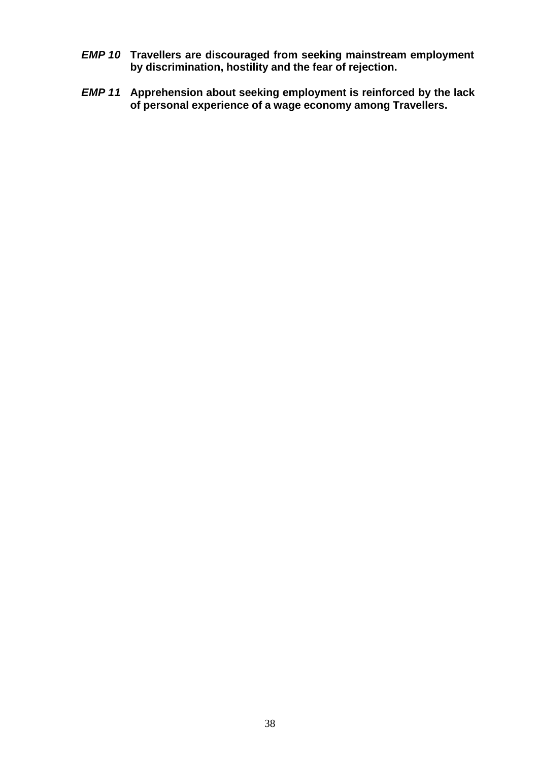***EMP 10*** **Travellers are discouraged from seeking mainstream employment by discrimination, hostility and the fear of rejection.**

***EMP 11*** **Apprehension about seeking employment is reinforced by the lack of personal experience of a wage economy among Travellers.**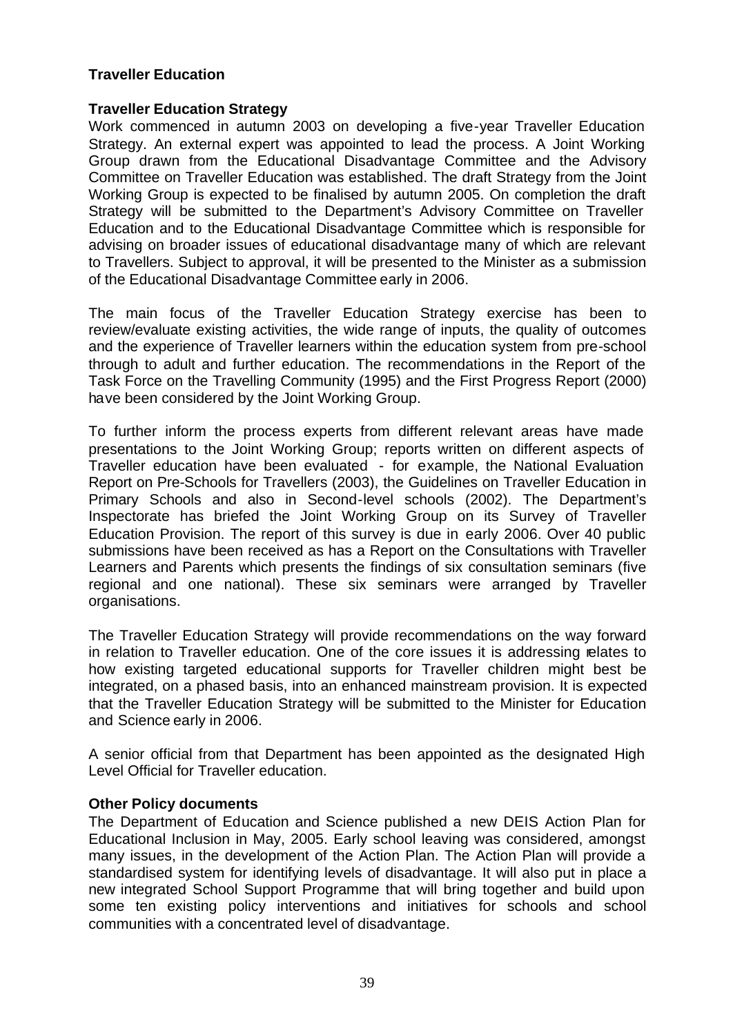## Traveller Education

### Traveller Education Strategy

Work commenced in autumn 2003 on developing a five-year Traveller Education Strategy. An external expert was appointed to lead the process. A Joint Working Group drawn from the Educational Disadvantage Committee and the Advisory Committee on Traveller Education was established. The draft Strategy from the Joint Working Group is expected to be finalised by autumn 2005. On completion the draft Strategy will be submitted to the Department's Advisory Committee on Traveller Education and to the Educational Disadvantage Committee which is responsible for advising on broader issues of educational disadvantage many of which are relevant to Travellers. Subject to approval, it will be presented to the Minister as a submission of the Educational Disadvantage Committee early in 2006.

The main focus of the Traveller Education Strategy exercise has been to review/evaluate existing activities, the wide range of inputs, the quality of outcomes and the experience of Traveller learners within the education system from pre-school through to adult and further education. The recommendations in the Report of the Task Force on the Travelling Community (1995) and the First Progress Report (2000) have been considered by the Joint Working Group.

To further inform the process experts from different relevant areas have made presentations to the Joint Working Group; reports written on different aspects of Traveller education have been evaluated - for example, the National Evaluation Report on Pre-Schools for Travellers (2003), the Guidelines on Traveller Education in Primary Schools and also in Second-level schools (2002). The Department's Inspectorate has briefed the Joint Working Group on its Survey of Traveller Education Provision. The report of this survey is due in early 2006. Over 40 public submissions have been received as has a Report on the Consultations with Traveller Learners and Parents which presents the findings of six consultation seminars (five regional and one national). These six seminars were arranged by Traveller organisations.

The Traveller Education Strategy will provide recommendations on the way forward in relation to Traveller education. One of the core issues it is addressing relates to how existing targeted educational supports for Traveller children might best be integrated, on a phased basis, into an enhanced mainstream provision. It is expected that the Traveller Education Strategy will be submitted to the Minister for Education and Science early in 2006.

A senior official from that Department has been appointed as the designated High Level Official for Traveller education.

### Other Policy documents

The Department of Education and Science published a new DEIS Action Plan for Educational Inclusion in May, 2005. Early school leaving was considered, amongst many issues, in the development of the Action Plan. The Action Plan will provide a standardised system for identifying levels of disadvantage. It will also put in place a new integrated School Support Programme that will bring together and build upon some ten existing policy interventions and initiatives for schools and school communities with a concentrated level of disadvantage.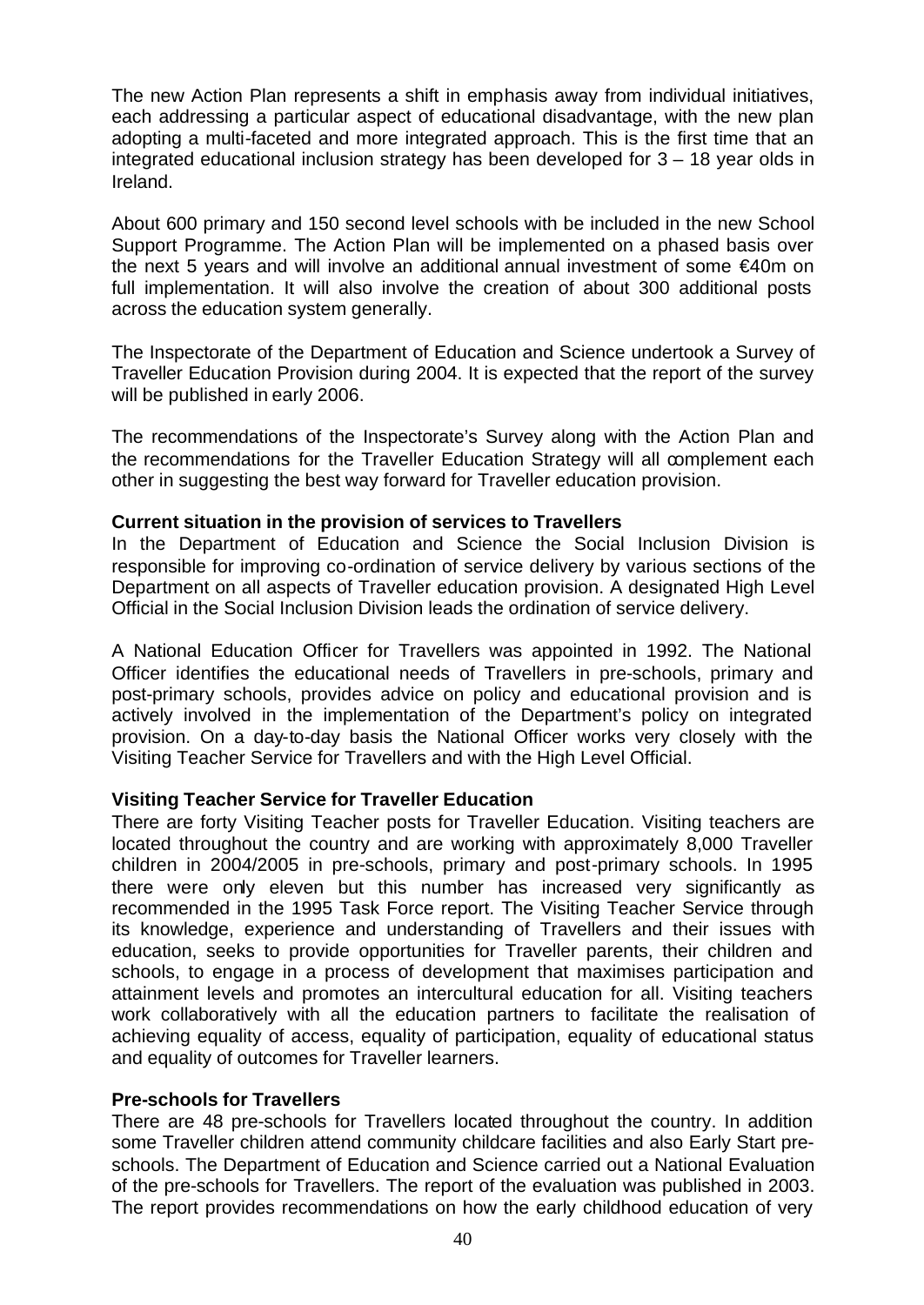The new Action Plan represents a shift in emphasis away from individual initiatives, each addressing a particular aspect of educational disadvantage, with the new plan adopting a multi-faceted and more integrated approach. This is the first time that an integrated educational inclusion strategy has been developed for 3 – 18 year olds in Ireland.

About 600 primary and 150 second level schools with be included in the new School Support Programme. The Action Plan will be implemented on a phased basis over the next 5 years and will involve an additional annual investment of some €40m on full implementation. It will also involve the creation of about 300 additional posts across the education system generally.

The Inspectorate of the Department of Education and Science undertook a Survey of Traveller Education Provision during 2004. It is expected that the report of the survey will be published in early 2006.

The recommendations of the Inspectorate's Survey along with the Action Plan and the recommendations for the Traveller Education Strategy will all complement each other in suggesting the best way forward for Traveller education provision.

**Current situation in the provision of services to Travellers**

In the Department of Education and Science the Social Inclusion Division is responsible for improving co-ordination of service delivery by various sections of the Department on all aspects of Traveller education provision. A designated High Level Official in the Social Inclusion Division leads the ordination of service delivery.

A National Education Officer for Travellers was appointed in 1992. The National Officer identifies the educational needs of Travellers in pre-schools, primary and post-primary schools, provides advice on policy and educational provision and is actively involved in the implementation of the Department's policy on integrated provision. On a day-to-day basis the National Officer works very closely with the Visiting Teacher Service for Travellers and with the High Level Official.

**Visiting Teacher Service for Traveller Education**

There are forty Visiting Teacher posts for Traveller Education. Visiting teachers are located throughout the country and are working with approximately 8,000 Traveller children in 2004/2005 in pre-schools, primary and post-primary schools. In 1995 there were only eleven but this number has increased very significantly as recommended in the 1995 Task Force report. The Visiting Teacher Service through its knowledge, experience and understanding of Travellers and their issues with education, seeks to provide opportunities for Traveller parents, their children and schools, to engage in a process of development that maximises participation and attainment levels and promotes an intercultural education for all. Visiting teachers work collaboratively with all the education partners to facilitate the realisation of achieving equality of access, equality of participation, equality of educational status and equality of outcomes for Traveller learners.

**Pre-schools for Travellers**

There are 48 pre-schools for Travellers located throughout the country. In addition some Traveller children attend community childcare facilities and also Early Start pre-schools. The Department of Education and Science carried out a National Evaluation of the pre-schools for Travellers. The report of the evaluation was published in 2003. The report provides recommendations on how the early childhood education of very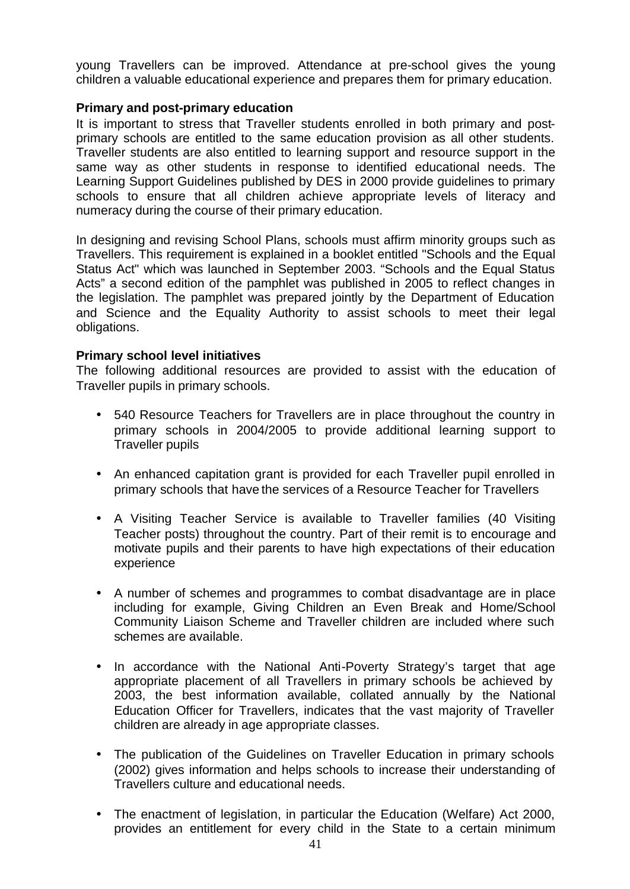young Travellers can be improved. Attendance at pre-school gives the young children a valuable educational experience and prepares them for primary education.

**Primary and post-primary education**

It is important to stress that Traveller students enrolled in both primary and post-primary schools are entitled to the same education provision as all other students. Traveller students are also entitled to learning support and resource support in the same way as other students in response to identified educational needs. The Learning Support Guidelines published by DES in 2000 provide guidelines to primary schools to ensure that all children achieve appropriate levels of literacy and numeracy during the course of their primary education.

In designing and revising School Plans, schools must affirm minority groups such as Travellers. This requirement is explained in a booklet entitled "Schools and the Equal Status Act" which was launched in September 2003. "Schools and the Equal Status Acts" a second edition of the pamphlet was published in 2005 to reflect changes in the legislation. The pamphlet was prepared jointly by the Department of Education and Science and the Equality Authority to assist schools to meet their legal obligations.

**Primary school level initiatives**

The following additional resources are provided to assist with the education of Traveller pupils in primary schools.

- 540 Resource Teachers for Travellers are in place throughout the country in primary schools in 2004/2005 to provide additional learning support to Traveller pupils
- An enhanced capitation grant is provided for each Traveller pupil enrolled in primary schools that have the services of a Resource Teacher for Travellers
- A Visiting Teacher Service is available to Traveller families (40 Visiting Teacher posts) throughout the country. Part of their remit is to encourage and motivate pupils and their parents to have high expectations of their education experience
- A number of schemes and programmes to combat disadvantage are in place including for example, Giving Children an Even Break and Home/School Community Liaison Scheme and Traveller children are included where such schemes are available.
- In accordance with the National Anti-Poverty Strategy's target that age appropriate placement of all Travellers in primary schools be achieved by 2003, the best information available, collated annually by the National Education Officer for Travellers, indicates that the vast majority of Traveller children are already in age appropriate classes.
- The publication of the Guidelines on Traveller Education in primary schools (2002) gives information and helps schools to increase their understanding of Travellers culture and educational needs.
- The enactment of legislation, in particular the Education (Welfare) Act 2000, provides an entitlement for every child in the State to a certain minimum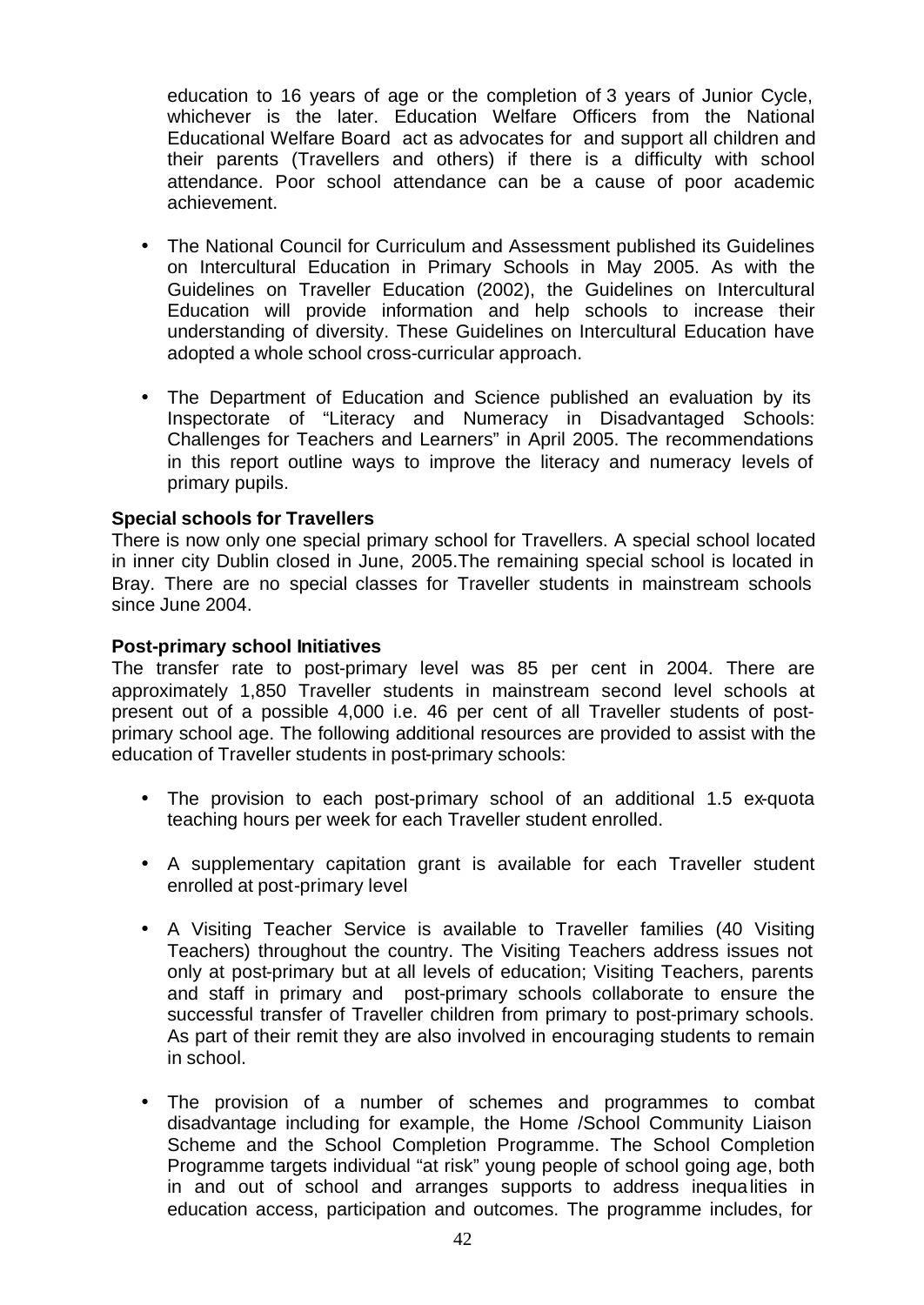education to 16 years of age or the completion of 3 years of Junior Cycle, whichever is the later. Education Welfare Officers from the National Educational Welfare Board act as advocates for and support all children and their parents (Travellers and others) if there is a difficulty with school attendance. Poor school attendance can be a cause of poor academic achievement.

- The National Council for Curriculum and Assessment published its Guidelines on Intercultural Education in Primary Schools in May 2005. As with the Guidelines on Traveller Education (2002), the Guidelines on Intercultural Education will provide information and help schools to increase their understanding of diversity. These Guidelines on Intercultural Education have adopted a whole school cross-curricular approach.

- The Department of Education and Science published an evaluation by its Inspectorate of "Literacy and Numeracy in Disadvantaged Schools: Challenges for Teachers and Learners" in April 2005. The recommendations in this report outline ways to improve the literacy and numeracy levels of primary pupils.

**Special schools for Travellers**

There is now only one special primary school for Travellers. A special school located in inner city Dublin closed in June, 2005.The remaining special school is located in Bray. There are no special classes for Traveller students in mainstream schools since June 2004.

**Post-primary school Initiatives**

The transfer rate to post-primary level was 85 per cent in 2004. There are approximately 1,850 Traveller students in mainstream second level schools at present out of a possible 4,000 i.e. 46 per cent of all Traveller students of post-primary school age. The following additional resources are provided to assist with the education of Traveller students in post-primary schools:

- The provision to each post-primary school of an additional 1.5 ex-quota teaching hours per week for each Traveller student enrolled.

- A supplementary capitation grant is available for each Traveller student enrolled at post-primary level

- A Visiting Teacher Service is available to Traveller families (40 Visiting Teachers) throughout the country. The Visiting Teachers address issues not only at post-primary but at all levels of education; Visiting Teachers, parents and staff in primary and post-primary schools collaborate to ensure the successful transfer of Traveller children from primary to post-primary schools. As part of their remit they are also involved in encouraging students to remain in school.

- The provision of a number of schemes and programmes to combat disadvantage including for example, the Home /School Community Liaison Scheme and the School Completion Programme. The School Completion Programme targets individual "at risk" young people of school going age, both in and out of school and arranges supports to address inequalities in education access, participation and outcomes. The programme includes, for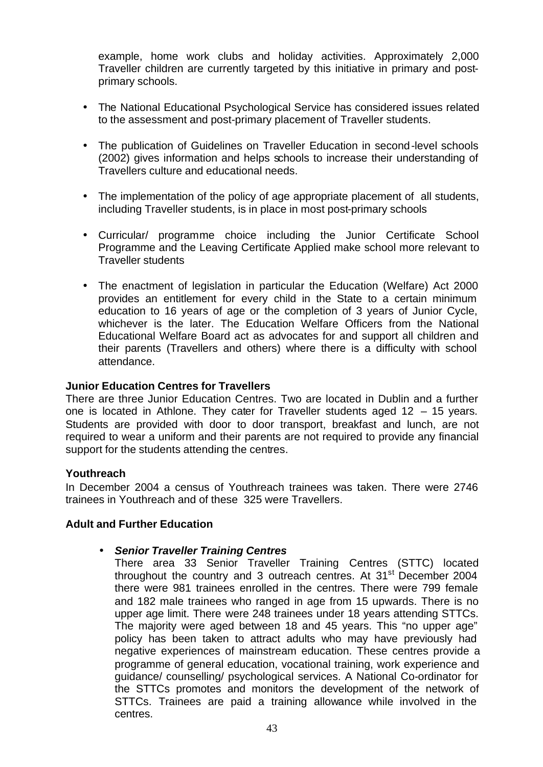example, home work clubs and holiday activities. Approximately 2,000 Traveller children are currently targeted by this initiative in primary and post-primary schools.

- The National Educational Psychological Service has considered issues related to the assessment and post-primary placement of Traveller students.
- The publication of Guidelines on Traveller Education in second-level schools (2002) gives information and helps schools to increase their understanding of Travellers culture and educational needs.
- The implementation of the policy of age appropriate placement of all students, including Traveller students, is in place in most post-primary schools
- Curricular/ programme choice including the Junior Certificate School Programme and the Leaving Certificate Applied make school more relevant to Traveller students
- The enactment of legislation in particular the Education (Welfare) Act 2000 provides an entitlement for every child in the State to a certain minimum education to 16 years of age or the completion of 3 years of Junior Cycle, whichever is the later. The Education Welfare Officers from the National Educational Welfare Board act as advocates for and support all children and their parents (Travellers and others) where there is a difficulty with school attendance.

**Junior Education Centres for Travellers**

There are three Junior Education Centres. Two are located in Dublin and a further one is located in Athlone. They cater for Traveller students aged 12 – 15 years. Students are provided with door to door transport, breakfast and lunch, are not required to wear a uniform and their parents are not required to provide any financial support for the students attending the centres.

**Youthreach**

In December 2004 a census of Youthreach trainees was taken. There were 2746 trainees in Youthreach and of these 325 were Travellers.

**Adult and Further Education**

- ***Senior Traveller Training Centres***

  There area 33 Senior Traveller Training Centres (STTC) located throughout the country and 3 outreach centres. At 31st December 2004 there were 981 trainees enrolled in the centres. There were 799 female and 182 male trainees who ranged in age from 15 upwards. There is no upper age limit. There were 248 trainees under 18 years attending STTCs. The majority were aged between 18 and 45 years. This "no upper age" policy has been taken to attract adults who may have previously had negative experiences of mainstream education. These centres provide a programme of general education, vocational training, work experience and guidance/ counselling/ psychological services. A National Co-ordinator for the STTCs promotes and monitors the development of the network of STTCs. Trainees are paid a training allowance while involved in the centres.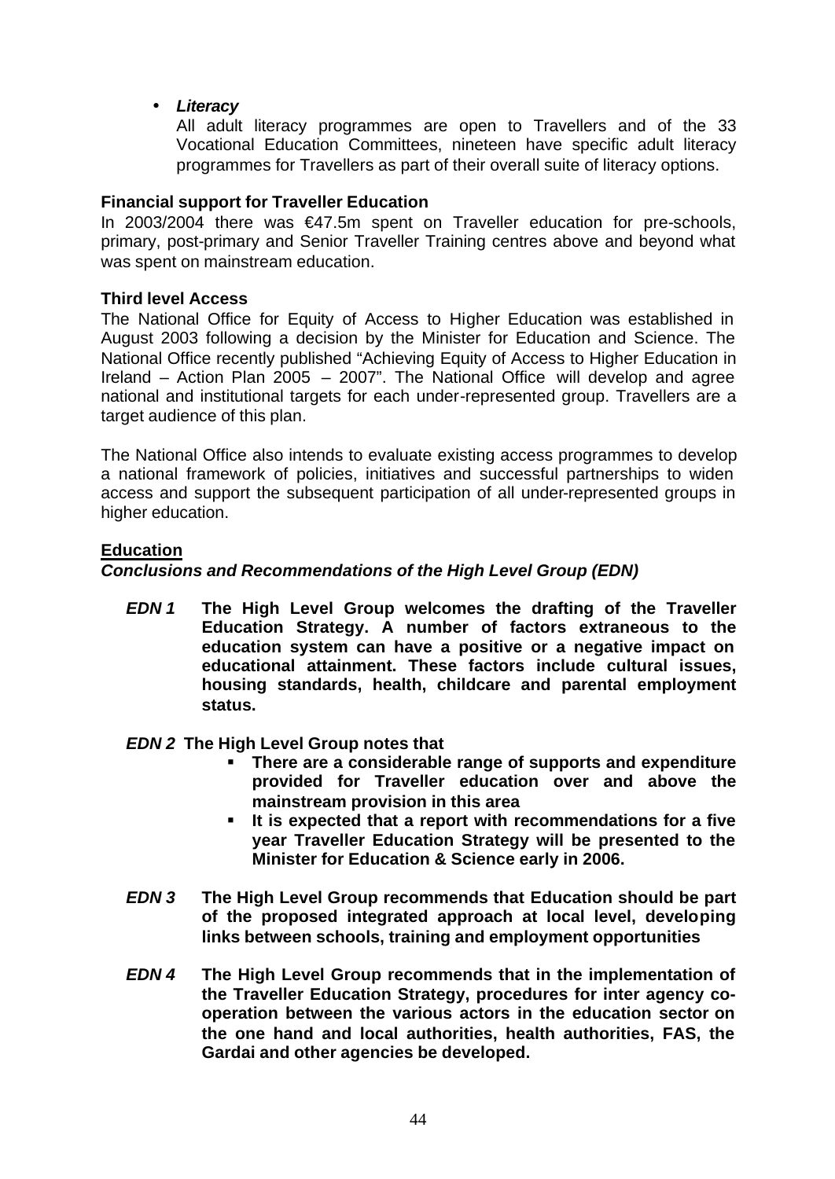- ***Literacy***
  All adult literacy programmes are open to Travellers and of the 33 Vocational Education Committees, nineteen have specific adult literacy programmes for Travellers as part of their overall suite of literacy options.

**Financial support for Traveller Education**

In 2003/2004 there was €47.5m spent on Traveller education for pre-schools, primary, post-primary and Senior Traveller Training centres above and beyond what was spent on mainstream education.

**Third level Access**

The National Office for Equity of Access to Higher Education was established in August 2003 following a decision by the Minister for Education and Science. The National Office recently published "Achieving Equity of Access to Higher Education in Ireland – Action Plan 2005 – 2007". The National Office will develop and agree national and institutional targets for each under-represented group. Travellers are a target audience of this plan.

The National Office also intends to evaluate existing access programmes to develop a national framework of policies, initiatives and successful partnerships to widen access and support the subsequent participation of all under-represented groups in higher education.

**Education**

***Conclusions and Recommendations of the High Level Group (EDN)***

***EDN 1*** **The High Level Group welcomes the drafting of the Traveller Education Strategy. A number of factors extraneous to the education system can have a positive or a negative impact on educational attainment. These factors include cultural issues, housing standards, health, childcare and parental employment status.**

***EDN 2*** **The High Level Group notes that**

- **There are a considerable range of supports and expenditure provided for Traveller education over and above the mainstream provision in this area**
- **It is expected that a report with recommendations for a five year Traveller Education Strategy will be presented to the Minister for Education & Science early in 2006.**

***EDN 3*** **The High Level Group recommends that Education should be part of the proposed integrated approach at local level, developing links between schools, training and employment opportunities**

***EDN 4*** **The High Level Group recommends that in the implementation of the Traveller Education Strategy, procedures for inter agency co-operation between the various actors in the education sector on the one hand and local authorities, health authorities, FAS, the Gardai and other agencies be developed.**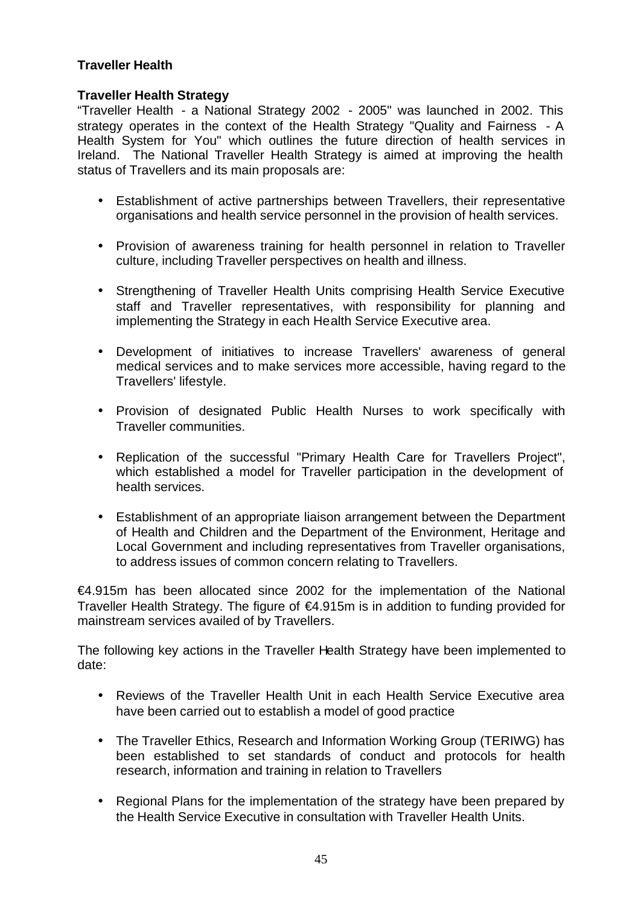**Traveller Health**

**Traveller Health Strategy**

"Traveller Health - a National Strategy 2002 - 2005" was launched in 2002. This strategy operates in the context of the Health Strategy "Quality and Fairness - A Health System for You" which outlines the future direction of health services in Ireland. The National Traveller Health Strategy is aimed at improving the health status of Travellers and its main proposals are:

- Establishment of active partnerships between Travellers, their representative organisations and health service personnel in the provision of health services.
- Provision of awareness training for health personnel in relation to Traveller culture, including Traveller perspectives on health and illness.
- Strengthening of Traveller Health Units comprising Health Service Executive staff and Traveller representatives, with responsibility for planning and implementing the Strategy in each Health Service Executive area.
- Development of initiatives to increase Travellers' awareness of general medical services and to make services more accessible, having regard to the Travellers' lifestyle.
- Provision of designated Public Health Nurses to work specifically with Traveller communities.
- Replication of the successful "Primary Health Care for Travellers Project", which established a model for Traveller participation in the development of health services.
- Establishment of an appropriate liaison arrangement between the Department of Health and Children and the Department of the Environment, Heritage and Local Government and including representatives from Traveller organisations, to address issues of common concern relating to Travellers.

€4.915m has been allocated since 2002 for the implementation of the National Traveller Health Strategy. The figure of €4.915m is in addition to funding provided for mainstream services availed of by Travellers.

The following key actions in the Traveller Health Strategy have been implemented to date:

- Reviews of the Traveller Health Unit in each Health Service Executive area have been carried out to establish a model of good practice
- The Traveller Ethics, Research and Information Working Group (TERIWG) has been established to set standards of conduct and protocols for health research, information and training in relation to Travellers
- Regional Plans for the implementation of the strategy have been prepared by the Health Service Executive in consultation with Traveller Health Units.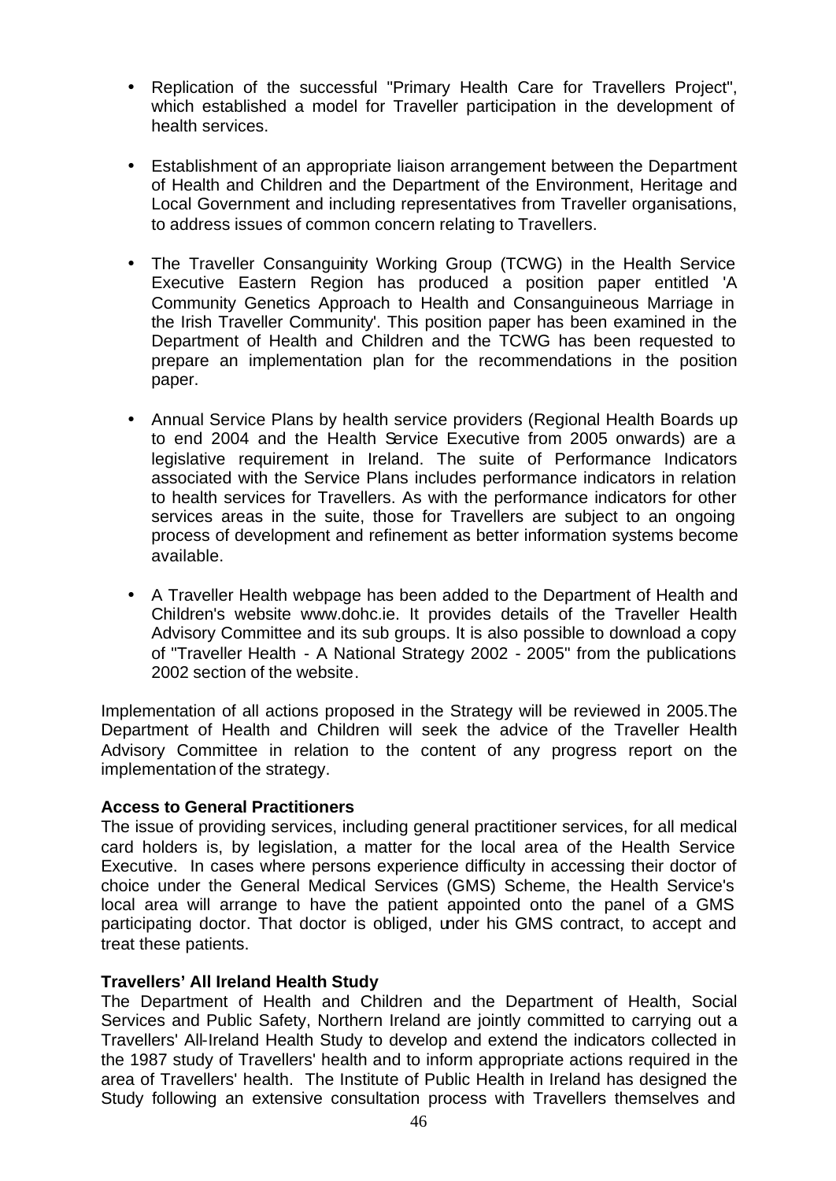- Replication of the successful "Primary Health Care for Travellers Project", which established a model for Traveller participation in the development of health services.

- Establishment of an appropriate liaison arrangement between the Department of Health and Children and the Department of the Environment, Heritage and Local Government and including representatives from Traveller organisations, to address issues of common concern relating to Travellers.

- The Traveller Consanguinity Working Group (TCWG) in the Health Service Executive Eastern Region has produced a position paper entitled 'A Community Genetics Approach to Health and Consanguineous Marriage in the Irish Traveller Community'. This position paper has been examined in the Department of Health and Children and the TCWG has been requested to prepare an implementation plan for the recommendations in the position paper.

- Annual Service Plans by health service providers (Regional Health Boards up to end 2004 and the Health Service Executive from 2005 onwards) are a legislative requirement in Ireland. The suite of Performance Indicators associated with the Service Plans includes performance indicators in relation to health services for Travellers. As with the performance indicators for other services areas in the suite, those for Travellers are subject to an ongoing process of development and refinement as better information systems become available.

- A Traveller Health webpage has been added to the Department of Health and Children's website www.dohc.ie. It provides details of the Traveller Health Advisory Committee and its sub groups. It is also possible to download a copy of "Traveller Health - A National Strategy 2002 - 2005" from the publications 2002 section of the website.

Implementation of all actions proposed in the Strategy will be reviewed in 2005.The Department of Health and Children will seek the advice of the Traveller Health Advisory Committee in relation to the content of any progress report on the implementation of the strategy.

**Access to General Practitioners**

The issue of providing services, including general practitioner services, for all medical card holders is, by legislation, a matter for the local area of the Health Service Executive. In cases where persons experience difficulty in accessing their doctor of choice under the General Medical Services (GMS) Scheme, the Health Service's local area will arrange to have the patient appointed onto the panel of a GMS participating doctor. That doctor is obliged, under his GMS contract, to accept and treat these patients.

**Travellers' All Ireland Health Study**

The Department of Health and Children and the Department of Health, Social Services and Public Safety, Northern Ireland are jointly committed to carrying out a Travellers' All-Ireland Health Study to develop and extend the indicators collected in the 1987 study of Travellers' health and to inform appropriate actions required in the area of Travellers' health. The Institute of Public Health in Ireland has designed the Study following an extensive consultation process with Travellers themselves and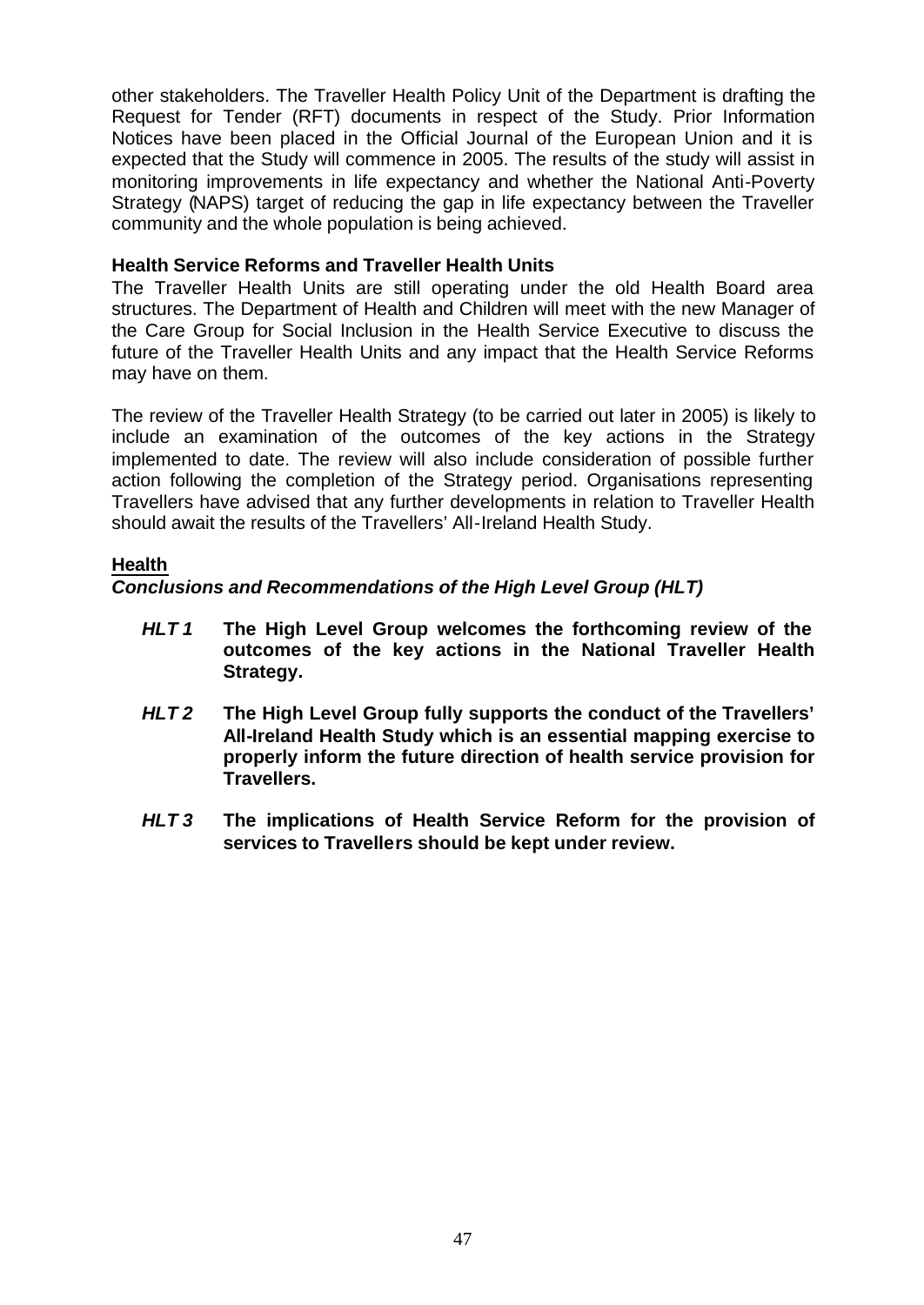other stakeholders. The Traveller Health Policy Unit of the Department is drafting the Request for Tender (RFT) documents in respect of the Study. Prior Information Notices have been placed in the Official Journal of the European Union and it is expected that the Study will commence in 2005. The results of the study will assist in monitoring improvements in life expectancy and whether the National Anti-Poverty Strategy (NAPS) target of reducing the gap in life expectancy between the Traveller community and the whole population is being achieved.

**Health Service Reforms and Traveller Health Units**

The Traveller Health Units are still operating under the old Health Board area structures. The Department of Health and Children will meet with the new Manager of the Care Group for Social Inclusion in the Health Service Executive to discuss the future of the Traveller Health Units and any impact that the Health Service Reforms may have on them.

The review of the Traveller Health Strategy (to be carried out later in 2005) is likely to include an examination of the outcomes of the key actions in the Strategy implemented to date. The review will also include consideration of possible further action following the completion of the Strategy period. Organisations representing Travellers have advised that any further developments in relation to Traveller Health should await the results of the Travellers' All-Ireland Health Study.

**Health**

***Conclusions and Recommendations of the High Level Group (HLT)***

***HLT 1*** **The High Level Group welcomes the forthcoming review of the outcomes of the key actions in the National Traveller Health Strategy.**

***HLT 2*** **The High Level Group fully supports the conduct of the Travellers' All-Ireland Health Study which is an essential mapping exercise to properly inform the future direction of health service provision for Travellers.**

***HLT 3*** **The implications of Health Service Reform for the provision of services to Travellers should be kept under review.**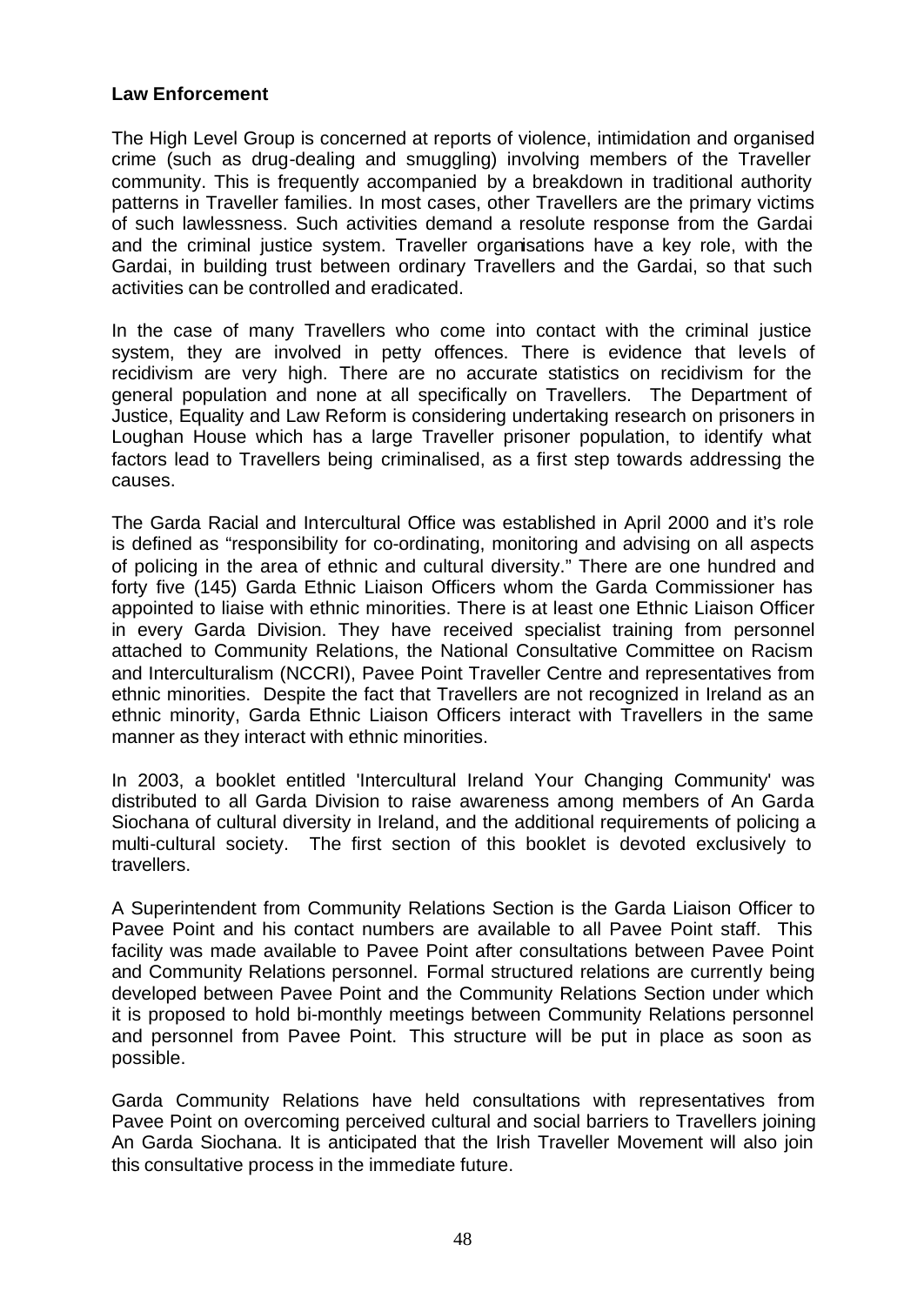**Law Enforcement**

The High Level Group is concerned at reports of violence, intimidation and organised crime (such as drug-dealing and smuggling) involving members of the Traveller community. This is frequently accompanied by a breakdown in traditional authority patterns in Traveller families. In most cases, other Travellers are the primary victims of such lawlessness. Such activities demand a resolute response from the Gardai and the criminal justice system. Traveller organisations have a key role, with the Gardai, in building trust between ordinary Travellers and the Gardai, so that such activities can be controlled and eradicated.

In the case of many Travellers who come into contact with the criminal justice system, they are involved in petty offences. There is evidence that levels of recidivism are very high. There are no accurate statistics on recidivism for the general population and none at all specifically on Travellers. The Department of Justice, Equality and Law Reform is considering undertaking research on prisoners in Loughan House which has a large Traveller prisoner population, to identify what factors lead to Travellers being criminalised, as a first step towards addressing the causes.

The Garda Racial and Intercultural Office was established in April 2000 and it's role is defined as "responsibility for co-ordinating, monitoring and advising on all aspects of policing in the area of ethnic and cultural diversity." There are one hundred and forty five (145) Garda Ethnic Liaison Officers whom the Garda Commissioner has appointed to liaise with ethnic minorities. There is at least one Ethnic Liaison Officer in every Garda Division. They have received specialist training from personnel attached to Community Relations, the National Consultative Committee on Racism and Interculturalism (NCCRI), Pavee Point Traveller Centre and representatives from ethnic minorities. Despite the fact that Travellers are not recognized in Ireland as an ethnic minority, Garda Ethnic Liaison Officers interact with Travellers in the same manner as they interact with ethnic minorities.

In 2003, a booklet entitled 'Intercultural Ireland Your Changing Community' was distributed to all Garda Division to raise awareness among members of An Garda Siochana of cultural diversity in Ireland, and the additional requirements of policing a multi-cultural society. The first section of this booklet is devoted exclusively to travellers.

A Superintendent from Community Relations Section is the Garda Liaison Officer to Pavee Point and his contact numbers are available to all Pavee Point staff. This facility was made available to Pavee Point after consultations between Pavee Point and Community Relations personnel. Formal structured relations are currently being developed between Pavee Point and the Community Relations Section under which it is proposed to hold bi-monthly meetings between Community Relations personnel and personnel from Pavee Point. This structure will be put in place as soon as possible.

Garda Community Relations have held consultations with representatives from Pavee Point on overcoming perceived cultural and social barriers to Travellers joining An Garda Siochana. It is anticipated that the Irish Traveller Movement will also join this consultative process in the immediate future.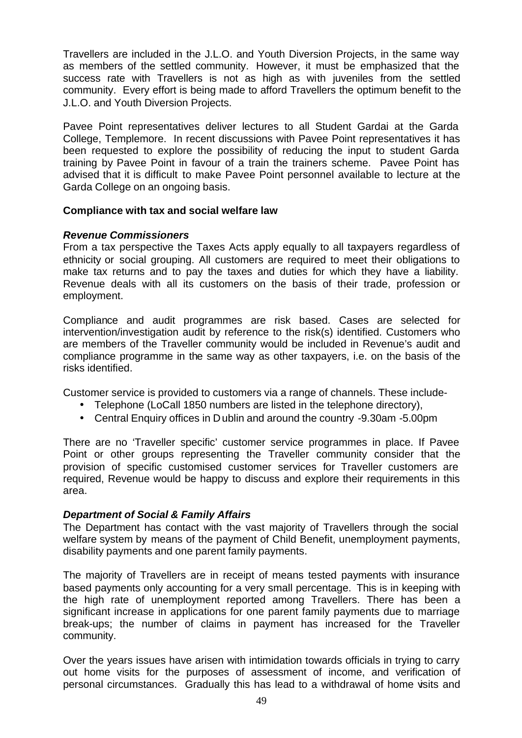Travellers are included in the J.L.O. and Youth Diversion Projects, in the same way as members of the settled community. However, it must be emphasized that the success rate with Travellers is not as high as with juveniles from the settled community. Every effort is being made to afford Travellers the optimum benefit to the J.L.O. and Youth Diversion Projects.

Pavee Point representatives deliver lectures to all Student Gardai at the Garda College, Templemore. In recent discussions with Pavee Point representatives it has been requested to explore the possibility of reducing the input to student Garda training by Pavee Point in favour of a train the trainers scheme. Pavee Point has advised that it is difficult to make Pavee Point personnel available to lecture at the Garda College on an ongoing basis.

**Compliance with tax and social welfare law**

***Revenue Commissioners***

From a tax perspective the Taxes Acts apply equally to all taxpayers regardless of ethnicity or social grouping. All customers are required to meet their obligations to make tax returns and to pay the taxes and duties for which they have a liability. Revenue deals with all its customers on the basis of their trade, profession or employment.

Compliance and audit programmes are risk based. Cases are selected for intervention/investigation audit by reference to the risk(s) identified. Customers who are members of the Traveller community would be included in Revenue's audit and compliance programme in the same way as other taxpayers, i.e. on the basis of the risks identified.

Customer service is provided to customers via a range of channels. These include-

- Telephone (LoCall 1850 numbers are listed in the telephone directory),
- Central Enquiry offices in Dublin and around the country -9.30am -5.00pm

There are no 'Traveller specific' customer service programmes in place. If Pavee Point or other groups representing the Traveller community consider that the provision of specific customised customer services for Traveller customers are required, Revenue would be happy to discuss and explore their requirements in this area.

***Department of Social & Family Affairs***

The Department has contact with the vast majority of Travellers through the social welfare system by means of the payment of Child Benefit, unemployment payments, disability payments and one parent family payments.

The majority of Travellers are in receipt of means tested payments with insurance based payments only accounting for a very small percentage. This is in keeping with the high rate of unemployment reported among Travellers. There has been a significant increase in applications for one parent family payments due to marriage break-ups; the number of claims in payment has increased for the Traveller community.

Over the years issues have arisen with intimidation towards officials in trying to carry out home visits for the purposes of assessment of income, and verification of personal circumstances. Gradually this has lead to a withdrawal of home visits and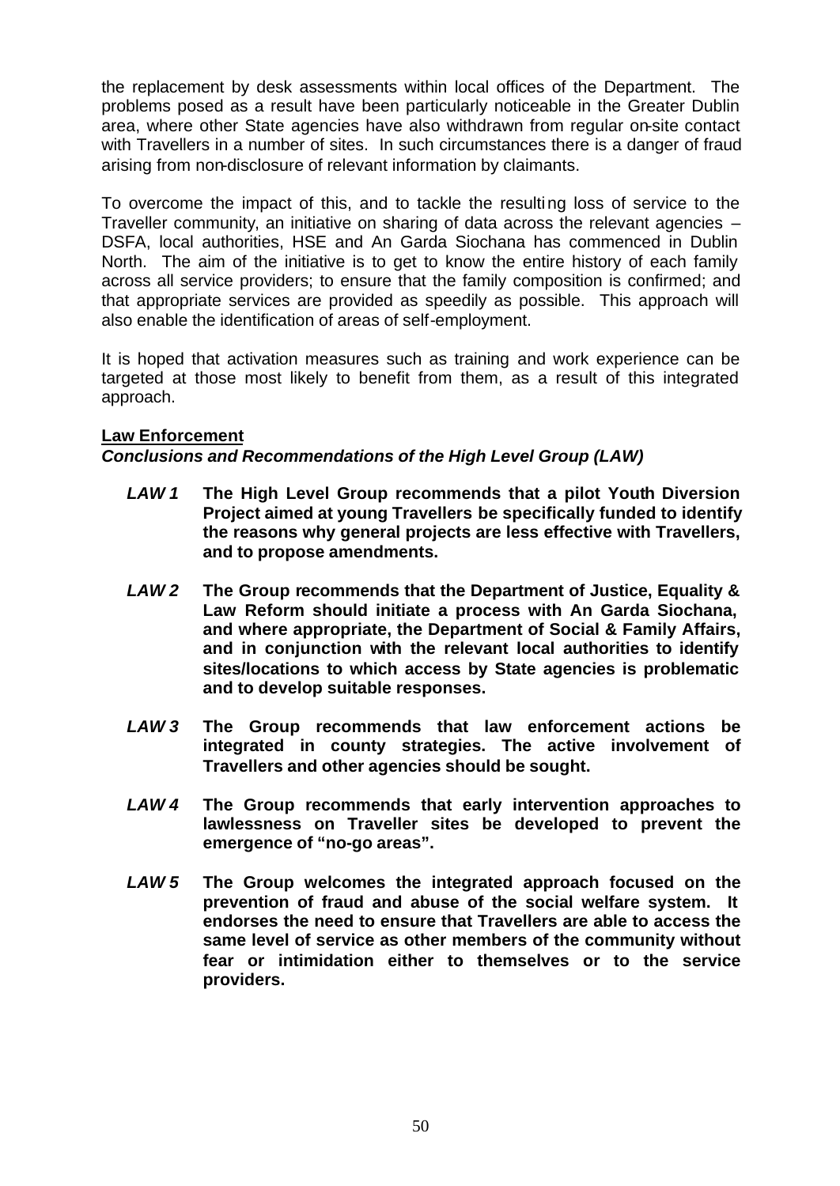the replacement by desk assessments within local offices of the Department. The problems posed as a result have been particularly noticeable in the Greater Dublin area, where other State agencies have also withdrawn from regular on-site contact with Travellers in a number of sites. In such circumstances there is a danger of fraud arising from non-disclosure of relevant information by claimants.

To overcome the impact of this, and to tackle the resulting loss of service to the Traveller community, an initiative on sharing of data across the relevant agencies – DSFA, local authorities, HSE and An Garda Siochana has commenced in Dublin North. The aim of the initiative is to get to know the entire history of each family across all service providers; to ensure that the family composition is confirmed; and that appropriate services are provided as speedily as possible. This approach will also enable the identification of areas of self-employment.

It is hoped that activation measures such as training and work experience can be targeted at those most likely to benefit from them, as a result of this integrated approach.

**Law Enforcement**

***Conclusions and Recommendations of the High Level Group (LAW)***

- ***LAW 1*** **The High Level Group recommends that a pilot Youth Diversion Project aimed at young Travellers be specifically funded to identify the reasons why general projects are less effective with Travellers, and to propose amendments.**

- ***LAW 2*** **The Group recommends that the Department of Justice, Equality & Law Reform should initiate a process with An Garda Siochana, and where appropriate, the Department of Social & Family Affairs, and in conjunction with the relevant local authorities to identify sites/locations to which access by State agencies is problematic and to develop suitable responses.**

- ***LAW 3*** **The Group recommends that law enforcement actions be integrated in county strategies. The active involvement of Travellers and other agencies should be sought.**

- ***LAW 4*** **The Group recommends that early intervention approaches to lawlessness on Traveller sites be developed to prevent the emergence of "no-go areas".**

- ***LAW 5*** **The Group welcomes the integrated approach focused on the prevention of fraud and abuse of the social welfare system. It endorses the need to ensure that Travellers are able to access the same level of service as other members of the community without fear or intimidation either to themselves or to the service providers.**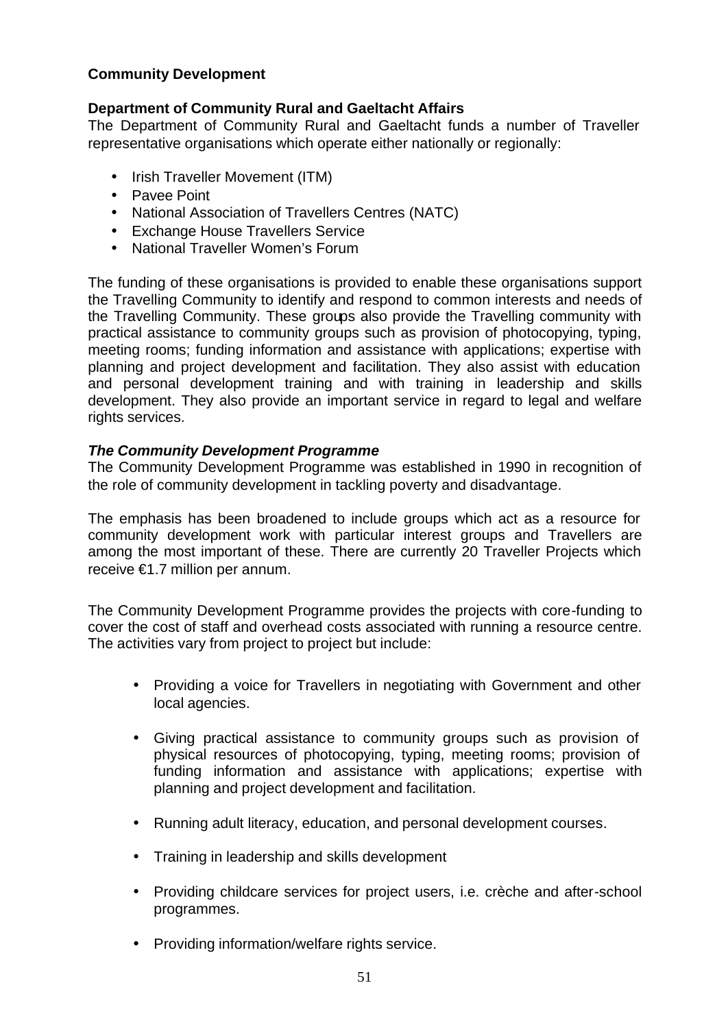## Community Development

### Department of Community Rural and Gaeltacht Affairs

The Department of Community Rural and Gaeltacht funds a number of Traveller representative organisations which operate either nationally or regionally:

- Irish Traveller Movement (ITM)
- Pavee Point
- National Association of Travellers Centres (NATC)
- Exchange House Travellers Service
- National Traveller Women's Forum

The funding of these organisations is provided to enable these organisations support the Travelling Community to identify and respond to common interests and needs of the Travelling Community. These groups also provide the Travelling community with practical assistance to community groups such as provision of photocopying, typing, meeting rooms; funding information and assistance with applications; expertise with planning and project development and facilitation. They also assist with education and personal development training and with training in leadership and skills development. They also provide an important service in regard to legal and welfare rights services.

### *The Community Development Programme*

The Community Development Programme was established in 1990 in recognition of the role of community development in tackling poverty and disadvantage.

The emphasis has been broadened to include groups which act as a resource for community development work with particular interest groups and Travellers are among the most important of these. There are currently 20 Traveller Projects which receive €1.7 million per annum.

The Community Development Programme provides the projects with core-funding to cover the cost of staff and overhead costs associated with running a resource centre. The activities vary from project to project but include:

- Providing a voice for Travellers in negotiating with Government and other local agencies.
- Giving practical assistance to community groups such as provision of physical resources of photocopying, typing, meeting rooms; provision of funding information and assistance with applications; expertise with planning and project development and facilitation.
- Running adult literacy, education, and personal development courses.
- Training in leadership and skills development
- Providing childcare services for project users, i.e. crèche and after-school programmes.
- Providing information/welfare rights service.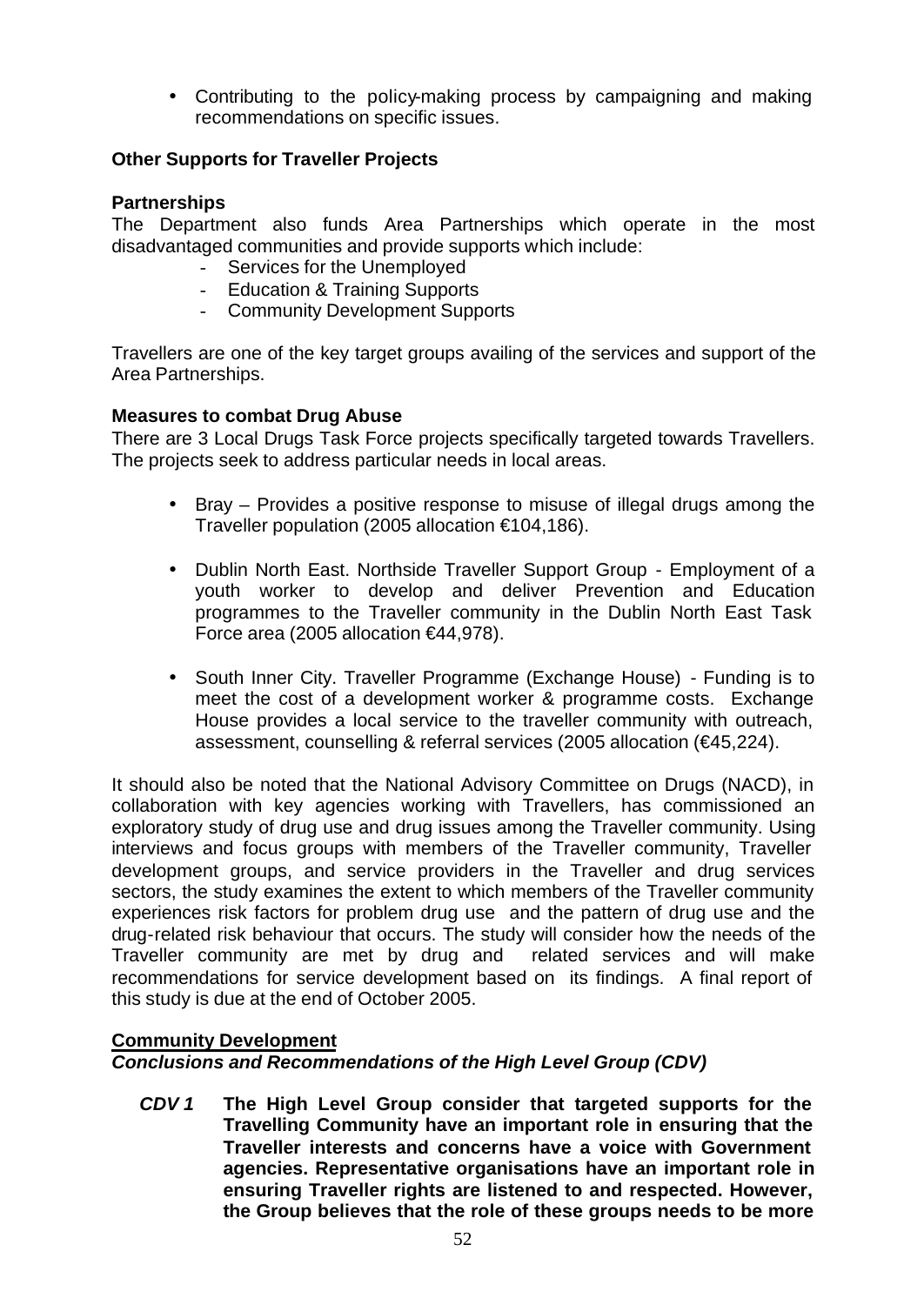- Contributing to the policy-making process by campaigning and making recommendations on specific issues.

**Other Supports for Traveller Projects**

**Partnerships**

The Department also funds Area Partnerships which operate in the most disadvantaged communities and provide supports which include:

- Services for the Unemployed
- Education & Training Supports
- Community Development Supports

Travellers are one of the key target groups availing of the services and support of the Area Partnerships.

**Measures to combat Drug Abuse**

There are 3 Local Drugs Task Force projects specifically targeted towards Travellers. The projects seek to address particular needs in local areas.

- Bray – Provides a positive response to misuse of illegal drugs among the Traveller population (2005 allocation €104,186).
- Dublin North East. Northside Traveller Support Group - Employment of a youth worker to develop and deliver Prevention and Education programmes to the Traveller community in the Dublin North East Task Force area (2005 allocation €44,978).
- South Inner City. Traveller Programme (Exchange House) - Funding is to meet the cost of a development worker & programme costs. Exchange House provides a local service to the traveller community with outreach, assessment, counselling & referral services (2005 allocation (€45,224).

It should also be noted that the National Advisory Committee on Drugs (NACD), in collaboration with key agencies working with Travellers, has commissioned an exploratory study of drug use and drug issues among the Traveller community. Using interviews and focus groups with members of the Traveller community, Traveller development groups, and service providers in the Traveller and drug services sectors, the study examines the extent to which members of the Traveller community experiences risk factors for problem drug use and the pattern of drug use and the drug-related risk behaviour that occurs. The study will consider how the needs of the Traveller community are met by drug and related services and will make recommendations for service development based on its findings. A final report of this study is due at the end of October 2005.

**Community Development**

***Conclusions and Recommendations of the High Level Group (CDV)***

***CDV 1*** **The High Level Group consider that targeted supports for the Travelling Community have an important role in ensuring that the Traveller interests and concerns have a voice with Government agencies. Representative organisations have an important role in ensuring Traveller rights are listened to and respected. However, the Group believes that the role of these groups needs to be more**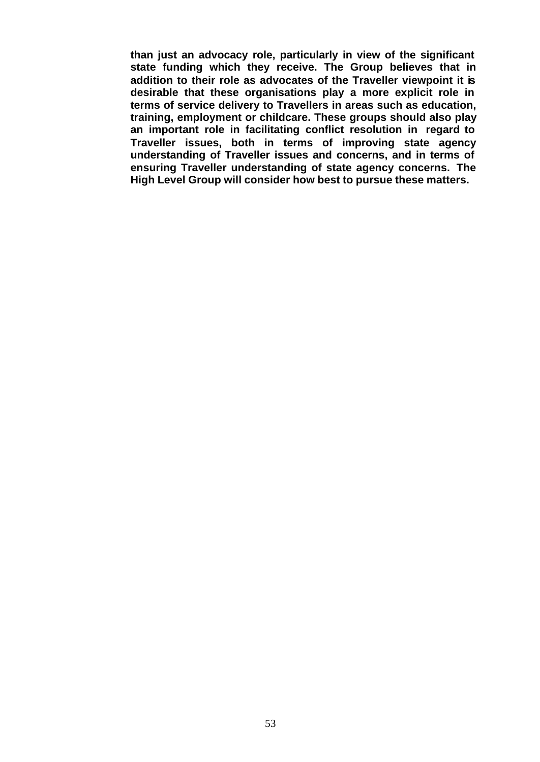**than just an advocacy role, particularly in view of the significant state funding which they receive. The Group believes that in addition to their role as advocates of the Traveller viewpoint it is desirable that these organisations play a more explicit role in terms of service delivery to Travellers in areas such as education, training, employment or childcare. These groups should also play an important role in facilitating conflict resolution in regard to Traveller issues, both in terms of improving state agency understanding of Traveller issues and concerns, and in terms of ensuring Traveller understanding of state agency concerns. The High Level Group will consider how best to pursue these matters.**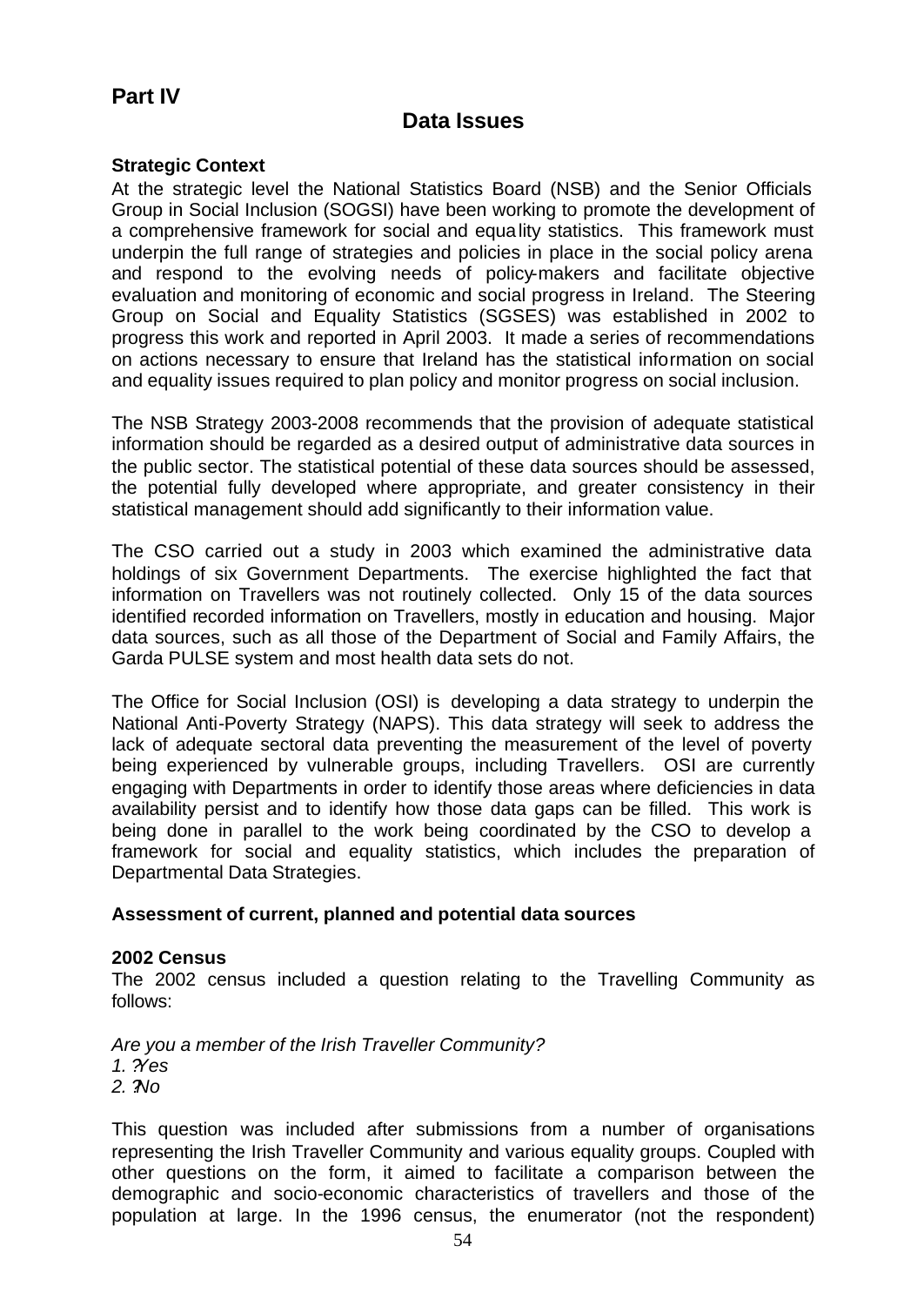## Part IV

# Data Issues

### Strategic Context

At the strategic level the National Statistics Board (NSB) and the Senior Officials Group in Social Inclusion (SOGSI) have been working to promote the development of a comprehensive framework for social and equality statistics. This framework must underpin the full range of strategies and policies in place in the social policy arena and respond to the evolving needs of policy-makers and facilitate objective evaluation and monitoring of economic and social progress in Ireland. The Steering Group on Social and Equality Statistics (SGSES) was established in 2002 to progress this work and reported in April 2003. It made a series of recommendations on actions necessary to ensure that Ireland has the statistical information on social and equality issues required to plan policy and monitor progress on social inclusion.

The NSB Strategy 2003-2008 recommends that the provision of adequate statistical information should be regarded as a desired output of administrative data sources in the public sector. The statistical potential of these data sources should be assessed, the potential fully developed where appropriate, and greater consistency in their statistical management should add significantly to their information value.

The CSO carried out a study in 2003 which examined the administrative data holdings of six Government Departments. The exercise highlighted the fact that information on Travellers was not routinely collected. Only 15 of the data sources identified recorded information on Travellers, mostly in education and housing. Major data sources, such as all those of the Department of Social and Family Affairs, the Garda PULSE system and most health data sets do not.

The Office for Social Inclusion (OSI) is developing a data strategy to underpin the National Anti-Poverty Strategy (NAPS). This data strategy will seek to address the lack of adequate sectoral data preventing the measurement of the level of poverty being experienced by vulnerable groups, including Travellers. OSI are currently engaging with Departments in order to identify those areas where deficiencies in data availability persist and to identify how those data gaps can be filled. This work is being done in parallel to the work being coordinated by the CSO to develop a framework for social and equality statistics, which includes the preparation of Departmental Data Strategies.

### Assessment of current, planned and potential data sources

#### 2002 Census

The 2002 census included a question relating to the Travelling Community as follows:

*Are you a member of the Irish Traveller Community?*
*1. ?Yes*
*2. ?No*

This question was included after submissions from a number of organisations representing the Irish Traveller Community and various equality groups. Coupled with other questions on the form, it aimed to facilitate a comparison between the demographic and socio-economic characteristics of travellers and those of the population at large. In the 1996 census, the enumerator (not the respondent)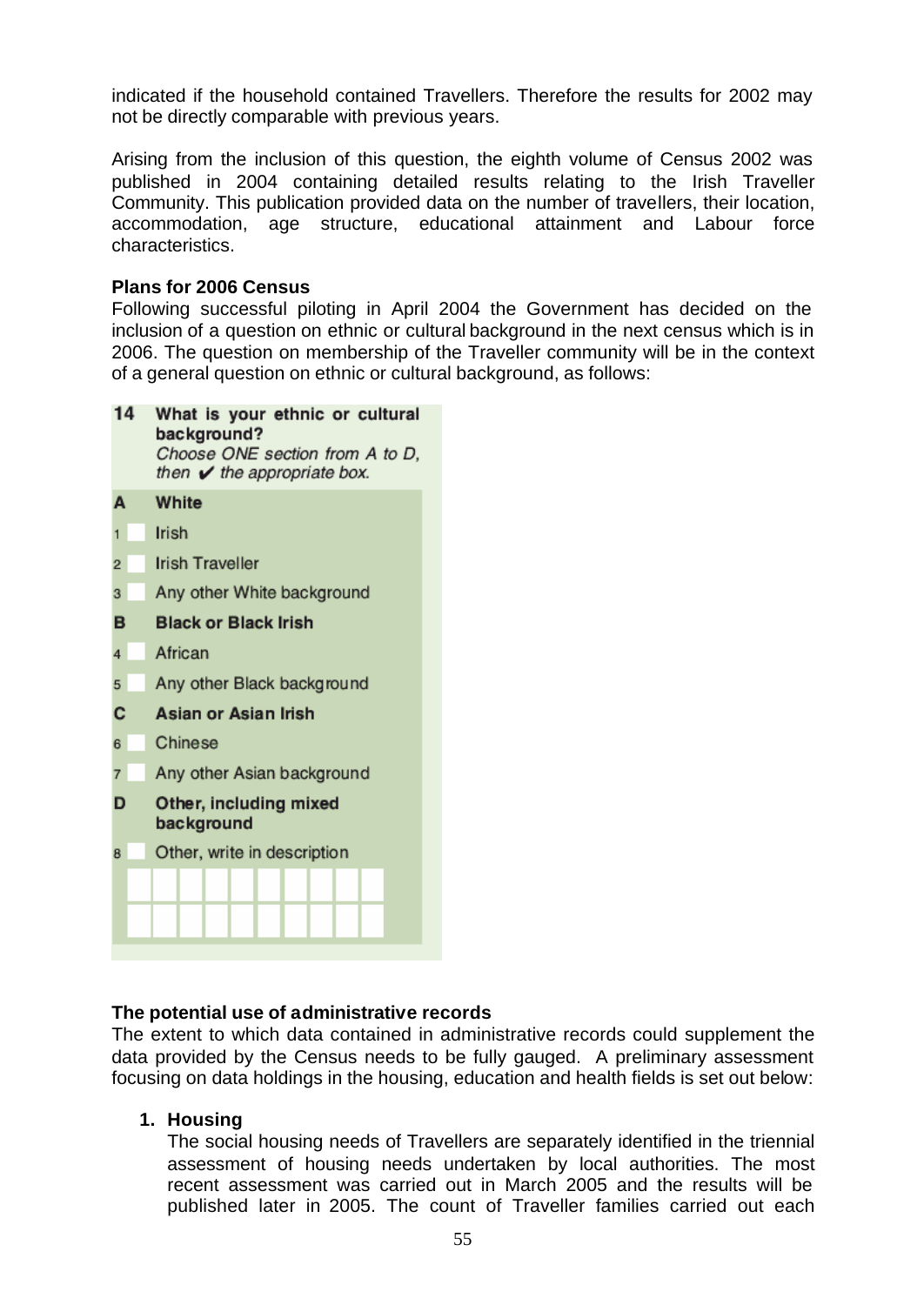indicated if the household contained Travellers. Therefore the results for 2002 may not be directly comparable with previous years.

Arising from the inclusion of this question, the eighth volume of Census 2002 was published in 2004 containing detailed results relating to the Irish Traveller Community. This publication provided data on the number of travellers, their location, accommodation, age structure, educational attainment and Labour force characteristics.

**Plans for 2006 Census**

Following successful piloting in April 2004 the Government has decided on the inclusion of a question on ethnic or cultural background in the next census which is in 2006. The question on membership of the Traveller community will be in the context of a general question on ethnic or cultural background, as follows:

**14 What is your ethnic or cultural background?**
*Choose ONE section from A to D, then ✔ the appropriate box.*

**A White**
1. Irish
2. Irish Traveller
3. Any other White background

**B Black or Black Irish**
4. African
5. Any other Black background

**C Asian or Asian Irish**
6. Chinese
7. Any other Asian background

**D Other, including mixed background**
8. Other, write in description

**The potential use of administrative records**

The extent to which data contained in administrative records could supplement the data provided by the Census needs to be fully gauged. A preliminary assessment focusing on data holdings in the housing, education and health fields is set out below:

1. **Housing**
   The social housing needs of Travellers are separately identified in the triennial assessment of housing needs undertaken by local authorities. The most recent assessment was carried out in March 2005 and the results will be published later in 2005. The count of Traveller families carried out each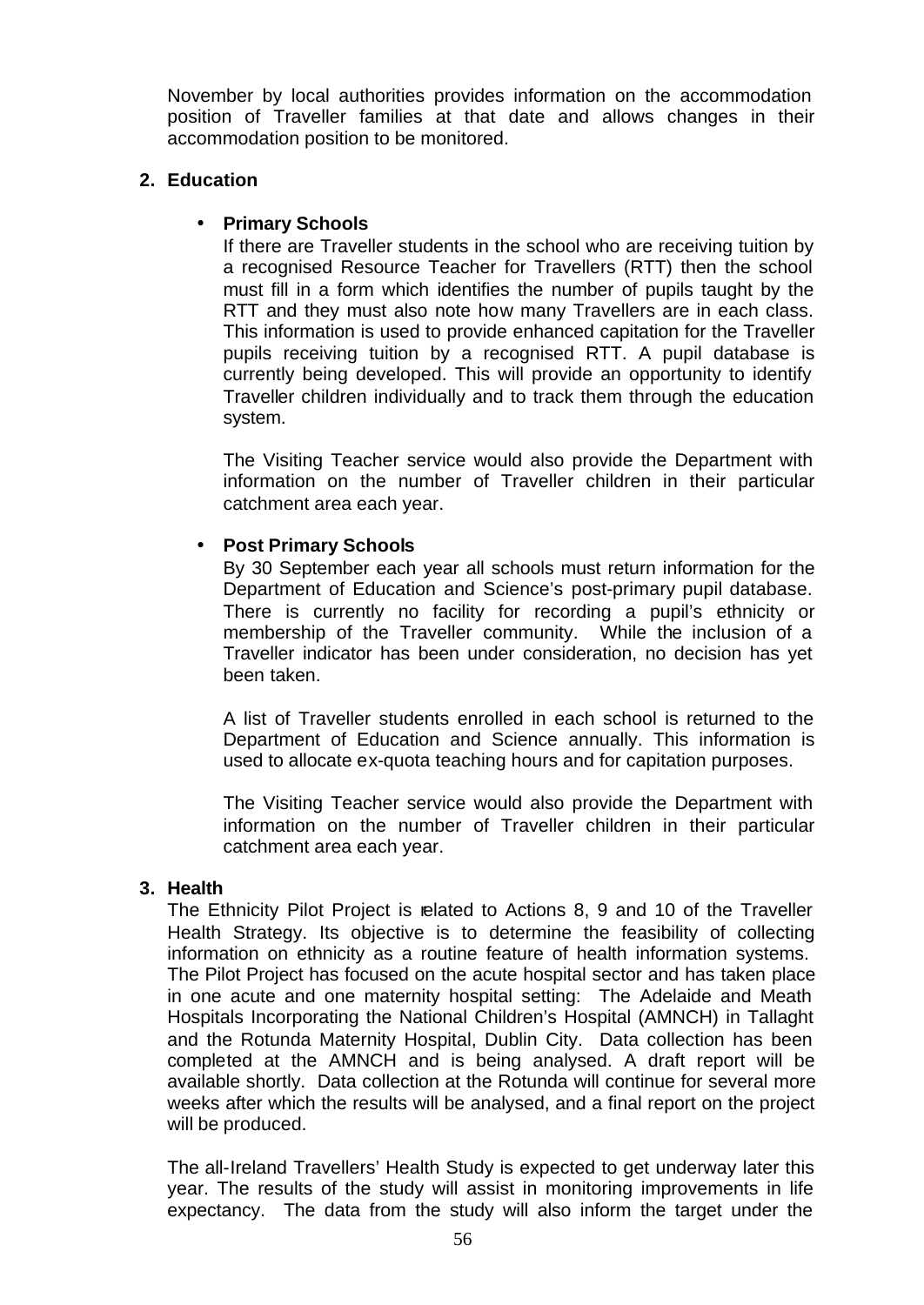November by local authorities provides information on the accommodation position of Traveller families at that date and allows changes in their accommodation position to be monitored.

**2. Education**

- **Primary Schools**
  If there are Traveller students in the school who are receiving tuition by a recognised Resource Teacher for Travellers (RTT) then the school must fill in a form which identifies the number of pupils taught by the RTT and they must also note how many Travellers are in each class. This information is used to provide enhanced capitation for the Traveller pupils receiving tuition by a recognised RTT. A pupil database is currently being developed. This will provide an opportunity to identify Traveller children individually and to track them through the education system.

  The Visiting Teacher service would also provide the Department with information on the number of Traveller children in their particular catchment area each year.

- **Post Primary Schools**
  By 30 September each year all schools must return information for the Department of Education and Science's post-primary pupil database. There is currently no facility for recording a pupil's ethnicity or membership of the Traveller community. While the inclusion of a Traveller indicator has been under consideration, no decision has yet been taken.

  A list of Traveller students enrolled in each school is returned to the Department of Education and Science annually. This information is used to allocate ex-quota teaching hours and for capitation purposes.

  The Visiting Teacher service would also provide the Department with information on the number of Traveller children in their particular catchment area each year.

**3. Health**

The Ethnicity Pilot Project is related to Actions 8, 9 and 10 of the Traveller Health Strategy. Its objective is to determine the feasibility of collecting information on ethnicity as a routine feature of health information systems. The Pilot Project has focused on the acute hospital sector and has taken place in one acute and one maternity hospital setting: The Adelaide and Meath Hospitals Incorporating the National Children's Hospital (AMNCH) in Tallaght and the Rotunda Maternity Hospital, Dublin City. Data collection has been completed at the AMNCH and is being analysed. A draft report will be available shortly. Data collection at the Rotunda will continue for several more weeks after which the results will be analysed, and a final report on the project will be produced.

The all-Ireland Travellers' Health Study is expected to get underway later this year. The results of the study will assist in monitoring improvements in life expectancy. The data from the study will also inform the target under the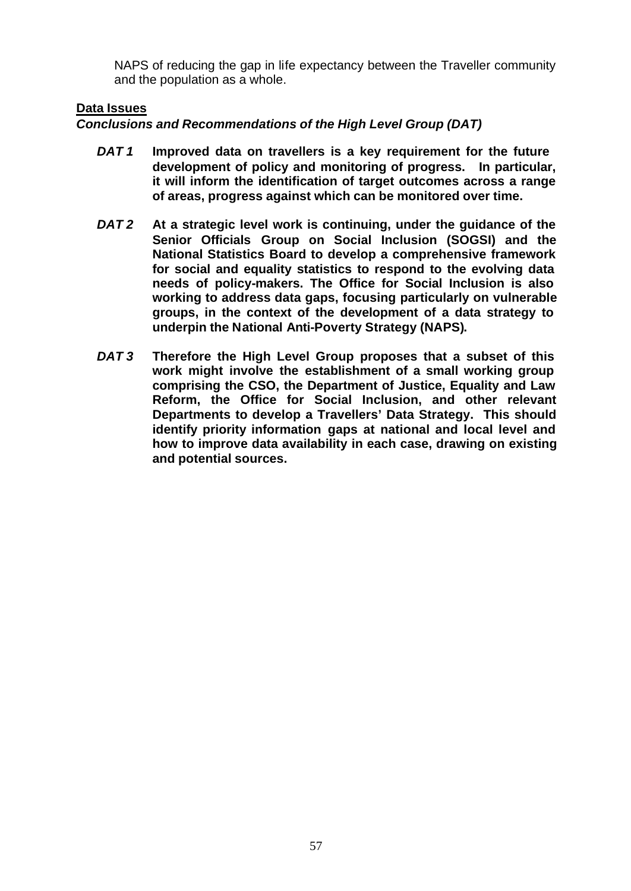NAPS of reducing the gap in life expectancy between the Traveller community and the population as a whole.

**Data Issues**

***Conclusions and Recommendations of the High Level Group (DAT)***

***DAT 1*** **Improved data on travellers is a key requirement for the future development of policy and monitoring of progress. In particular, it will inform the identification of target outcomes across a range of areas, progress against which can be monitored over time.**

***DAT 2*** **At a strategic level work is continuing, under the guidance of the Senior Officials Group on Social Inclusion (SOGSI) and the National Statistics Board to develop a comprehensive framework for social and equality statistics to respond to the evolving data needs of policy-makers. The Office for Social Inclusion is also working to address data gaps, focusing particularly on vulnerable groups, in the context of the development of a data strategy to underpin the National Anti-Poverty Strategy (NAPS).**

***DAT 3*** **Therefore the High Level Group proposes that a subset of this work might involve the establishment of a small working group comprising the CSO, the Department of Justice, Equality and Law Reform, the Office for Social Inclusion, and other relevant Departments to develop a Travellers' Data Strategy. This should identify priority information gaps at national and local level and how to improve data availability in each case, drawing on existing and potential sources.**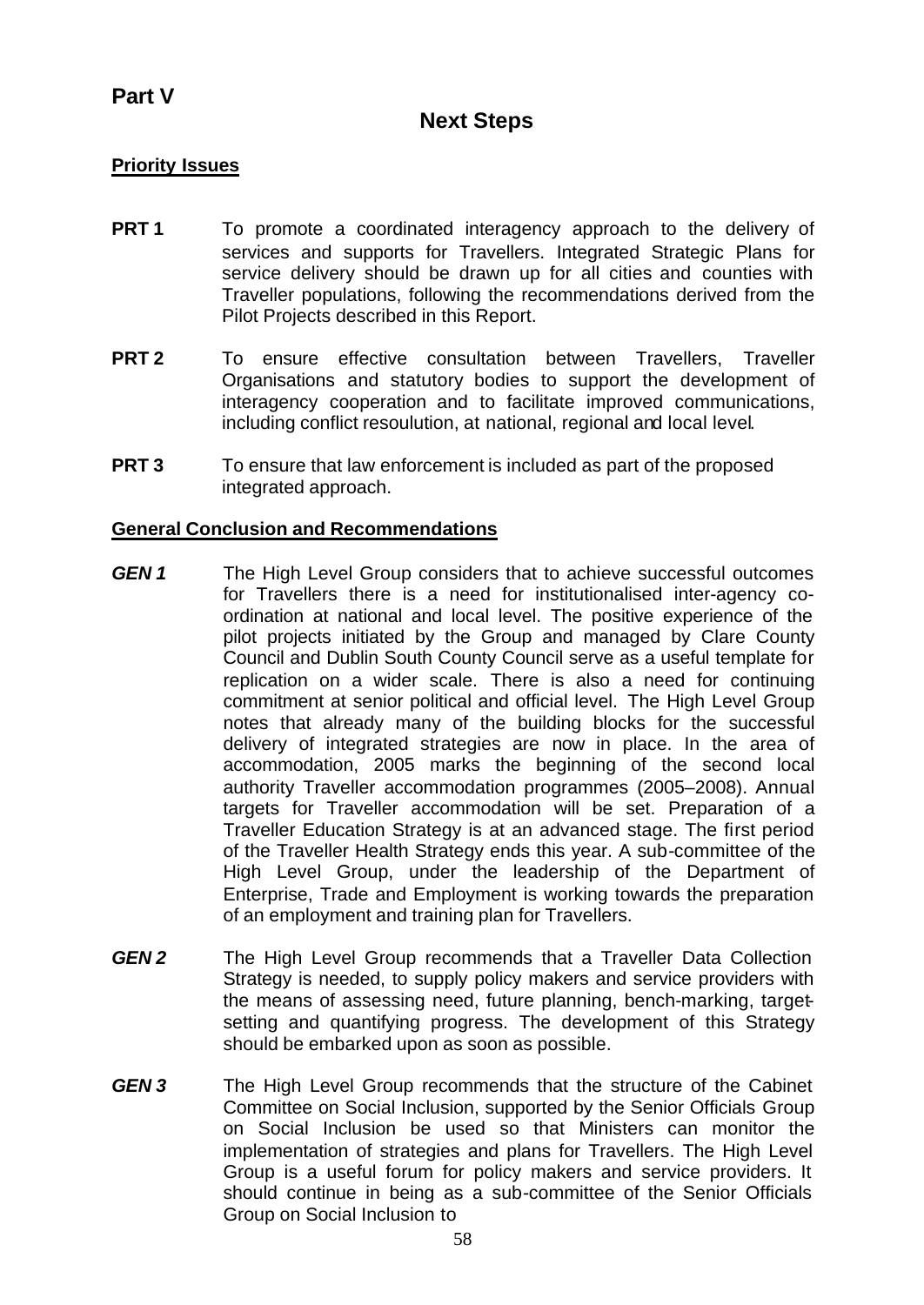## Part V

## Next Steps

**Priority Issues**

**PRT 1** To promote a coordinated interagency approach to the delivery of services and supports for Travellers. Integrated Strategic Plans for service delivery should be drawn up for all cities and counties with Traveller populations, following the recommendations derived from the Pilot Projects described in this Report.

**PRT 2** To ensure effective consultation between Travellers, Traveller Organisations and statutory bodies to support the development of interagency cooperation and to facilitate improved communications, including conflict resoulution, at national, regional and local level.

**PRT 3** To ensure that law enforcement is included as part of the proposed integrated approach.

**General Conclusion and Recommendations**

***GEN 1*** The High Level Group considers that to achieve successful outcomes for Travellers there is a need for institutionalised inter-agency co-ordination at national and local level. The positive experience of the pilot projects initiated by the Group and managed by Clare County Council and Dublin South County Council serve as a useful template for replication on a wider scale. There is also a need for continuing commitment at senior political and official level. The High Level Group notes that already many of the building blocks for the successful delivery of integrated strategies are now in place. In the area of accommodation, 2005 marks the beginning of the second local authority Traveller accommodation programmes (2005–2008). Annual targets for Traveller accommodation will be set. Preparation of a Traveller Education Strategy is at an advanced stage. The first period of the Traveller Health Strategy ends this year. A sub-committee of the High Level Group, under the leadership of the Department of Enterprise, Trade and Employment is working towards the preparation of an employment and training plan for Travellers.

***GEN 2*** The High Level Group recommends that a Traveller Data Collection Strategy is needed, to supply policy makers and service providers with the means of assessing need, future planning, bench-marking, target-setting and quantifying progress. The development of this Strategy should be embarked upon as soon as possible.

***GEN 3*** The High Level Group recommends that the structure of the Cabinet Committee on Social Inclusion, supported by the Senior Officials Group on Social Inclusion be used so that Ministers can monitor the implementation of strategies and plans for Travellers. The High Level Group is a useful forum for policy makers and service providers. It should continue in being as a sub-committee of the Senior Officials Group on Social Inclusion to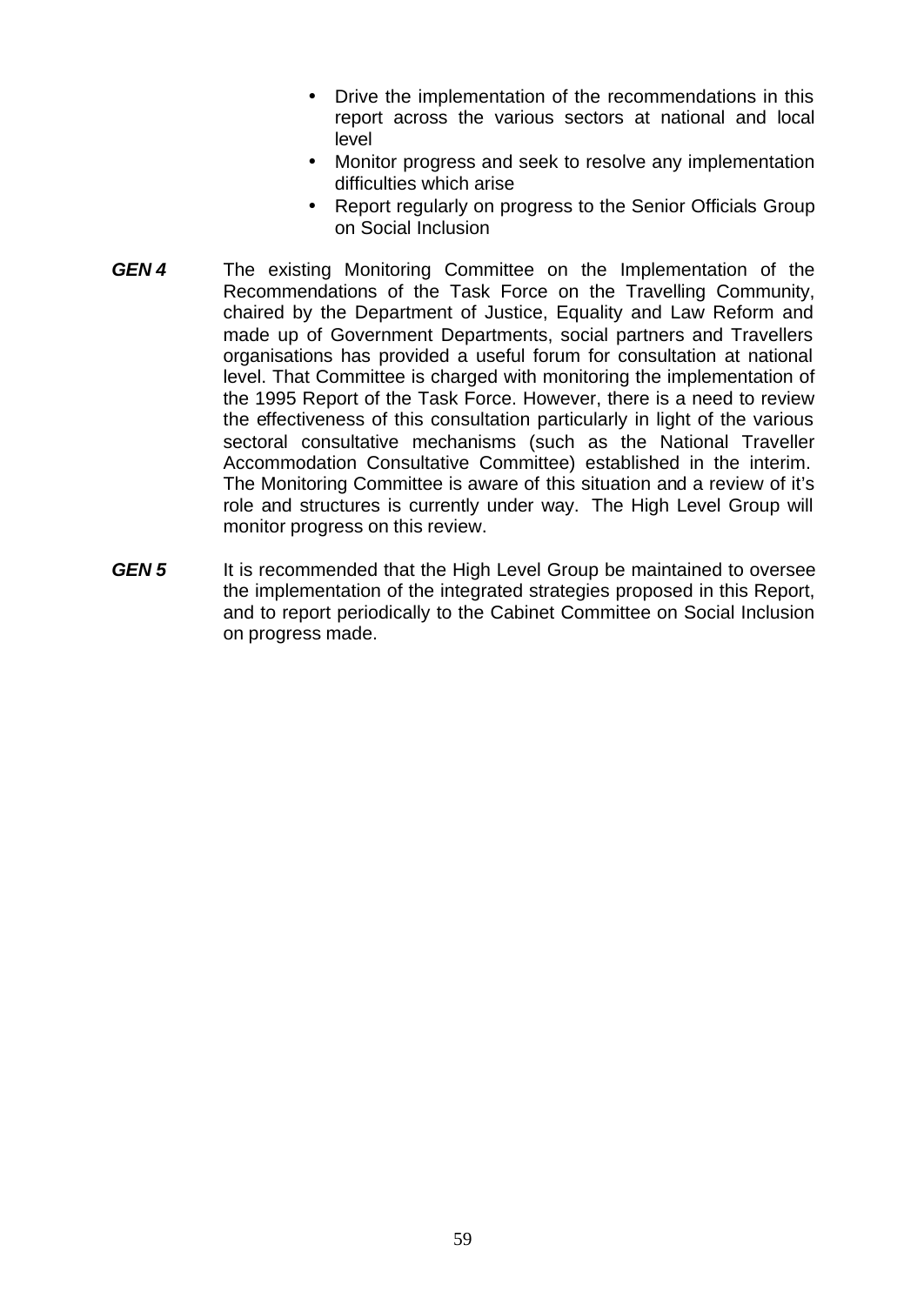- Drive the implementation of the recommendations in this report across the various sectors at national and local level
- Monitor progress and seek to resolve any implementation difficulties which arise
- Report regularly on progress to the Senior Officials Group on Social Inclusion

***GEN 4*** The existing Monitoring Committee on the Implementation of the Recommendations of the Task Force on the Travelling Community, chaired by the Department of Justice, Equality and Law Reform and made up of Government Departments, social partners and Travellers organisations has provided a useful forum for consultation at national level. That Committee is charged with monitoring the implementation of the 1995 Report of the Task Force. However, there is a need to review the effectiveness of this consultation particularly in light of the various sectoral consultative mechanisms (such as the National Traveller Accommodation Consultative Committee) established in the interim. The Monitoring Committee is aware of this situation and a review of it's role and structures is currently under way. The High Level Group will monitor progress on this review.

***GEN 5*** It is recommended that the High Level Group be maintained to oversee the implementation of the integrated strategies proposed in this Report, and to report periodically to the Cabinet Committee on Social Inclusion on progress made.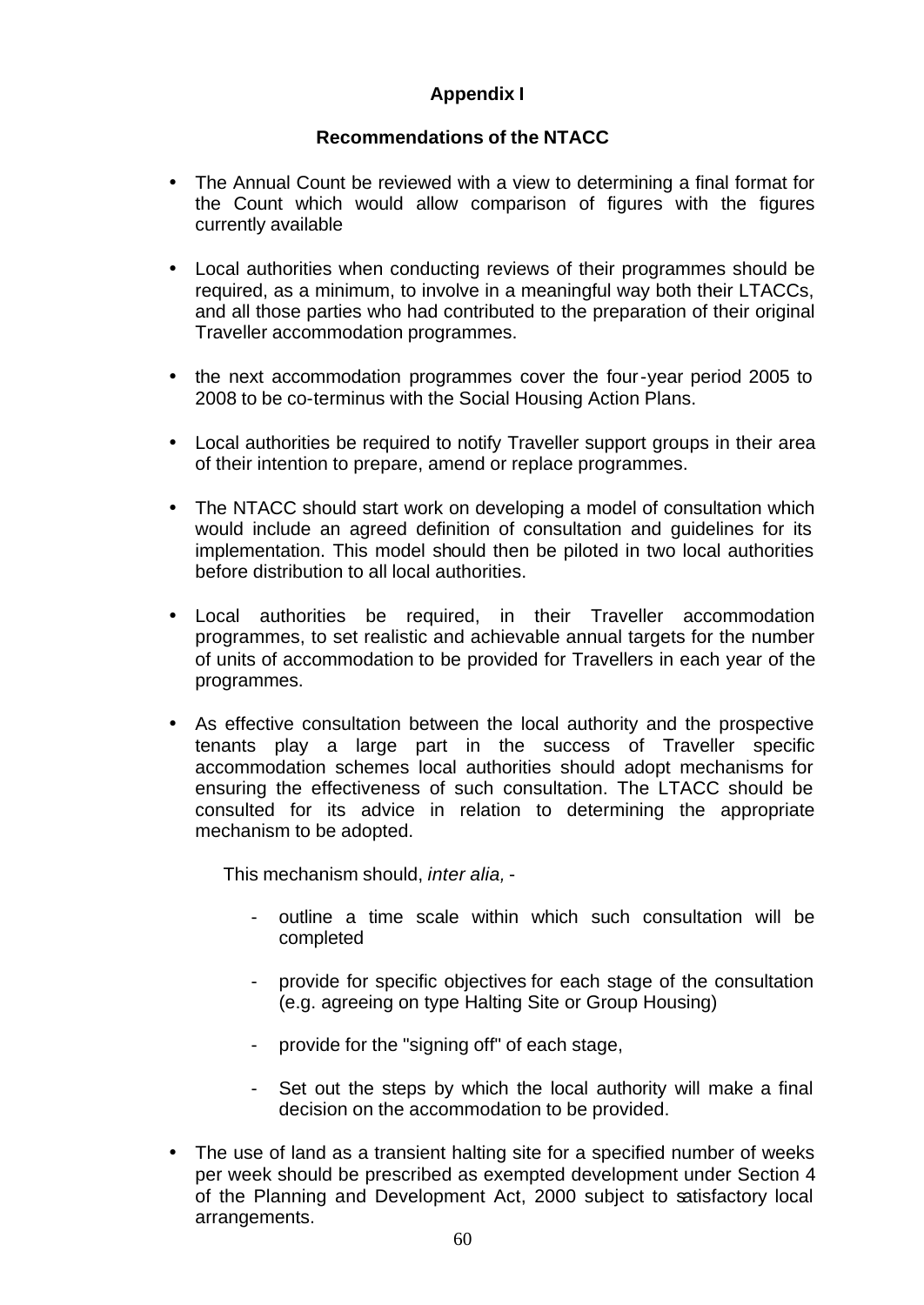## Appendix I

### Recommendations of the NTACC

- The Annual Count be reviewed with a view to determining a final format for the Count which would allow comparison of figures with the figures currently available

- Local authorities when conducting reviews of their programmes should be required, as a minimum, to involve in a meaningful way both their LTACCs, and all those parties who had contributed to the preparation of their original Traveller accommodation programmes.

- the next accommodation programmes cover the four-year period 2005 to 2008 to be co-terminus with the Social Housing Action Plans.

- Local authorities be required to notify Traveller support groups in their area of their intention to prepare, amend or replace programmes.

- The NTACC should start work on developing a model of consultation which would include an agreed definition of consultation and guidelines for its implementation. This model should then be piloted in two local authorities before distribution to all local authorities.

- Local authorities be required, in their Traveller accommodation programmes, to set realistic and achievable annual targets for the number of units of accommodation to be provided for Travellers in each year of the programmes.

- As effective consultation between the local authority and the prospective tenants play a large part in the success of Traveller specific accommodation schemes local authorities should adopt mechanisms for ensuring the effectiveness of such consultation. The LTACC should be consulted for its advice in relation to determining the appropriate mechanism to be adopted.

  This mechanism should, *inter alia,* -

  - outline a time scale within which such consultation will be completed

  - provide for specific objectives for each stage of the consultation (e.g. agreeing on type Halting Site or Group Housing)

  - provide for the "signing off" of each stage,

  - Set out the steps by which the local authority will make a final decision on the accommodation to be provided.

- The use of land as a transient halting site for a specified number of weeks per week should be prescribed as exempted development under Section 4 of the Planning and Development Act, 2000 subject to satisfactory local arrangements.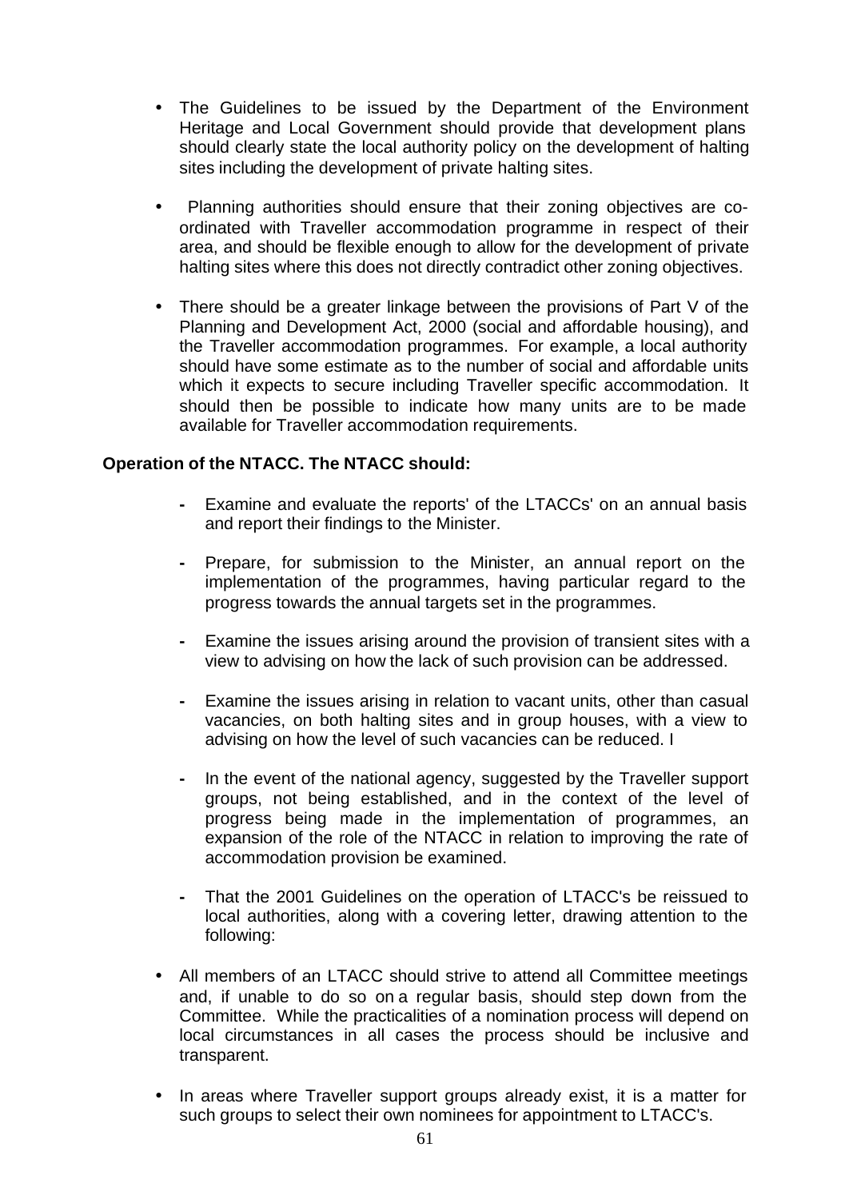- The Guidelines to be issued by the Department of the Environment Heritage and Local Government should provide that development plans should clearly state the local authority policy on the development of halting sites including the development of private halting sites.

- Planning authorities should ensure that their zoning objectives are co-ordinated with Traveller accommodation programme in respect of their area, and should be flexible enough to allow for the development of private halting sites where this does not directly contradict other zoning objectives.

- There should be a greater linkage between the provisions of Part V of the Planning and Development Act, 2000 (social and affordable housing), and the Traveller accommodation programmes. For example, a local authority should have some estimate as to the number of social and affordable units which it expects to secure including Traveller specific accommodation. It should then be possible to indicate how many units are to be made available for Traveller accommodation requirements.

**Operation of the NTACC. The NTACC should:**

- Examine and evaluate the reports' of the LTACCs' on an annual basis and report their findings to the Minister.

- Prepare, for submission to the Minister, an annual report on the implementation of the programmes, having particular regard to the progress towards the annual targets set in the programmes.

- Examine the issues arising around the provision of transient sites with a view to advising on how the lack of such provision can be addressed.

- Examine the issues arising in relation to vacant units, other than casual vacancies, on both halting sites and in group houses, with a view to advising on how the level of such vacancies can be reduced. I

- In the event of the national agency, suggested by the Traveller support groups, not being established, and in the context of the level of progress being made in the implementation of programmes, an expansion of the role of the NTACC in relation to improving the rate of accommodation provision be examined.

- That the 2001 Guidelines on the operation of LTACC's be reissued to local authorities, along with a covering letter, drawing attention to the following:

- All members of an LTACC should strive to attend all Committee meetings and, if unable to do so on a regular basis, should step down from the Committee. While the practicalities of a nomination process will depend on local circumstances in all cases the process should be inclusive and transparent.

- In areas where Traveller support groups already exist, it is a matter for such groups to select their own nominees for appointment to LTACC's.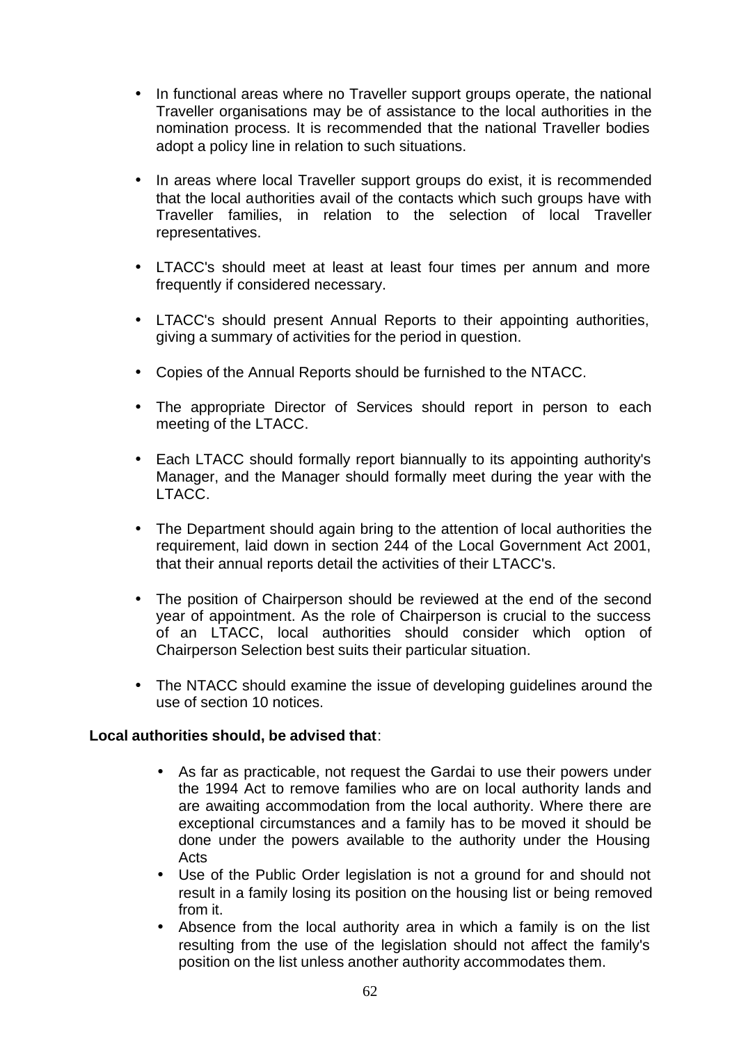- In functional areas where no Traveller support groups operate, the national Traveller organisations may be of assistance to the local authorities in the nomination process. It is recommended that the national Traveller bodies adopt a policy line in relation to such situations.

- In areas where local Traveller support groups do exist, it is recommended that the local authorities avail of the contacts which such groups have with Traveller families, in relation to the selection of local Traveller representatives.

- LTACC's should meet at least at least four times per annum and more frequently if considered necessary.

- LTACC's should present Annual Reports to their appointing authorities, giving a summary of activities for the period in question.

- Copies of the Annual Reports should be furnished to the NTACC.

- The appropriate Director of Services should report in person to each meeting of the LTACC.

- Each LTACC should formally report biannually to its appointing authority's Manager, and the Manager should formally meet during the year with the LTACC.

- The Department should again bring to the attention of local authorities the requirement, laid down in section 244 of the Local Government Act 2001, that their annual reports detail the activities of their LTACC's.

- The position of Chairperson should be reviewed at the end of the second year of appointment. As the role of Chairperson is crucial to the success of an LTACC, local authorities should consider which option of Chairperson Selection best suits their particular situation.

- The NTACC should examine the issue of developing guidelines around the use of section 10 notices.

**Local authorities should, be advised that**:

- As far as practicable, not request the Gardai to use their powers under the 1994 Act to remove families who are on local authority lands and are awaiting accommodation from the local authority. Where there are exceptional circumstances and a family has to be moved it should be done under the powers available to the authority under the Housing Acts
- Use of the Public Order legislation is not a ground for and should not result in a family losing its position on the housing list or being removed from it.
- Absence from the local authority area in which a family is on the list resulting from the use of the legislation should not affect the family's position on the list unless another authority accommodates them.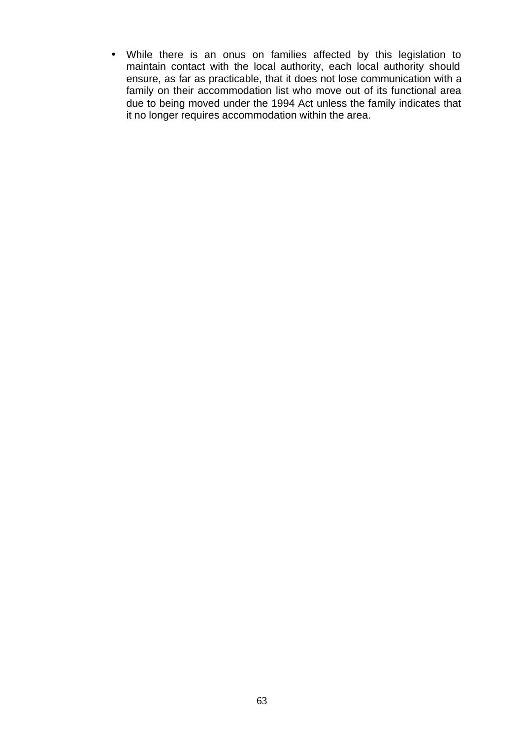- While there is an onus on families affected by this legislation to maintain contact with the local authority, each local authority should ensure, as far as practicable, that it does not lose communication with a family on their accommodation list who move out of its functional area due to being moved under the 1994 Act unless the family indicates that it no longer requires accommodation within the area.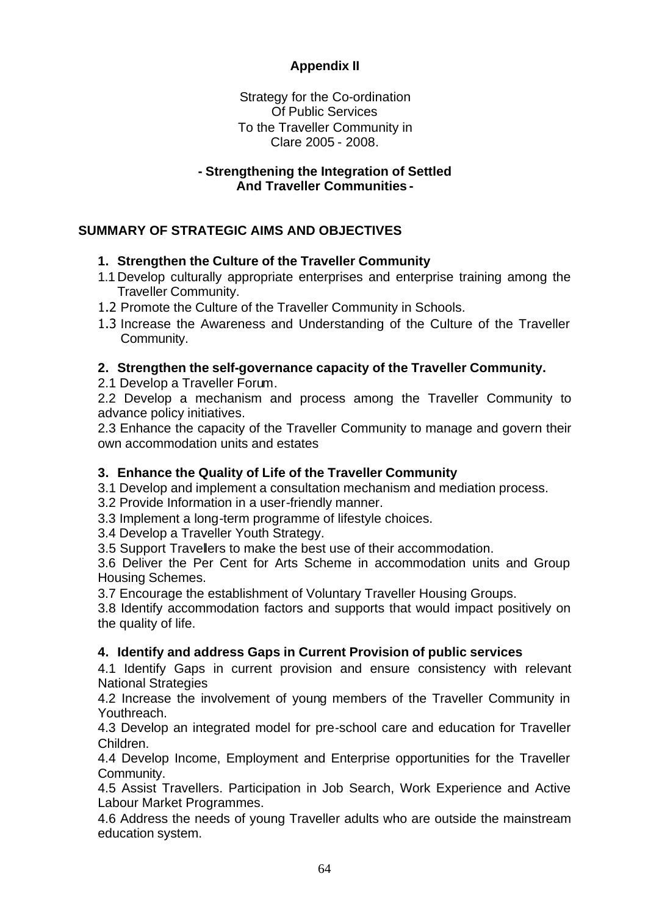# Appendix II

Strategy for the Co-ordination
Of Public Services
To the Traveller Community in
Clare 2005 - 2008.

**- Strengthening the Integration of Settled And Traveller Communities -**

## SUMMARY OF STRATEGIC AIMS AND OBJECTIVES

### 1. Strengthen the Culture of the Traveller Community

1.1 Develop culturally appropriate enterprises and enterprise training among the Traveller Community.

1.2 Promote the Culture of the Traveller Community in Schools.

1.3 Increase the Awareness and Understanding of the Culture of the Traveller Community.

### 2. Strengthen the self-governance capacity of the Traveller Community.

2.1 Develop a Traveller Forum.

2.2 Develop a mechanism and process among the Traveller Community to advance policy initiatives.

2.3 Enhance the capacity of the Traveller Community to manage and govern their own accommodation units and estates

### 3. Enhance the Quality of Life of the Traveller Community

3.1 Develop and implement a consultation mechanism and mediation process.

3.2 Provide Information in a user-friendly manner.

3.3 Implement a long-term programme of lifestyle choices.

3.4 Develop a Traveller Youth Strategy.

3.5 Support Travellers to make the best use of their accommodation.

3.6 Deliver the Per Cent for Arts Scheme in accommodation units and Group Housing Schemes.

3.7 Encourage the establishment of Voluntary Traveller Housing Groups.

3.8 Identify accommodation factors and supports that would impact positively on the quality of life.

### 4. Identify and address Gaps in Current Provision of public services

4.1 Identify Gaps in current provision and ensure consistency with relevant National Strategies

4.2 Increase the involvement of young members of the Traveller Community in Youthreach.

4.3 Develop an integrated model for pre-school care and education for Traveller Children.

4.4 Develop Income, Employment and Enterprise opportunities for the Traveller Community.

4.5 Assist Travellers. Participation in Job Search, Work Experience and Active Labour Market Programmes.

4.6 Address the needs of young Traveller adults who are outside the mainstream education system.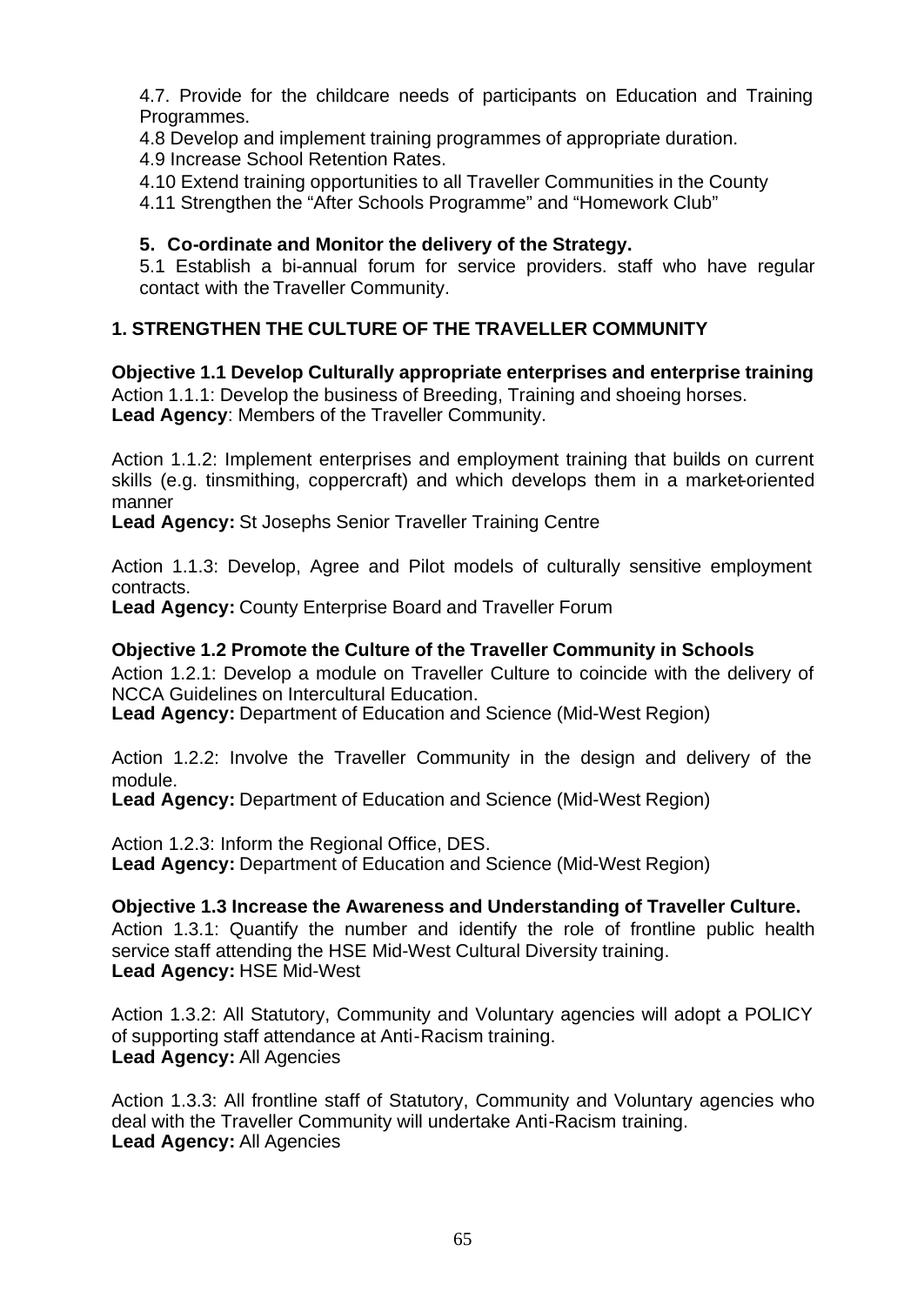4.7. Provide for the childcare needs of participants on Education and Training Programmes.

4.8 Develop and implement training programmes of appropriate duration.

4.9 Increase School Retention Rates.

4.10 Extend training opportunities to all Traveller Communities in the County

4.11 Strengthen the "After Schools Programme" and "Homework Club"

**5. Co-ordinate and Monitor the delivery of the Strategy.**

5.1 Establish a bi-annual forum for service providers. staff who have regular contact with the Traveller Community.

## 1. STRENGTHEN THE CULTURE OF THE TRAVELLER COMMUNITY

**Objective 1.1 Develop Culturally appropriate enterprises and enterprise training**

Action 1.1.1: Develop the business of Breeding, Training and shoeing horses.
**Lead Agency**: Members of the Traveller Community.

Action 1.1.2: Implement enterprises and employment training that builds on current skills (e.g. tinsmithing, coppercraft) and which develops them in a market-oriented manner
**Lead Agency:** St Josephs Senior Traveller Training Centre

Action 1.1.3: Develop, Agree and Pilot models of culturally sensitive employment contracts.
**Lead Agency:** County Enterprise Board and Traveller Forum

**Objective 1.2 Promote the Culture of the Traveller Community in Schools**

Action 1.2.1: Develop a module on Traveller Culture to coincide with the delivery of NCCA Guidelines on Intercultural Education.
**Lead Agency:** Department of Education and Science (Mid-West Region)

Action 1.2.2: Involve the Traveller Community in the design and delivery of the module.
**Lead Agency:** Department of Education and Science (Mid-West Region)

Action 1.2.3: Inform the Regional Office, DES.
**Lead Agency:** Department of Education and Science (Mid-West Region)

**Objective 1.3 Increase the Awareness and Understanding of Traveller Culture.**

Action 1.3.1: Quantify the number and identify the role of frontline public health service staff attending the HSE Mid-West Cultural Diversity training.
**Lead Agency:** HSE Mid-West

Action 1.3.2: All Statutory, Community and Voluntary agencies will adopt a POLICY of supporting staff attendance at Anti-Racism training.
**Lead Agency:** All Agencies

Action 1.3.3: All frontline staff of Statutory, Community and Voluntary agencies who deal with the Traveller Community will undertake Anti-Racism training.
**Lead Agency:** All Agencies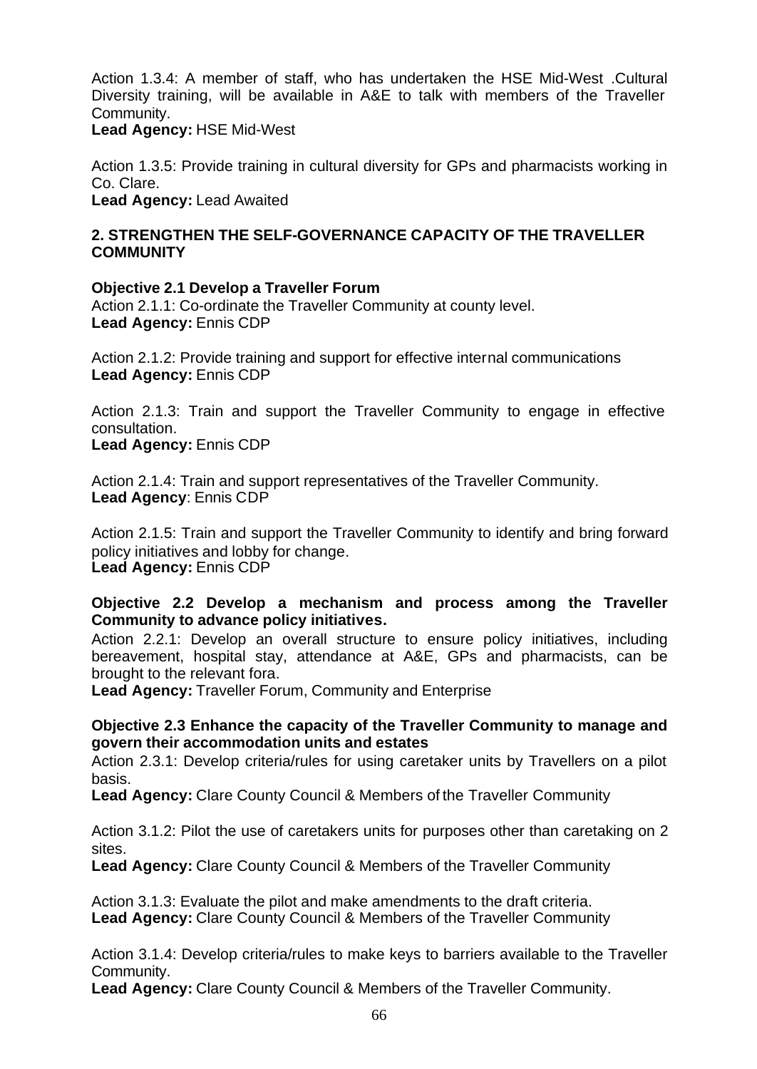Action 1.3.4: A member of staff, who has undertaken the HSE Mid-West .Cultural Diversity training, will be available in A&E to talk with members of the Traveller Community.
**Lead Agency:** HSE Mid-West

Action 1.3.5: Provide training in cultural diversity for GPs and pharmacists working in Co. Clare.
**Lead Agency:** Lead Awaited

## 2. STRENGTHEN THE SELF-GOVERNANCE CAPACITY OF THE TRAVELLER COMMUNITY

**Objective 2.1 Develop a Traveller Forum**
Action 2.1.1: Co-ordinate the Traveller Community at county level.
**Lead Agency:** Ennis CDP

Action 2.1.2: Provide training and support for effective internal communications
**Lead Agency:** Ennis CDP

Action 2.1.3: Train and support the Traveller Community to engage in effective consultation.
**Lead Agency:** Ennis CDP

Action 2.1.4: Train and support representatives of the Traveller Community.
**Lead Agency**: Ennis CDP

Action 2.1.5: Train and support the Traveller Community to identify and bring forward policy initiatives and lobby for change.
**Lead Agency:** Ennis CDP

**Objective 2.2 Develop a mechanism and process among the Traveller Community to advance policy initiatives.**
Action 2.2.1: Develop an overall structure to ensure policy initiatives, including bereavement, hospital stay, attendance at A&E, GPs and pharmacists, can be brought to the relevant fora.
**Lead Agency:** Traveller Forum, Community and Enterprise

**Objective 2.3 Enhance the capacity of the Traveller Community to manage and govern their accommodation units and estates**
Action 2.3.1: Develop criteria/rules for using caretaker units by Travellers on a pilot basis.
**Lead Agency:** Clare County Council & Members of the Traveller Community

Action 3.1.2: Pilot the use of caretakers units for purposes other than caretaking on 2 sites.
**Lead Agency:** Clare County Council & Members of the Traveller Community

Action 3.1.3: Evaluate the pilot and make amendments to the draft criteria.
**Lead Agency:** Clare County Council & Members of the Traveller Community

Action 3.1.4: Develop criteria/rules to make keys to barriers available to the Traveller Community.
**Lead Agency:** Clare County Council & Members of the Traveller Community.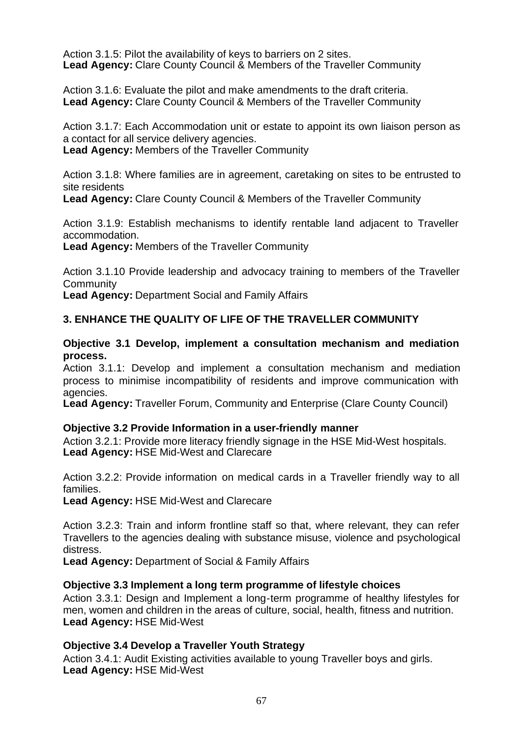Action 3.1.5: Pilot the availability of keys to barriers on 2 sites.
**Lead Agency:** Clare County Council & Members of the Traveller Community

Action 3.1.6: Evaluate the pilot and make amendments to the draft criteria.
**Lead Agency:** Clare County Council & Members of the Traveller Community

Action 3.1.7: Each Accommodation unit or estate to appoint its own liaison person as a contact for all service delivery agencies.
**Lead Agency:** Members of the Traveller Community

Action 3.1.8: Where families are in agreement, caretaking on sites to be entrusted to site residents
**Lead Agency:** Clare County Council & Members of the Traveller Community

Action 3.1.9: Establish mechanisms to identify rentable land adjacent to Traveller accommodation.
**Lead Agency:** Members of the Traveller Community

Action 3.1.10 Provide leadership and advocacy training to members of the Traveller Community
**Lead Agency:** Department Social and Family Affairs

## 3. ENHANCE THE QUALITY OF LIFE OF THE TRAVELLER COMMUNITY

**Objective 3.1 Develop, implement a consultation mechanism and mediation process.**
Action 3.1.1: Develop and implement a consultation mechanism and mediation process to minimise incompatibility of residents and improve communication with agencies.
**Lead Agency:** Traveller Forum, Community and Enterprise (Clare County Council)

**Objective 3.2 Provide Information in a user-friendly manner**
Action 3.2.1: Provide more literacy friendly signage in the HSE Mid-West hospitals.
**Lead Agency:** HSE Mid-West and Clarecare

Action 3.2.2: Provide information on medical cards in a Traveller friendly way to all families.
**Lead Agency:** HSE Mid-West and Clarecare

Action 3.2.3: Train and inform frontline staff so that, where relevant, they can refer Travellers to the agencies dealing with substance misuse, violence and psychological distress.
**Lead Agency:** Department of Social & Family Affairs

**Objective 3.3 Implement a long term programme of lifestyle choices**
Action 3.3.1: Design and Implement a long-term programme of healthy lifestyles for men, women and children in the areas of culture, social, health, fitness and nutrition.
**Lead Agency:** HSE Mid-West

**Objective 3.4 Develop a Traveller Youth Strategy**
Action 3.4.1: Audit Existing activities available to young Traveller boys and girls.
**Lead Agency:** HSE Mid-West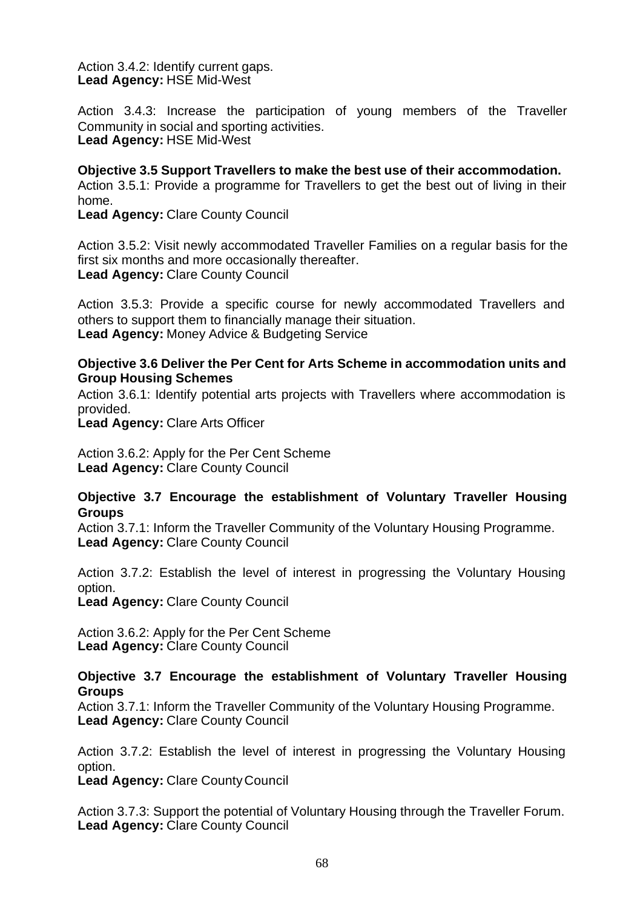Action 3.4.2: Identify current gaps.
**Lead Agency:** HSE Mid-West

Action 3.4.3: Increase the participation of young members of the Traveller Community in social and sporting activities.
**Lead Agency:** HSE Mid-West

**Objective 3.5 Support Travellers to make the best use of their accommodation.**
Action 3.5.1: Provide a programme for Travellers to get the best out of living in their home.
**Lead Agency:** Clare County Council

Action 3.5.2: Visit newly accommodated Traveller Families on a regular basis for the first six months and more occasionally thereafter.
**Lead Agency:** Clare County Council

Action 3.5.3: Provide a specific course for newly accommodated Travellers and others to support them to financially manage their situation.
**Lead Agency:** Money Advice & Budgeting Service

**Objective 3.6 Deliver the Per Cent for Arts Scheme in accommodation units and Group Housing Schemes**
Action 3.6.1: Identify potential arts projects with Travellers where accommodation is provided.
**Lead Agency:** Clare Arts Officer

Action 3.6.2: Apply for the Per Cent Scheme
**Lead Agency:** Clare County Council

**Objective 3.7 Encourage the establishment of Voluntary Traveller Housing Groups**
Action 3.7.1: Inform the Traveller Community of the Voluntary Housing Programme.
**Lead Agency:** Clare County Council

Action 3.7.2: Establish the level of interest in progressing the Voluntary Housing option.
**Lead Agency:** Clare County Council

Action 3.6.2: Apply for the Per Cent Scheme
**Lead Agency:** Clare County Council

**Objective 3.7 Encourage the establishment of Voluntary Traveller Housing Groups**
Action 3.7.1: Inform the Traveller Community of the Voluntary Housing Programme.
**Lead Agency:** Clare County Council

Action 3.7.2: Establish the level of interest in progressing the Voluntary Housing option.
**Lead Agency:** Clare County Council

Action 3.7.3: Support the potential of Voluntary Housing through the Traveller Forum.
**Lead Agency:** Clare County Council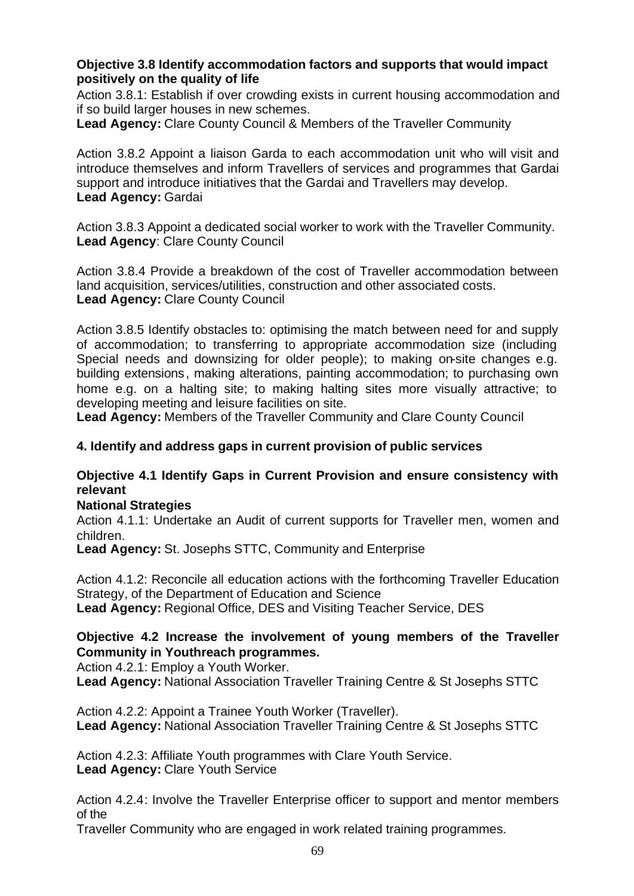**Objective 3.8 Identify accommodation factors and supports that would impact positively on the quality of life**

Action 3.8.1: Establish if over crowding exists in current housing accommodation and if so build larger houses in new schemes.

**Lead Agency:** Clare County Council & Members of the Traveller Community

Action 3.8.2 Appoint a liaison Garda to each accommodation unit who will visit and introduce themselves and inform Travellers of services and programmes that Gardai support and introduce initiatives that the Gardai and Travellers may develop.

**Lead Agency:** Gardai

Action 3.8.3 Appoint a dedicated social worker to work with the Traveller Community.

**Lead Agency**: Clare County Council

Action 3.8.4 Provide a breakdown of the cost of Traveller accommodation between land acquisition, services/utilities, construction and other associated costs.

**Lead Agency:** Clare County Council

Action 3.8.5 Identify obstacles to: optimising the match between need for and supply of accommodation; to transferring to appropriate accommodation size (including Special needs and downsizing for older people); to making on-site changes e.g. building extensions, making alterations, painting accommodation; to purchasing own home e.g. on a halting site; to making halting sites more visually attractive; to developing meeting and leisure facilities on site.

**Lead Agency:** Members of the Traveller Community and Clare County Council

**4. Identify and address gaps in current provision of public services**

**Objective 4.1 Identify Gaps in Current Provision and ensure consistency with relevant**

**National Strategies**

Action 4.1.1: Undertake an Audit of current supports for Traveller men, women and children.

**Lead Agency:** St. Josephs STTC, Community and Enterprise

Action 4.1.2: Reconcile all education actions with the forthcoming Traveller Education Strategy, of the Department of Education and Science

**Lead Agency:** Regional Office, DES and Visiting Teacher Service, DES

**Objective 4.2 Increase the involvement of young members of the Traveller Community in Youthreach programmes.**

Action 4.2.1: Employ a Youth Worker.

**Lead Agency:** National Association Traveller Training Centre & St Josephs STTC

Action 4.2.2: Appoint a Trainee Youth Worker (Traveller).

**Lead Agency:** National Association Traveller Training Centre & St Josephs STTC

Action 4.2.3: Affiliate Youth programmes with Clare Youth Service.

**Lead Agency:** Clare Youth Service

Action 4.2.4: Involve the Traveller Enterprise officer to support and mentor members of the

Traveller Community who are engaged in work related training programmes.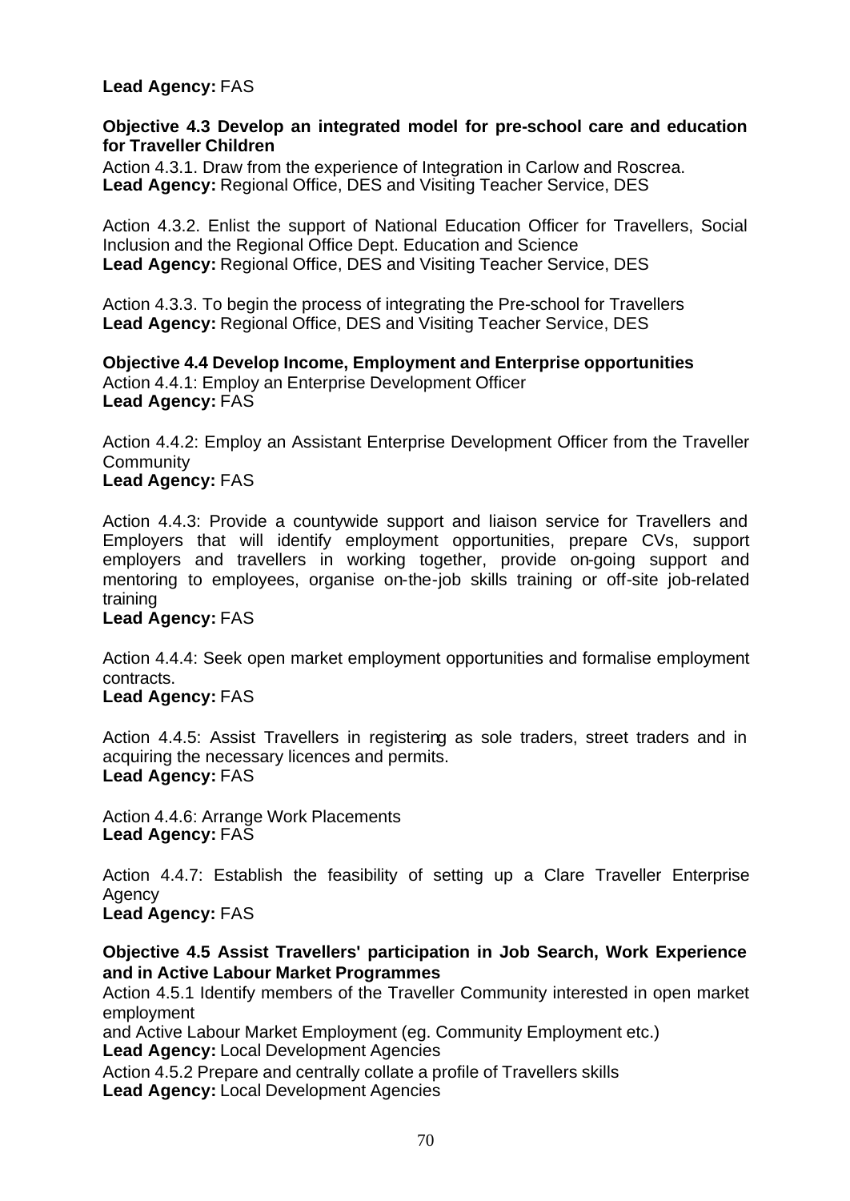**Lead Agency:** FAS

**Objective 4.3 Develop an integrated model for pre-school care and education for Traveller Children**

Action 4.3.1. Draw from the experience of Integration in Carlow and Roscrea.
**Lead Agency:** Regional Office, DES and Visiting Teacher Service, DES

Action 4.3.2. Enlist the support of National Education Officer for Travellers, Social Inclusion and the Regional Office Dept. Education and Science
**Lead Agency:** Regional Office, DES and Visiting Teacher Service, DES

Action 4.3.3. To begin the process of integrating the Pre-school for Travellers
**Lead Agency:** Regional Office, DES and Visiting Teacher Service, DES

**Objective 4.4 Develop Income, Employment and Enterprise opportunities**

Action 4.4.1: Employ an Enterprise Development Officer
**Lead Agency:** FAS

Action 4.4.2: Employ an Assistant Enterprise Development Officer from the Traveller Community
**Lead Agency:** FAS

Action 4.4.3: Provide a countywide support and liaison service for Travellers and Employers that will identify employment opportunities, prepare CVs, support employers and travellers in working together, provide on-going support and mentoring to employees, organise on-the-job skills training or off-site job-related training
**Lead Agency:** FAS

Action 4.4.4: Seek open market employment opportunities and formalise employment contracts.
**Lead Agency:** FAS

Action 4.4.5: Assist Travellers in registering as sole traders, street traders and in acquiring the necessary licences and permits.
**Lead Agency:** FAS

Action 4.4.6: Arrange Work Placements
**Lead Agency:** FAS

Action 4.4.7: Establish the feasibility of setting up a Clare Traveller Enterprise Agency
**Lead Agency:** FAS

**Objective 4.5 Assist Travellers' participation in Job Search, Work Experience and in Active Labour Market Programmes**

Action 4.5.1 Identify members of the Traveller Community interested in open market employment
and Active Labour Market Employment (eg. Community Employment etc.)
**Lead Agency:** Local Development Agencies

Action 4.5.2 Prepare and centrally collate a profile of Travellers skills
**Lead Agency:** Local Development Agencies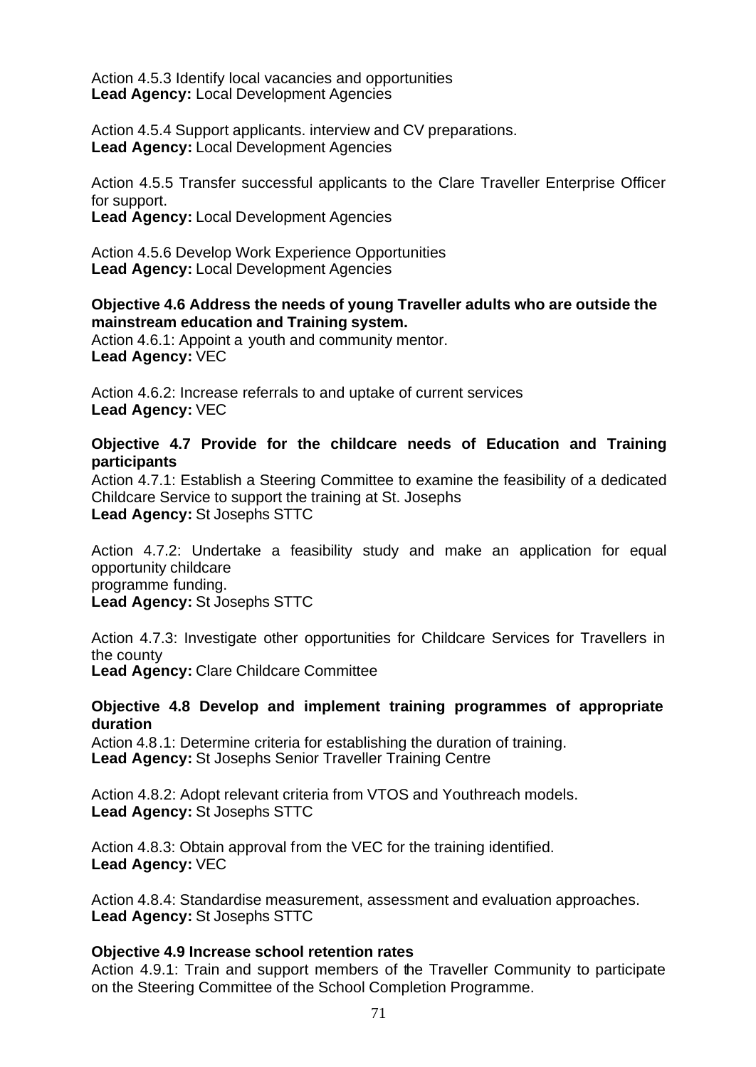Action 4.5.3 Identify local vacancies and opportunities
**Lead Agency:** Local Development Agencies

Action 4.5.4 Support applicants. interview and CV preparations.
**Lead Agency:** Local Development Agencies

Action 4.5.5 Transfer successful applicants to the Clare Traveller Enterprise Officer for support.
**Lead Agency:** Local Development Agencies

Action 4.5.6 Develop Work Experience Opportunities
**Lead Agency:** Local Development Agencies

**Objective 4.6 Address the needs of young Traveller adults who are outside the mainstream education and Training system.**
Action 4.6.1: Appoint a youth and community mentor.
**Lead Agency:** VEC

Action 4.6.2: Increase referrals to and uptake of current services
**Lead Agency:** VEC

**Objective 4.7 Provide for the childcare needs of Education and Training participants**
Action 4.7.1: Establish a Steering Committee to examine the feasibility of a dedicated Childcare Service to support the training at St. Josephs
**Lead Agency:** St Josephs STTC

Action 4.7.2: Undertake a feasibility study and make an application for equal opportunity childcare
programme funding.
**Lead Agency:** St Josephs STTC

Action 4.7.3: Investigate other opportunities for Childcare Services for Travellers in the county
**Lead Agency:** Clare Childcare Committee

**Objective 4.8 Develop and implement training programmes of appropriate duration**
Action 4.8.1: Determine criteria for establishing the duration of training.
**Lead Agency:** St Josephs Senior Traveller Training Centre

Action 4.8.2: Adopt relevant criteria from VTOS and Youthreach models.
**Lead Agency:** St Josephs STTC

Action 4.8.3: Obtain approval from the VEC for the training identified.
**Lead Agency:** VEC

Action 4.8.4: Standardise measurement, assessment and evaluation approaches.
**Lead Agency:** St Josephs STTC

**Objective 4.9 Increase school retention rates**
Action 4.9.1: Train and support members of the Traveller Community to participate on the Steering Committee of the School Completion Programme.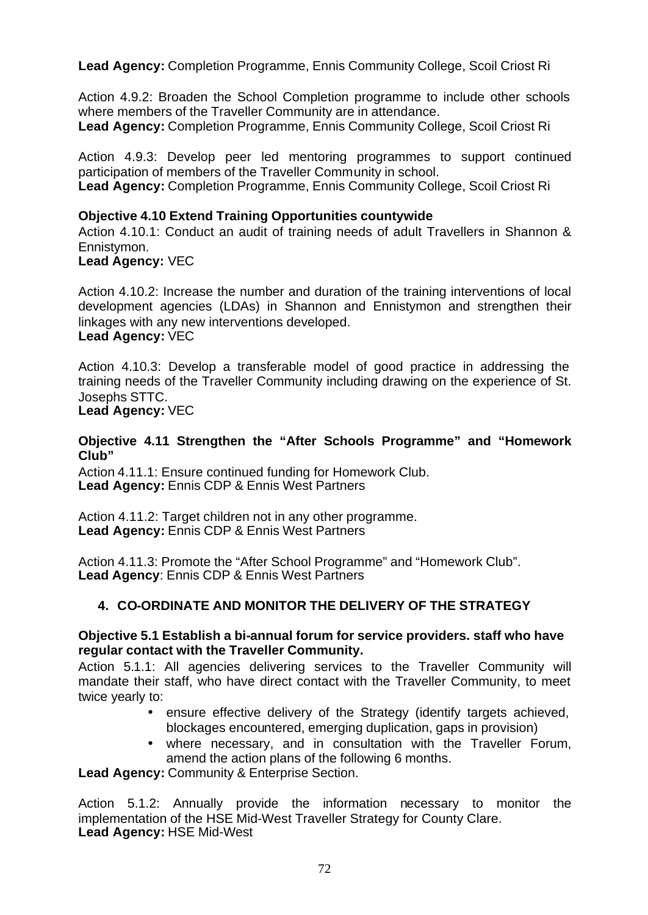**Lead Agency:** Completion Programme, Ennis Community College, Scoil Criost Ri

Action 4.9.2: Broaden the School Completion programme to include other schools where members of the Traveller Community are in attendance.
**Lead Agency:** Completion Programme, Ennis Community College, Scoil Criost Ri

Action 4.9.3: Develop peer led mentoring programmes to support continued participation of members of the Traveller Community in school.
**Lead Agency:** Completion Programme, Ennis Community College, Scoil Criost Ri

**Objective 4.10 Extend Training Opportunities countywide**

Action 4.10.1: Conduct an audit of training needs of adult Travellers in Shannon & Ennistymon.
**Lead Agency:** VEC

Action 4.10.2: Increase the number and duration of the training interventions of local development agencies (LDAs) in Shannon and Ennistymon and strengthen their linkages with any new interventions developed.
**Lead Agency:** VEC

Action 4.10.3: Develop a transferable model of good practice in addressing the training needs of the Traveller Community including drawing on the experience of St. Josephs STTC.
**Lead Agency:** VEC

**Objective 4.11 Strengthen the "After Schools Programme" and "Homework Club"**

Action 4.11.1: Ensure continued funding for Homework Club.
**Lead Agency:** Ennis CDP & Ennis West Partners

Action 4.11.2: Target children not in any other programme.
**Lead Agency:** Ennis CDP & Ennis West Partners

Action 4.11.3: Promote the "After School Programme" and "Homework Club".
**Lead Agency**: Ennis CDP & Ennis West Partners

## 4. CO-ORDINATE AND MONITOR THE DELIVERY OF THE STRATEGY

**Objective 5.1 Establish a bi-annual forum for service providers. staff who have regular contact with the Traveller Community.**

Action 5.1.1: All agencies delivering services to the Traveller Community will mandate their staff, who have direct contact with the Traveller Community, to meet twice yearly to:

- ensure effective delivery of the Strategy (identify targets achieved, blockages encountered, emerging duplication, gaps in provision)
- where necessary, and in consultation with the Traveller Forum, amend the action plans of the following 6 months.

**Lead Agency:** Community & Enterprise Section.

Action 5.1.2: Annually provide the information necessary to monitor the implementation of the HSE Mid-West Traveller Strategy for County Clare.
**Lead Agency:** HSE Mid-West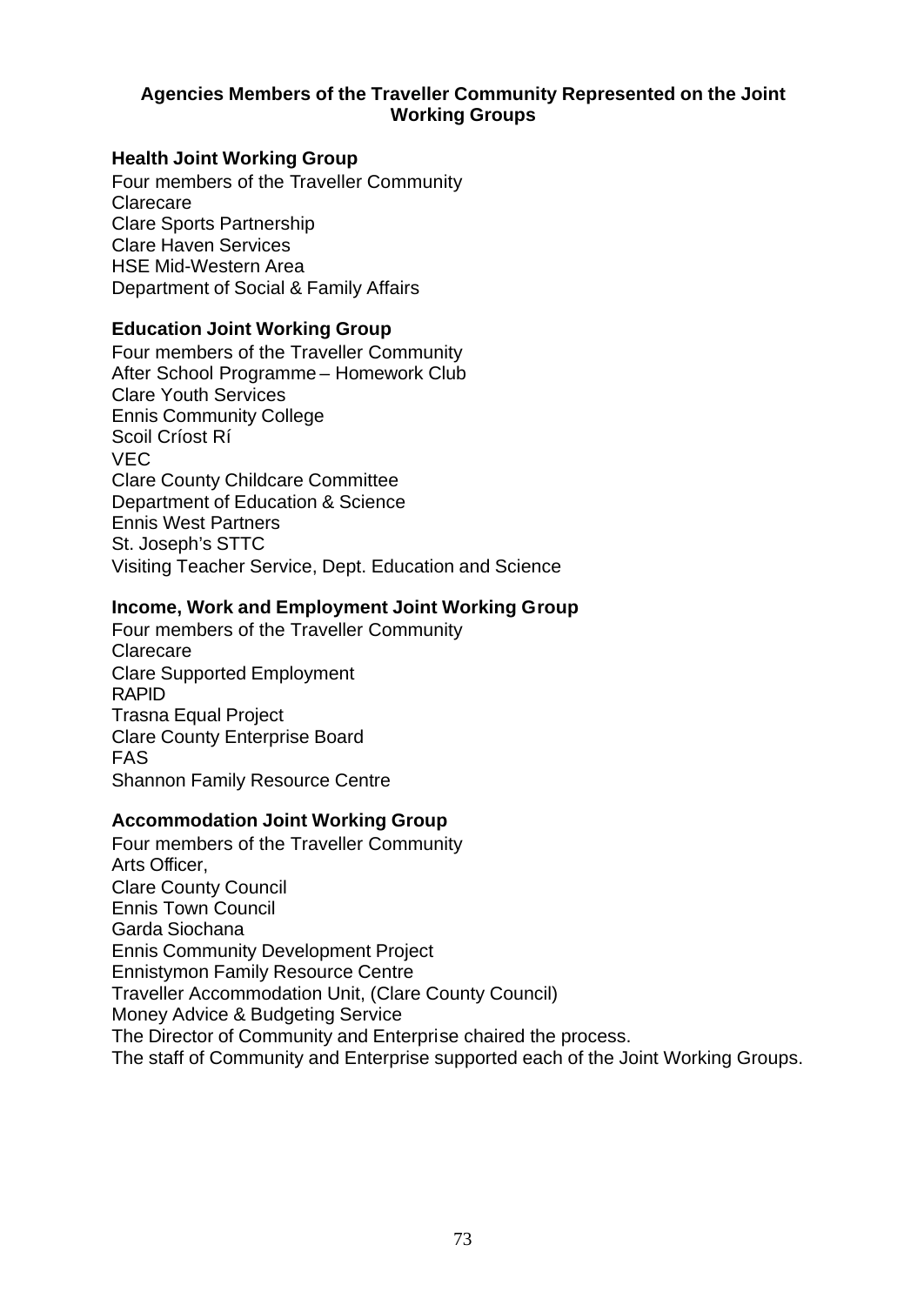## Agencies Members of the Traveller Community Represented on the Joint Working Groups

### Health Joint Working Group

Four members of the Traveller Community
Clarecare
Clare Sports Partnership
Clare Haven Services
HSE Mid-Western Area
Department of Social & Family Affairs

### Education Joint Working Group

Four members of the Traveller Community
After School Programme – Homework Club
Clare Youth Services
Ennis Community College
Scoil Críost Rí
VEC
Clare County Childcare Committee
Department of Education & Science
Ennis West Partners
St. Joseph's STTC
Visiting Teacher Service, Dept. Education and Science

### Income, Work and Employment Joint Working Group

Four members of the Traveller Community
Clarecare
Clare Supported Employment
RAPID
Trasna Equal Project
Clare County Enterprise Board
FAS
Shannon Family Resource Centre

### Accommodation Joint Working Group

Four members of the Traveller Community
Arts Officer,
Clare County Council
Ennis Town Council
Garda Siochana
Ennis Community Development Project
Ennistymon Family Resource Centre
Traveller Accommodation Unit, (Clare County Council)
Money Advice & Budgeting Service
The Director of Community and Enterprise chaired the process.
The staff of Community and Enterprise supported each of the Joint Working Groups.